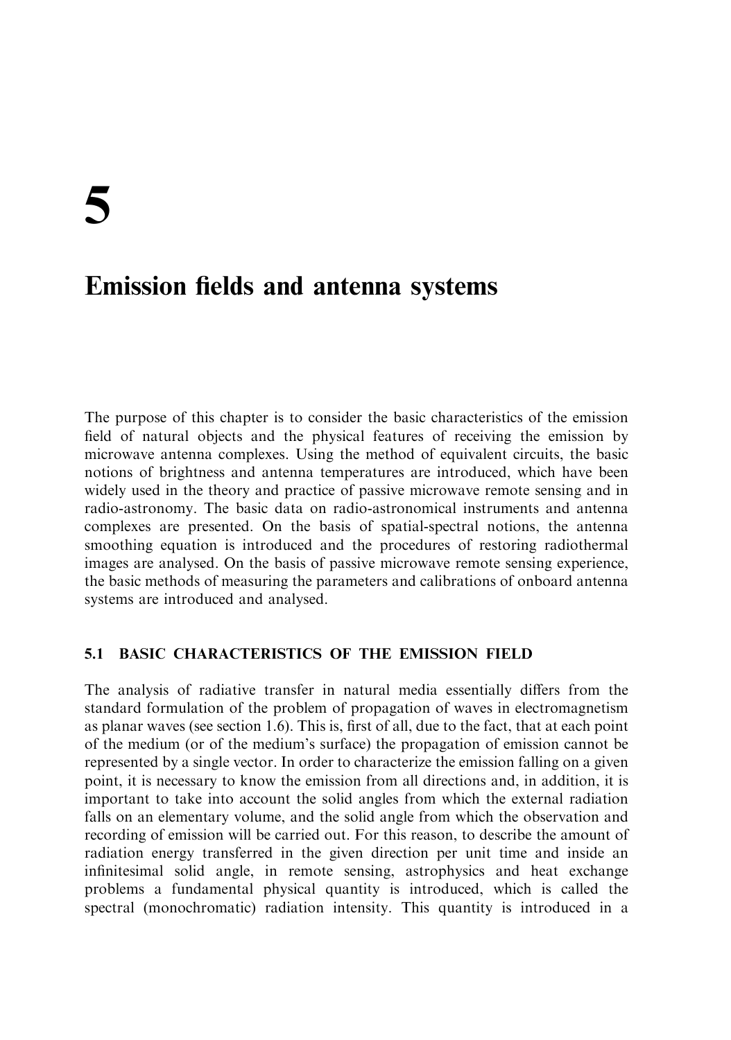# 5

# Emission fields and antenna systems

The purpose of this chapter is to consider the basic characteristics of the emission field of natural objects and the physical features of receiving the emission by microwave antenna complexes. Using the method of equivalent circuits, the basic notions of brightness and antenna temperatures are introduced, which have been widely used in the theory and practice of passive microwave remote sensing and in radio-astronomy. The basic data on radio-astronomical instruments and antenna complexes are presented. On the basis of spatial-spectral notions, the antenna smoothing equation is introduced and the procedures of restoring radiothermal images are analysed. On the basis of passive microwave remote sensing experience, the basic methods of measuring the parameters and calibrations of onboard antenna systems are introduced and analysed.

## 5.1 BASIC CHARACTERISTICS OF THE EMISSION FIELD

The analysis of radiative transfer in natural media essentially differs from the standard formulation of the problem of propagation of waves in electromagnetism as planar waves (see section 1.6). This is, first of all, due to the fact, that at each point of the medium (or of the medium's surface) the propagation of emission cannot be represented by a single vector. In order to characterize the emission falling on a given point, it is necessary to know the emission from all directions and, in addition, it is important to take into account the solid angles from which the external radiation falls on an elementary volume, and the solid angle from which the observation and recording of emission will be carried out. For this reason, to describe the amount of radiation energy transferred in the given direction per unit time and inside an infinitesimal solid angle, in remote sensing, astrophysics and heat exchange problems a fundamental physical quantity is introduced, which is called the spectral (monochromatic) radiation intensity. This quantity is introduced in a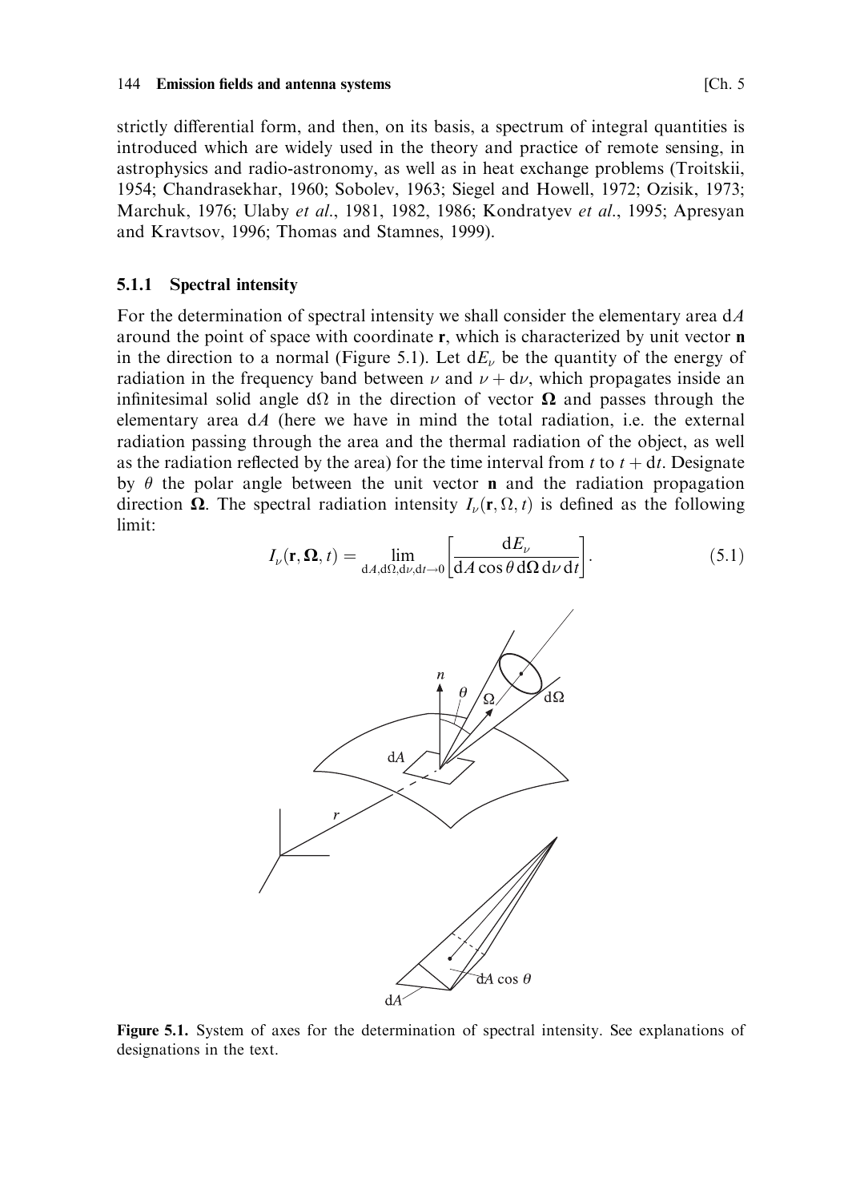strictly differential form, and then, on its basis, a spectrum of integral quantities is introduced which are widely used in the theory and practice of remote sensing, in astrophysics and radio-astronomy, as well as in heat exchange problems (Troitskii, 1954; Chandrasekhar, 1960; Sobolev, 1963; Siegel and Howell, 1972; Ozisik, 1973; Marchuk, 1976; Ulaby *et al.*, 1981, 1982, 1986; Kondratyev *et al.*, 1995; Apresyan and Kravtsov, 1996; Thomas and Stamnes, 1999).

### 5.1.1 Spectral intensity

For the determination of spectral intensity we shall consider the elementary area $\mathrm{d}A$ around the point of space with coordinate $\mathbf{r}$, which is characterized by unit vector $\mathbf{n}$ in the direction to a normal (Figure 5.1). Let $\mathrm{d}E_\nu$ be the quantity of the energy of radiation in the frequency band between $\nu$ and $\nu + \mathrm{d}\nu$, which propagates inside an infinitesimal solid angle $\mathrm{d}\Omega$ in the direction of vector $\mathbf{\Omega}$ and passes through the elementary area $\mathrm{d}A$ (here we have in mind the total radiation, i.e. the external radiation passing through the area and the thermal radiation of the object, as well as the radiation reflected by the area) for the time interval from $t$ to $t + \mathrm{d}t$. Designate by $\theta$ the polar angle between the unit vector $\mathbf{n}$ and the radiation propagation direction $\mathbf{\Omega}$. The spectral radiation intensity $I_\nu(\mathbf{r}, \Omega, t)$ is defined as the following limit:

$$I_\nu(\mathbf{r}, \mathbf{\Omega}, t) = \lim_{\mathrm{d}A, \mathrm{d}\Omega, \mathrm{d}\nu, \mathrm{d}t \to 0} \left[ \frac{\mathrm{d}E_\nu}{\mathrm{d}A \cos\theta \, \mathrm{d}\Omega \, \mathrm{d}\nu \, \mathrm{d}t} \right]. \tag{5.1}$$

**Figure 5.1.** System of axes for the determination of spectral intensity. See explanations of designations in the text.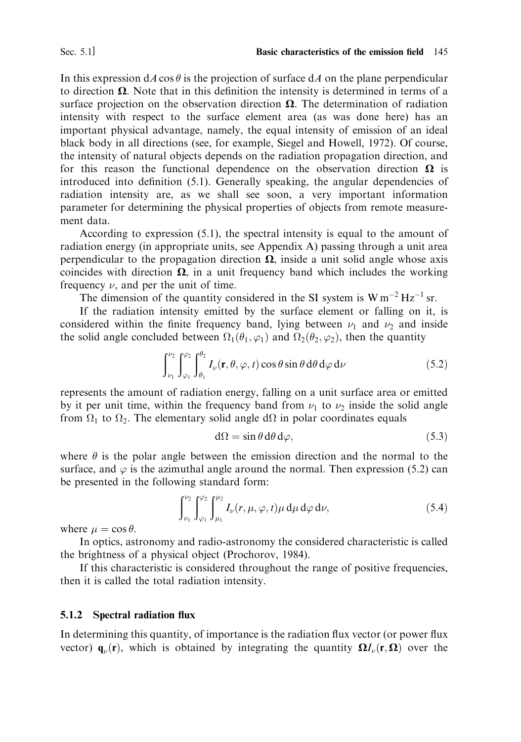In this expression $\mathrm{d}A \cos\theta$ is the projection of surface $\mathrm{d}A$ on the plane perpendicular to direction $\mathbf{\Omega}$. Note that in this definition the intensity is determined in terms of a surface projection on the observation direction $\mathbf{\Omega}$. The determination of radiation intensity with respect to the surface element area (as was done here) has an important physical advantage, namely, the equal intensity of emission of an ideal black body in all directions (see, for example, Siegel and Howell, 1972). Of course, the intensity of natural objects depends on the radiation propagation direction, and for this reason the functional dependence on the observation direction $\mathbf{\Omega}$ is introduced into definition (5.1). Generally speaking, the angular dependencies of radiation intensity are, as we shall see soon, a very important information parameter for determining the physical properties of objects from remote measurement data.

According to expression (5.1), the spectral intensity is equal to the amount of radiation energy (in appropriate units, see Appendix A) passing through a unit area perpendicular to the propagation direction $\mathbf{\Omega}$, inside a unit solid angle whose axis coincides with direction $\mathbf{\Omega}$, in a unit frequency band which includes the working frequency $\nu$, and per the unit of time.

The dimension of the quantity considered in the SI system is $\mathrm{W\,m^{-2}\,Hz^{-1}\,sr}$.

If the radiation intensity emitted by the surface element or falling on it, is considered within the finite frequency band, lying between $\nu_1$ and $\nu_2$ and inside the solid angle concluded between $\Omega_1(\theta_1, \varphi_1)$ and $\Omega_2(\theta_2, \varphi_2)$, then the quantity

$$\int_{\nu_1}^{\nu_2} \int_{\varphi_1}^{\varphi_2} \int_{\theta_1}^{\theta_2} I_\nu(\mathbf{r}, \theta, \varphi, t) \cos\theta \sin\theta \, \mathrm{d}\theta \, \mathrm{d}\varphi \, \mathrm{d}\nu \tag{5.2}$$

represents the amount of radiation energy, falling on a unit surface area or emitted by it per unit time, within the frequency band from $\nu_1$ to $\nu_2$ inside the solid angle from $\Omega_1$ to $\Omega_2$. The elementary solid angle $\mathrm{d}\Omega$ in polar coordinates equals

$$\mathrm{d}\Omega = \sin\theta \, \mathrm{d}\theta \, \mathrm{d}\varphi, \tag{5.3}$$

where $\theta$ is the polar angle between the emission direction and the normal to the surface, and $\varphi$ is the azimuthal angle around the normal. Then expression (5.2) can be presented in the following standard form:

$$\int_{\nu_1}^{\nu_2} \int_{\varphi_1}^{\varphi_2} \int_{\mu_1}^{\mu_2} I_\nu(r, \mu, \varphi, t) \mu \, \mathrm{d}\mu \, \mathrm{d}\varphi \, \mathrm{d}\nu, \tag{5.4}$$

where $\mu = \cos\theta$.

In optics, astronomy and radio-astronomy the considered characteristic is called the brightness of a physical object (Prochorov, 1984).

If this characteristic is considered throughout the range of positive frequencies, then it is called the total radiation intensity.

### 5.1.2 Spectral radiation flux

In determining this quantity, of importance is the radiation flux vector (or power flux vector) $\mathbf{q}_\nu(\mathbf{r})$, which is obtained by integrating the quantity $\mathbf{\Omega} I_\nu(\mathbf{r}, \mathbf{\Omega})$ over the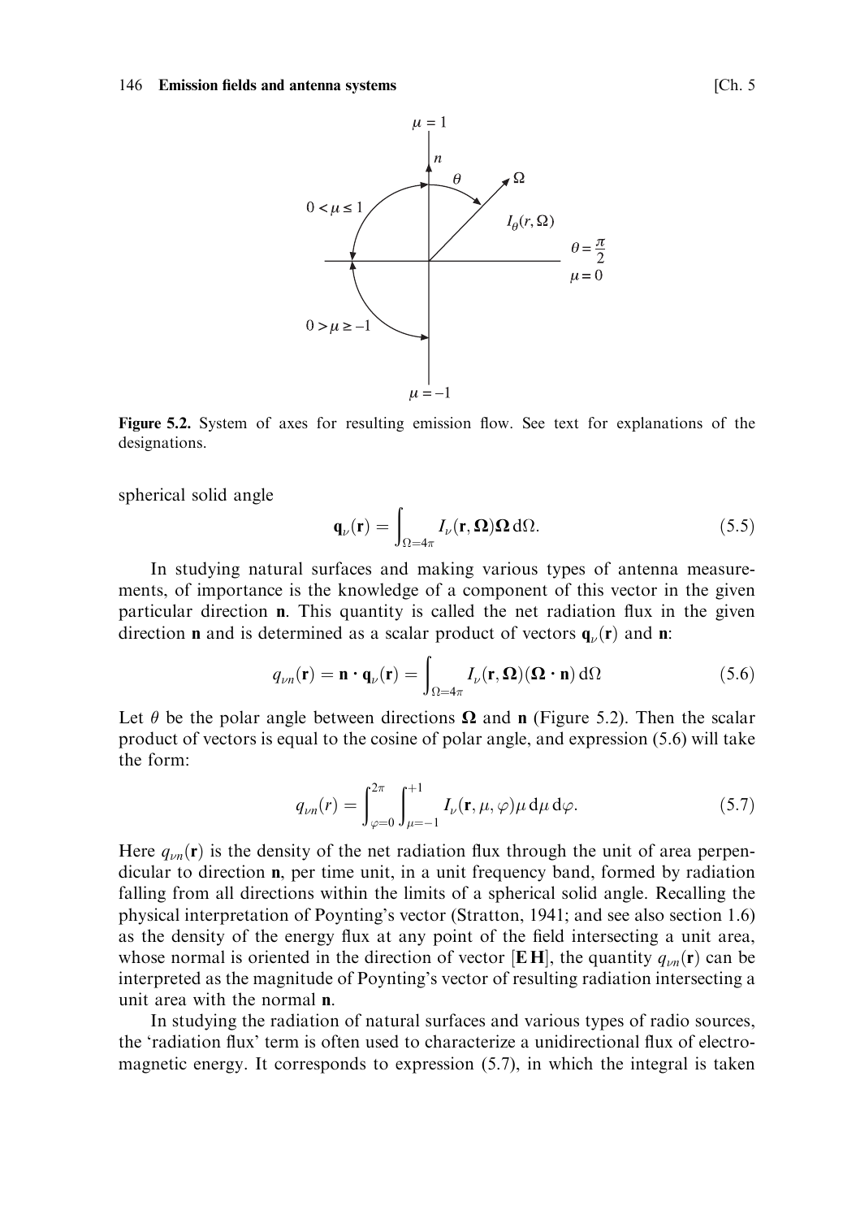**Figure 5.2.** System of axes for resulting emission flow. See text for explanations of the designations.

spherical solid angle

$$\mathbf{q}_\nu(\mathbf{r}) = \int_{\Omega=4\pi} I_\nu(\mathbf{r}, \mathbf{\Omega})\mathbf{\Omega}\, d\Omega. \tag{5.5}$$

In studying natural surfaces and making various types of antenna measurements, of importance is the knowledge of a component of this vector in the given particular direction **n**. This quantity is called the net radiation flux in the given direction **n** and is determined as a scalar product of vectors $\mathbf{q}_\nu(\mathbf{r})$ and **n**:

$$q_{\nu n}(\mathbf{r}) = \mathbf{n} \cdot \mathbf{q}_\nu(\mathbf{r}) = \int_{\Omega=4\pi} I_\nu(\mathbf{r}, \mathbf{\Omega})(\mathbf{\Omega} \cdot \mathbf{n})\, d\Omega \tag{5.6}$$

Let $\theta$ be the polar angle between directions $\mathbf{\Omega}$ and **n** (Figure 5.2). Then the scalar product of vectors is equal to the cosine of polar angle, and expression (5.6) will take the form:

$$q_{\nu n}(r) = \int_{\varphi=0}^{2\pi} \int_{\mu=-1}^{+1} I_\nu(\mathbf{r}, \mu, \varphi)\mu\, d\mu\, d\varphi. \tag{5.7}$$

Here $q_{\nu n}(\mathbf{r})$ is the density of the net radiation flux through the unit of area perpendicular to direction **n**, per time unit, in a unit frequency band, formed by radiation falling from all directions within the limits of a spherical solid angle. Recalling the physical interpretation of Poynting's vector (Stratton, 1941; and see also section 1.6) as the density of the energy flux at any point of the field intersecting a unit area, whose normal is oriented in the direction of vector $[\mathbf{E}\,\mathbf{H}]$, the quantity $q_{\nu n}(\mathbf{r})$ can be interpreted as the magnitude of Poynting's vector of resulting radiation intersecting a unit area with the normal **n**.

In studying the radiation of natural surfaces and various types of radio sources, the 'radiation flux' term is often used to characterize a unidirectional flux of electromagnetic energy. It corresponds to expression (5.7), in which the integral is taken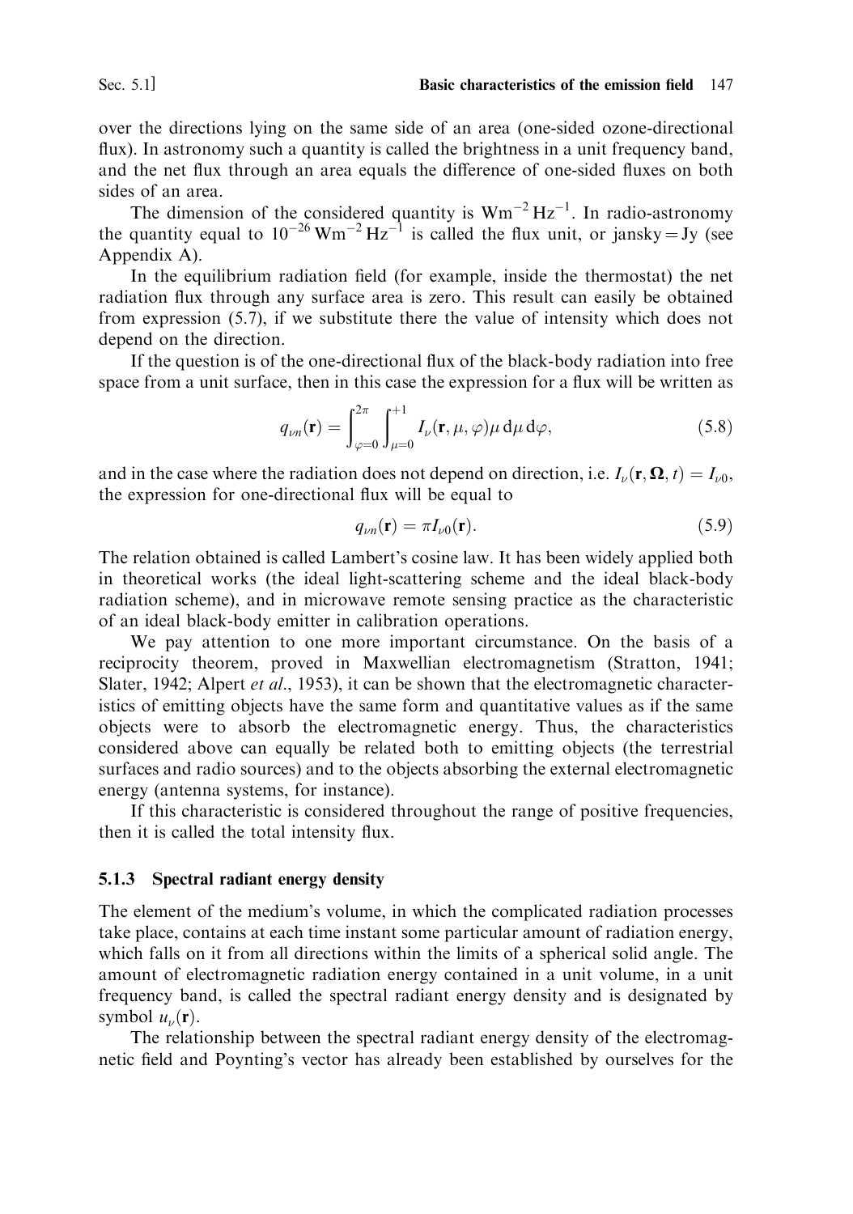over the directions lying on the same side of an area (one-sided ozone-directional flux). In astronomy such a quantity is called the brightness in a unit frequency band, and the net flux through an area equals the difference of one-sided fluxes on both sides of an area.

The dimension of the considered quantity is $\text{W}\text{m}^{-2}\,\text{Hz}^{-1}$. In radio-astronomy the quantity equal to $10^{-26}\,\text{W}\text{m}^{-2}\,\text{Hz}^{-1}$ is called the flux unit, or jansky = Jy (see Appendix A).

In the equilibrium radiation field (for example, inside the thermostat) the net radiation flux through any surface area is zero. This result can easily be obtained from expression (5.7), if we substitute there the value of intensity which does not depend on the direction.

If the question is of the one-directional flux of the black-body radiation into free space from a unit surface, then in this case the expression for a flux will be written as

$$q_{\nu n}(\mathbf{r}) = \int_{\varphi=0}^{2\pi} \int_{\mu=0}^{+1} I_\nu(\mathbf{r}, \mu, \varphi)\mu \, d\mu \, d\varphi, \tag{5.8}$$

and in the case where the radiation does not depend on direction, i.e. $I_\nu(\mathbf{r}, \mathbf{\Omega}, t) = I_{\nu 0}$, the expression for one-directional flux will be equal to

$$q_{\nu n}(\mathbf{r}) = \pi I_{\nu 0}(\mathbf{r}). \tag{5.9}$$

The relation obtained is called Lambert's cosine law. It has been widely applied both in theoretical works (the ideal light-scattering scheme and the ideal black-body radiation scheme), and in microwave remote sensing practice as the characteristic of an ideal black-body emitter in calibration operations.

We pay attention to one more important circumstance. On the basis of a reciprocity theorem, proved in Maxwellian electromagnetism (Stratton, 1941; Slater, 1942; Alpert *et al.*, 1953), it can be shown that the electromagnetic characteristics of emitting objects have the same form and quantitative values as if the same objects were to absorb the electromagnetic energy. Thus, the characteristics considered above can equally be related both to emitting objects (the terrestrial surfaces and radio sources) and to the objects absorbing the external electromagnetic energy (antenna systems, for instance).

If this characteristic is considered throughout the range of positive frequencies, then it is called the total intensity flux.

### 5.1.3 Spectral radiant energy density

The element of the medium's volume, in which the complicated radiation processes take place, contains at each time instant some particular amount of radiation energy, which falls on it from all directions within the limits of a spherical solid angle. The amount of electromagnetic radiation energy contained in a unit volume, in a unit frequency band, is called the spectral radiant energy density and is designated by symbol $u_\nu(\mathbf{r})$.

The relationship between the spectral radiant energy density of the electromagnetic field and Poynting's vector has already been established by ourselves for the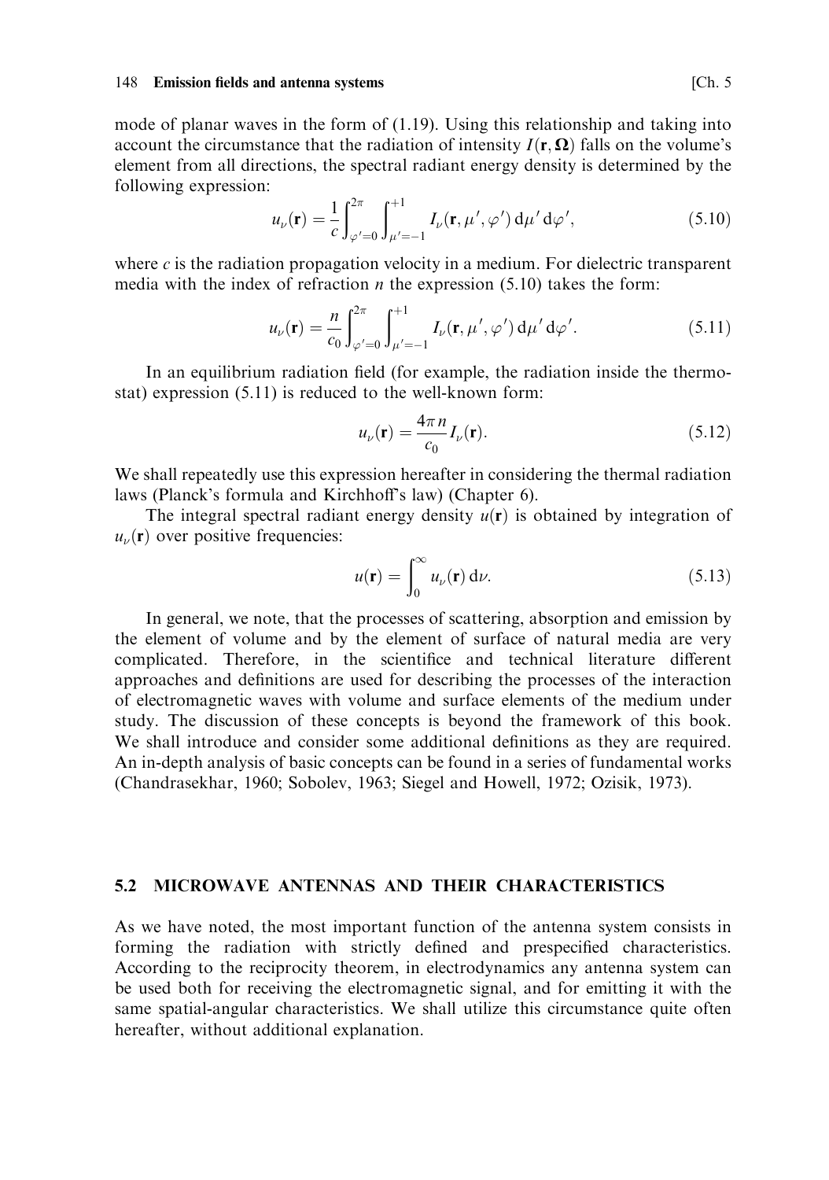mode of planar waves in the form of (1.19). Using this relationship and taking into account the circumstance that the radiation of intensity $I(\mathbf{r}, \boldsymbol{\Omega})$ falls on the volume's element from all directions, the spectral radiant energy density is determined by the following expression:

$$u_\nu(\mathbf{r}) = \frac{1}{c} \int_{\varphi'=0}^{2\pi} \int_{\mu'=-1}^{+1} I_\nu(\mathbf{r}, \mu', \varphi') \, \mathrm{d}\mu' \, \mathrm{d}\varphi', \tag{5.10}$$

where $c$ is the radiation propagation velocity in a medium. For dielectric transparent media with the index of refraction $n$ the expression (5.10) takes the form:

$$u_\nu(\mathbf{r}) = \frac{n}{c_0} \int_{\varphi'=0}^{2\pi} \int_{\mu'=-1}^{+1} I_\nu(\mathbf{r}, \mu', \varphi') \, \mathrm{d}\mu' \, \mathrm{d}\varphi'. \tag{5.11}$$

In an equilibrium radiation field (for example, the radiation inside the thermostat) expression (5.11) is reduced to the well-known form:

$$u_\nu(\mathbf{r}) = \frac{4\pi n}{c_0} I_\nu(\mathbf{r}). \tag{5.12}$$

We shall repeatedly use this expression hereafter in considering the thermal radiation laws (Planck's formula and Kirchhoff's law) (Chapter 6).

The integral spectral radiant energy density $u(\mathbf{r})$ is obtained by integration of $u_\nu(\mathbf{r})$ over positive frequencies:

$$u(\mathbf{r}) = \int_0^\infty u_\nu(\mathbf{r}) \, \mathrm{d}\nu. \tag{5.13}$$

In general, we note, that the processes of scattering, absorption and emission by the element of volume and by the element of surface of natural media are very complicated. Therefore, in the scientifice and technical literature different approaches and definitions are used for describing the processes of the interaction of electromagnetic waves with volume and surface elements of the medium under study. The discussion of these concepts is beyond the framework of this book. We shall introduce and consider some additional definitions as they are required. An in-depth analysis of basic concepts can be found in a series of fundamental works (Chandrasekhar, 1960; Sobolev, 1963; Siegel and Howell, 1972; Ozisik, 1973).

## 5.2 MICROWAVE ANTENNAS AND THEIR CHARACTERISTICS

As we have noted, the most important function of the antenna system consists in forming the radiation with strictly defined and prespecified characteristics. According to the reciprocity theorem, in electrodynamics any antenna system can be used both for receiving the electromagnetic signal, and for emitting it with the same spatial-angular characteristics. We shall utilize this circumstance quite often hereafter, without additional explanation.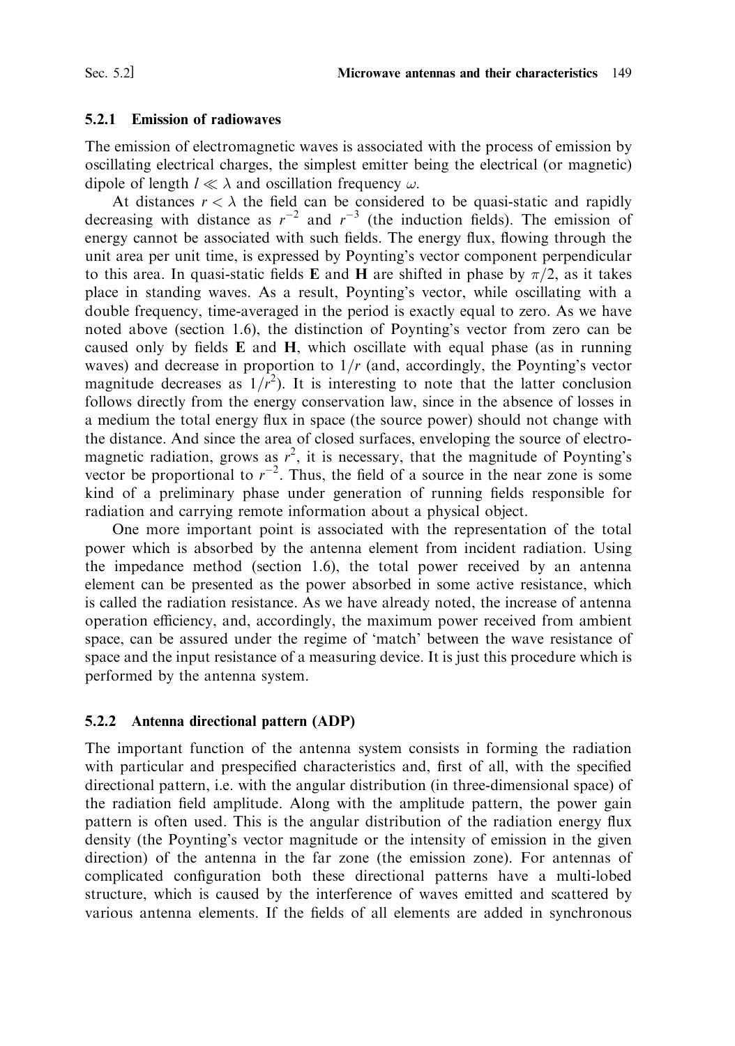### 5.2.1 Emission of radiowaves

The emission of electromagnetic waves is associated with the process of emission by oscillating electrical charges, the simplest emitter being the electrical (or magnetic) dipole of length $l \ll \lambda$ and oscillation frequency $\omega$.

At distances $r < \lambda$ the field can be considered to be quasi-static and rapidly decreasing with distance as $r^{-2}$ and $r^{-3}$ (the induction fields). The emission of energy cannot be associated with such fields. The energy flux, flowing through the unit area per unit time, is expressed by Poynting's vector component perpendicular to this area. In quasi-static fields **E** and **H** are shifted in phase by $\pi/2$, as it takes place in standing waves. As a result, Poynting's vector, while oscillating with a double frequency, time-averaged in the period is exactly equal to zero. As we have noted above (section 1.6), the distinction of Poynting's vector from zero can be caused only by fields **E** and **H**, which oscillate with equal phase (as in running waves) and decrease in proportion to $1/r$ (and, accordingly, the Poynting's vector magnitude decreases as $1/r^2$). It is interesting to note that the latter conclusion follows directly from the energy conservation law, since in the absence of losses in a medium the total energy flux in space (the source power) should not change with the distance. And since the area of closed surfaces, enveloping the source of electromagnetic radiation, grows as $r^2$, it is necessary, that the magnitude of Poynting's vector be proportional to $r^{-2}$. Thus, the field of a source in the near zone is some kind of a preliminary phase under generation of running fields responsible for radiation and carrying remote information about a physical object.

One more important point is associated with the representation of the total power which is absorbed by the antenna element from incident radiation. Using the impedance method (section 1.6), the total power received by an antenna element can be presented as the power absorbed in some active resistance, which is called the radiation resistance. As we have already noted, the increase of antenna operation efficiency, and, accordingly, the maximum power received from ambient space, can be assured under the regime of 'match' between the wave resistance of space and the input resistance of a measuring device. It is just this procedure which is performed by the antenna system.

### 5.2.2 Antenna directional pattern (ADP)

The important function of the antenna system consists in forming the radiation with particular and prespecified characteristics and, first of all, with the specified directional pattern, i.e. with the angular distribution (in three-dimensional space) of the radiation field amplitude. Along with the amplitude pattern, the power gain pattern is often used. This is the angular distribution of the radiation energy flux density (the Poynting's vector magnitude or the intensity of emission in the given direction) of the antenna in the far zone (the emission zone). For antennas of complicated configuration both these directional patterns have a multi-lobed structure, which is caused by the interference of waves emitted and scattered by various antenna elements. If the fields of all elements are added in synchronous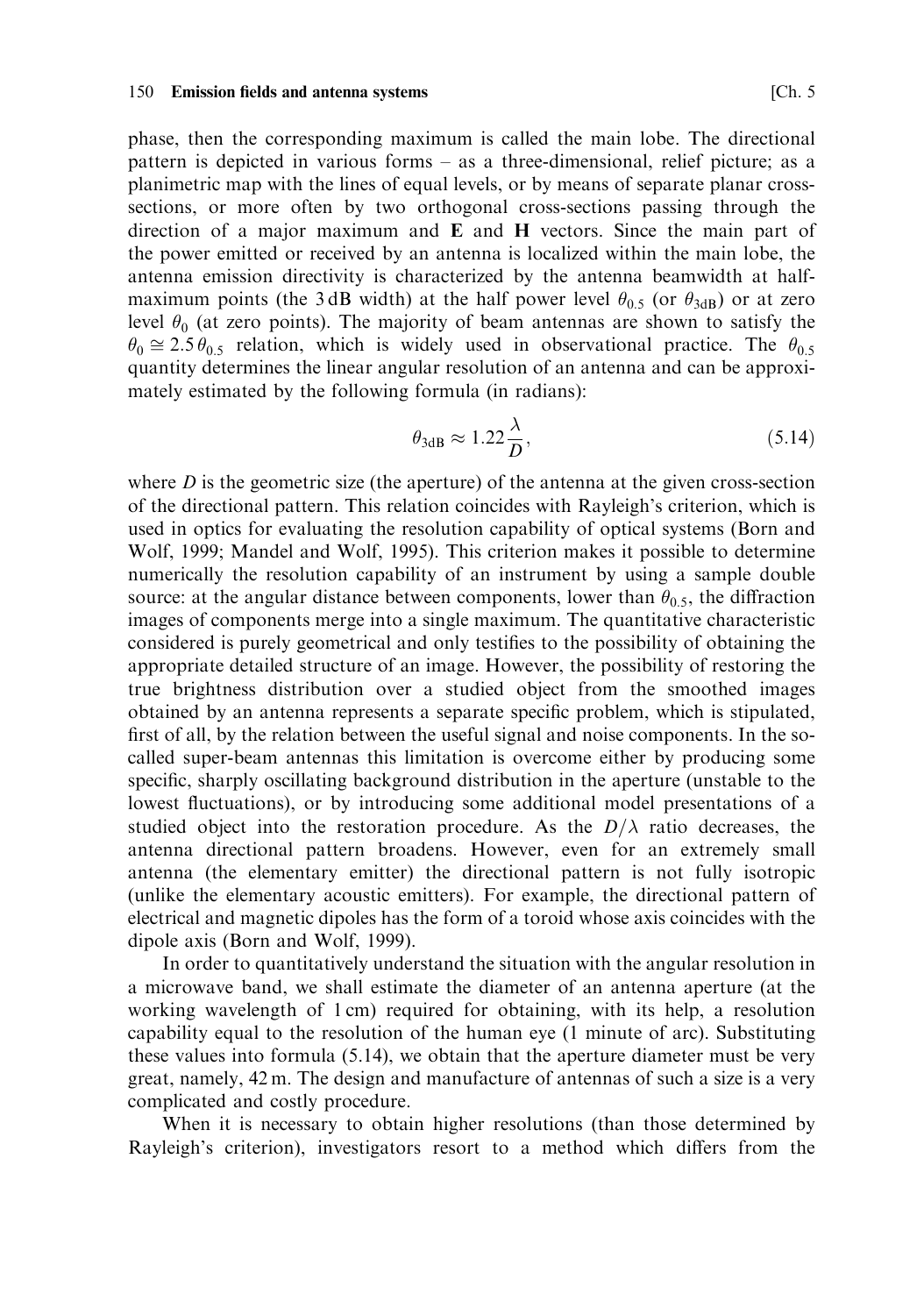phase, then the corresponding maximum is called the main lobe. The directional pattern is depicted in various forms – as a three-dimensional, relief picture; as a planimetric map with the lines of equal levels, or by means of separate planar cross-sections, or more often by two orthogonal cross-sections passing through the direction of a major maximum and **E** and **H** vectors. Since the main part of the power emitted or received by an antenna is localized within the main lobe, the antenna emission directivity is characterized by the antenna beamwidth at half-maximum points (the 3 dB width) at the half power level $\theta_{0.5}$ (or $\theta_{3\text{dB}}$) or at zero level $\theta_0$ (at zero points). The majority of beam antennas are shown to satisfy the $\theta_0 \cong 2.5\,\theta_{0.5}$ relation, which is widely used in observational practice. The $\theta_{0.5}$ quantity determines the linear angular resolution of an antenna and can be approximately estimated by the following formula (in radians):

$$\theta_{3\text{dB}} \approx 1.22\frac{\lambda}{D}, \tag{5.14}$$

where $D$ is the geometric size (the aperture) of the antenna at the given cross-section of the directional pattern. This relation coincides with Rayleigh's criterion, which is used in optics for evaluating the resolution capability of optical systems (Born and Wolf, 1999; Mandel and Wolf, 1995). This criterion makes it possible to determine numerically the resolution capability of an instrument by using a sample double source: at the angular distance between components, lower than $\theta_{0.5}$, the diffraction images of components merge into a single maximum. The quantitative characteristic considered is purely geometrical and only testifies to the possibility of obtaining the appropriate detailed structure of an image. However, the possibility of restoring the true brightness distribution over a studied object from the smoothed images obtained by an antenna represents a separate specific problem, which is stipulated, first of all, by the relation between the useful signal and noise components. In the so-called super-beam antennas this limitation is overcome either by producing some specific, sharply oscillating background distribution in the aperture (unstable to the lowest fluctuations), or by introducing some additional model presentations of a studied object into the restoration procedure. As the $D/\lambda$ ratio decreases, the antenna directional pattern broadens. However, even for an extremely small antenna (the elementary emitter) the directional pattern is not fully isotropic (unlike the elementary acoustic emitters). For example, the directional pattern of electrical and magnetic dipoles has the form of a toroid whose axis coincides with the dipole axis (Born and Wolf, 1999).

In order to quantitatively understand the situation with the angular resolution in a microwave band, we shall estimate the diameter of an antenna aperture (at the working wavelength of 1 cm) required for obtaining, with its help, a resolution capability equal to the resolution of the human eye (1 minute of arc). Substituting these values into formula (5.14), we obtain that the aperture diameter must be very great, namely, 42 m. The design and manufacture of antennas of such a size is a very complicated and costly procedure.

When it is necessary to obtain higher resolutions (than those determined by Rayleigh's criterion), investigators resort to a method which differs from the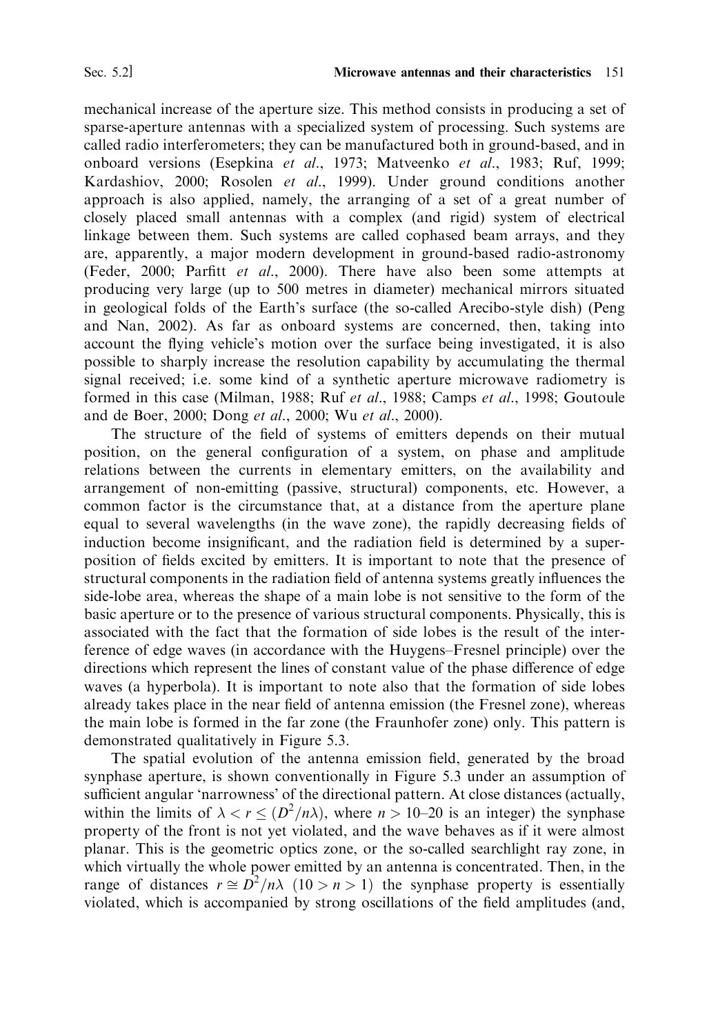mechanical increase of the aperture size. This method consists in producing a set of sparse-aperture antennas with a specialized system of processing. Such systems are called radio interferometers; they can be manufactured both in ground-based, and in onboard versions (Esepkina *et al*., 1973; Matveenko *et al*., 1983; Ruf, 1999; Kardashiov, 2000; Rosolen *et al*., 1999). Under ground conditions another approach is also applied, namely, the arranging of a set of a great number of closely placed small antennas with a complex (and rigid) system of electrical linkage between them. Such systems are called cophased beam arrays, and they are, apparently, a major modern development in ground-based radio-astronomy (Feder, 2000; Parfitt *et al*., 2000). There have also been some attempts at producing very large (up to 500 metres in diameter) mechanical mirrors situated in geological folds of the Earth's surface (the so-called Arecibo-style dish) (Peng and Nan, 2002). As far as onboard systems are concerned, then, taking into account the flying vehicle's motion over the surface being investigated, it is also possible to sharply increase the resolution capability by accumulating the thermal signal received; i.e. some kind of a synthetic aperture microwave radiometry is formed in this case (Milman, 1988; Ruf *et al*., 1988; Camps *et al*., 1998; Goutoule and de Boer, 2000; Dong *et al*., 2000; Wu *et al*., 2000).

The structure of the field of systems of emitters depends on their mutual position, on the general configuration of a system, on phase and amplitude relations between the currents in elementary emitters, on the availability and arrangement of non-emitting (passive, structural) components, etc. However, a common factor is the circumstance that, at a distance from the aperture plane equal to several wavelengths (in the wave zone), the rapidly decreasing fields of induction become insignificant, and the radiation field is determined by a superposition of fields excited by emitters. It is important to note that the presence of structural components in the radiation field of antenna systems greatly influences the side-lobe area, whereas the shape of a main lobe is not sensitive to the form of the basic aperture or to the presence of various structural components. Physically, this is associated with the fact that the formation of side lobes is the result of the interference of edge waves (in accordance with the Huygens–Fresnel principle) over the directions which represent the lines of constant value of the phase difference of edge waves (a hyperbola). It is important to note also that the formation of side lobes already takes place in the near field of antenna emission (the Fresnel zone), whereas the main lobe is formed in the far zone (the Fraunhofer zone) only. This pattern is demonstrated qualitatively in Figure 5.3.

The spatial evolution of the antenna emission field, generated by the broad synphase aperture, is shown conventionally in Figure 5.3 under an assumption of sufficient angular 'narrowness' of the directional pattern. At close distances (actually, within the limits of $\lambda < r \leq (D^2/n\lambda)$, where $n > 10$–$20$ is an integer) the synphase property of the front is not yet violated, and the wave behaves as if it were almost planar. This is the geometric optics zone, or the so-called searchlight ray zone, in which virtually the whole power emitted by an antenna is concentrated. Then, in the range of distances $r \cong D^2/n\lambda$ $(10 > n > 1)$ the synphase property is essentially violated, which is accompanied by strong oscillations of the field amplitudes (and,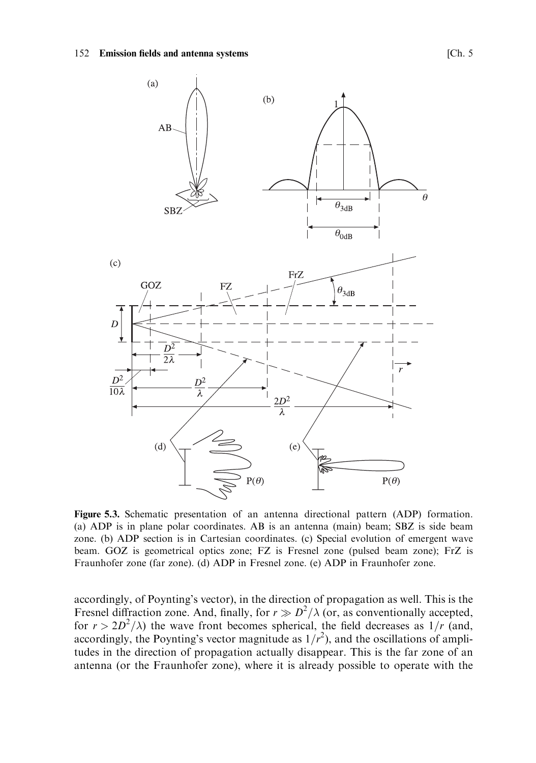**Figure 5.3.** Schematic presentation of an antenna directional pattern (ADP) formation. (a) ADP is in plane polar coordinates. AB is an antenna (main) beam; SBZ is side beam zone. (b) ADP section is in Cartesian coordinates. (c) Special evolution of emergent wave beam. GOZ is geometrical optics zone; FZ is Fresnel zone (pulsed beam zone); FrZ is Fraunhofer zone (far zone). (d) ADP in Fresnel zone. (e) ADP in Fraunhofer zone.

accordingly, of Poynting's vector), in the direction of propagation as well. This is the Fresnel diffraction zone. And, finally, for $r \gg D^2/\lambda$ (or, as conventionally accepted, for $r > 2D^2/\lambda$) the wave front becomes spherical, the field decreases as $1/r$ (and, accordingly, the Poynting's vector magnitude as $1/r^2$), and the oscillations of amplitudes in the direction of propagation actually disappear. This is the far zone of an antenna (or the Fraunhofer zone), where it is already possible to operate with the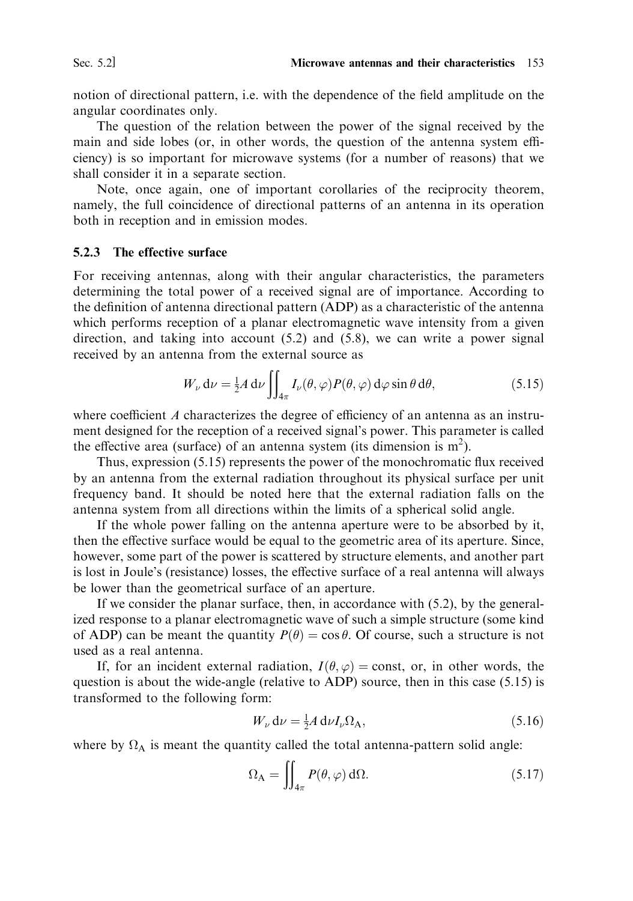notion of directional pattern, i.e. with the dependence of the field amplitude on the angular coordinates only.

The question of the relation between the power of the signal received by the main and side lobes (or, in other words, the question of the antenna system efficiency) is so important for microwave systems (for a number of reasons) that we shall consider it in a separate section.

Note, once again, one of important corollaries of the reciprocity theorem, namely, the full coincidence of directional patterns of an antenna in its operation both in reception and in emission modes.

### 5.2.3 The effective surface

For receiving antennas, along with their angular characteristics, the parameters determining the total power of a received signal are of importance. According to the definition of antenna directional pattern (ADP) as a characteristic of the antenna which performs reception of a planar electromagnetic wave intensity from a given direction, and taking into account (5.2) and (5.8), we can write a power signal received by an antenna from the external source as

$$W_\nu \, d\nu = \tfrac{1}{2} A \, d\nu \iint_{4\pi} I_\nu(\theta, \varphi) P(\theta, \varphi) \, d\varphi \sin\theta \, d\theta, \tag{5.15}$$

where coefficient $A$ characterizes the degree of efficiency of an antenna as an instrument designed for the reception of a received signal's power. This parameter is called the effective area (surface) of an antenna system (its dimension is $m^2$).

Thus, expression (5.15) represents the power of the monochromatic flux received by an antenna from the external radiation throughout its physical surface per unit frequency band. It should be noted here that the external radiation falls on the antenna system from all directions within the limits of a spherical solid angle.

If the whole power falling on the antenna aperture were to be absorbed by it, then the effective surface would be equal to the geometric area of its aperture. Since, however, some part of the power is scattered by structure elements, and another part is lost in Joule's (resistance) losses, the effective surface of a real antenna will always be lower than the geometrical surface of an aperture.

If we consider the planar surface, then, in accordance with (5.2), by the generalized response to a planar electromagnetic wave of such a simple structure (some kind of ADP) can be meant the quantity $P(\theta) = \cos\theta$. Of course, such a structure is not used as a real antenna.

If, for an incident external radiation, $I(\theta, \varphi) = \text{const}$, or, in other words, the question is about the wide-angle (relative to ADP) source, then in this case (5.15) is transformed to the following form:

$$W_\nu \, d\nu = \tfrac{1}{2} A \, d\nu I_\nu \Omega_A, \tag{5.16}$$

where by $\Omega_A$ is meant the quantity called the total antenna-pattern solid angle:

$$\Omega_A = \iint_{4\pi} P(\theta, \varphi) \, d\Omega. \tag{5.17}$$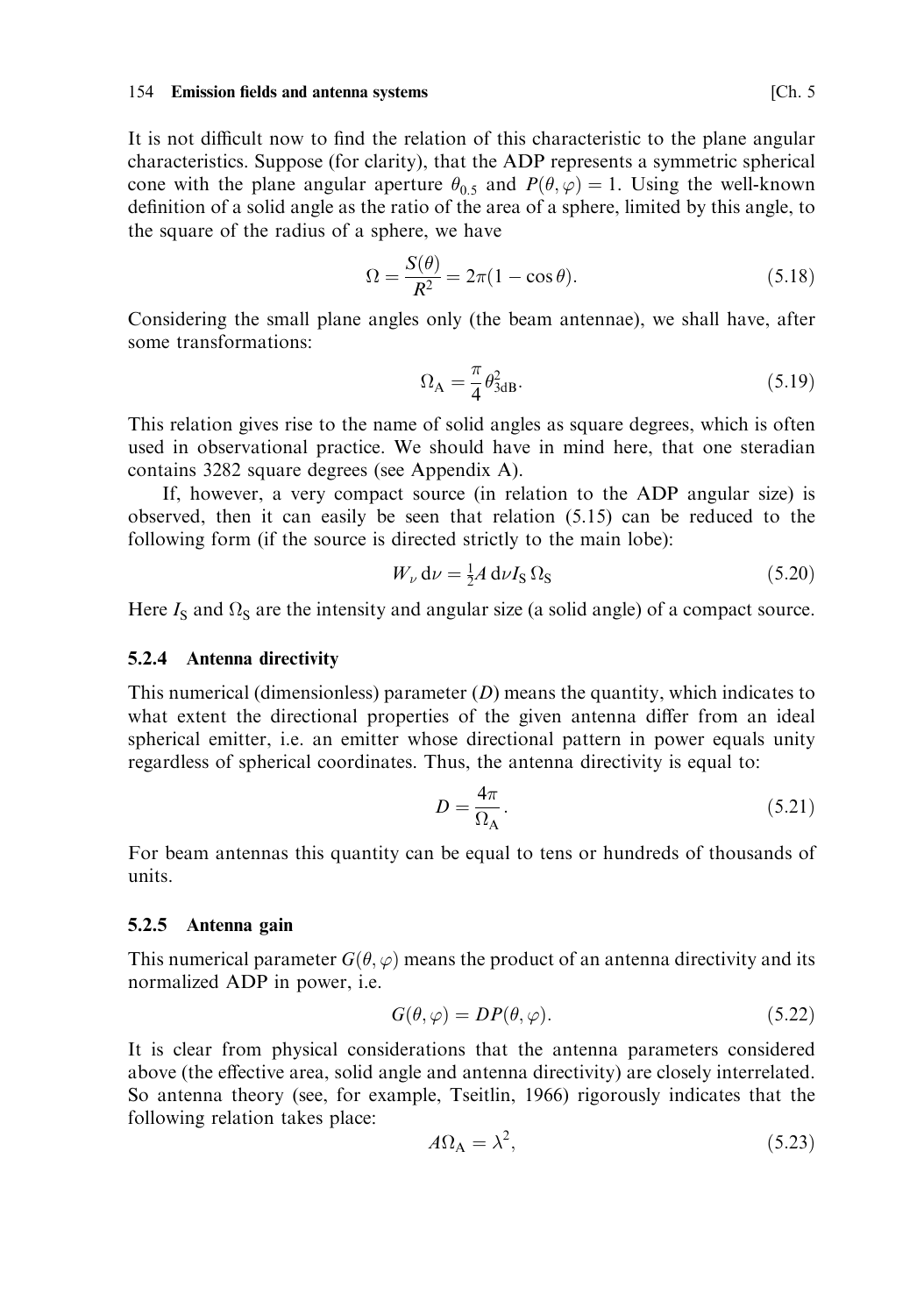It is not difficult now to find the relation of this characteristic to the plane angular characteristics. Suppose (for clarity), that the ADP represents a symmetric spherical cone with the plane angular aperture $\theta_{0.5}$ and $P(\theta, \varphi) = 1$. Using the well-known definition of a solid angle as the ratio of the area of a sphere, limited by this angle, to the square of the radius of a sphere, we have

$$\Omega = \frac{S(\theta)}{R^2} = 2\pi(1 - \cos\theta). \tag{5.18}$$

Considering the small plane angles only (the beam antennae), we shall have, after some transformations:

$$\Omega_{\mathrm{A}} = \frac{\pi}{4}\theta_{3\mathrm{dB}}^2. \tag{5.19}$$

This relation gives rise to the name of solid angles as square degrees, which is often used in observational practice. We should have in mind here, that one steradian contains 3282 square degrees (see Appendix A).

If, however, a very compact source (in relation to the ADP angular size) is observed, then it can easily be seen that relation (5.15) can be reduced to the following form (if the source is directed strictly to the main lobe):

$$W_\nu \,\mathrm{d}\nu = \tfrac{1}{2}A \,\mathrm{d}\nu I_{\mathrm{S}} \,\Omega_{\mathrm{S}} \tag{5.20}$$

Here $I_{\mathrm{S}}$ and $\Omega_{\mathrm{S}}$ are the intensity and angular size (a solid angle) of a compact source.

### 5.2.4 Antenna directivity

This numerical (dimensionless) parameter ($D$) means the quantity, which indicates to what extent the directional properties of the given antenna differ from an ideal spherical emitter, i.e. an emitter whose directional pattern in power equals unity regardless of spherical coordinates. Thus, the antenna directivity is equal to:

$$D = \frac{4\pi}{\Omega_{\mathrm{A}}}. \tag{5.21}$$

For beam antennas this quantity can be equal to tens or hundreds of thousands of units.

### 5.2.5 Antenna gain

This numerical parameter $G(\theta, \varphi)$ means the product of an antenna directivity and its normalized ADP in power, i.e.

$$G(\theta, \varphi) = DP(\theta, \varphi). \tag{5.22}$$

It is clear from physical considerations that the antenna parameters considered above (the effective area, solid angle and antenna directivity) are closely interrelated. So antenna theory (see, for example, Tseitlin, 1966) rigorously indicates that the following relation takes place:

$$A\Omega_{\mathrm{A}} = \lambda^2, \tag{5.23}$$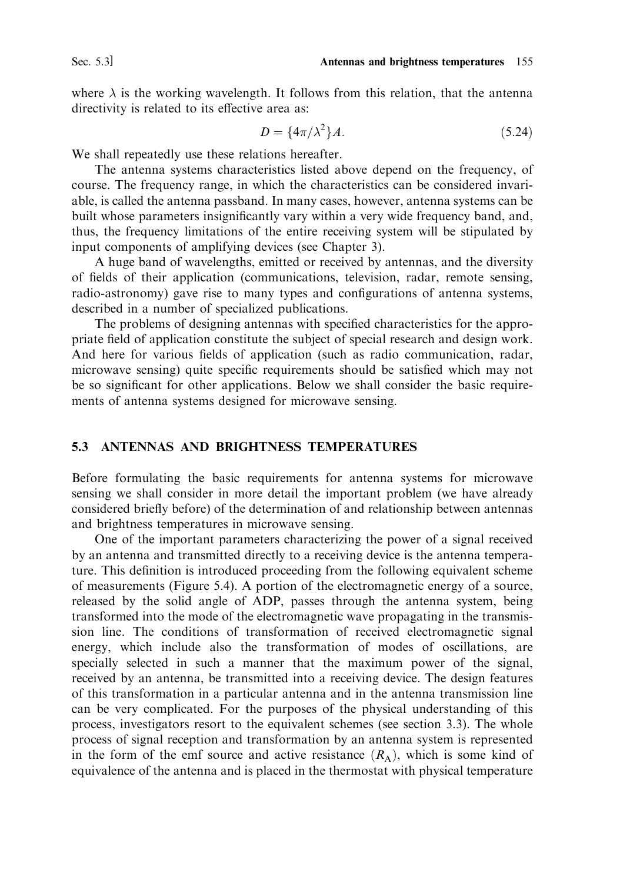where $\lambda$ is the working wavelength. It follows from this relation, that the antenna directivity is related to its effective area as:

$$D = \{4\pi/\lambda^2\}A. \tag{5.24}$$

We shall repeatedly use these relations hereafter.

The antenna systems characteristics listed above depend on the frequency, of course. The frequency range, in which the characteristics can be considered invariable, is called the antenna passband. In many cases, however, antenna systems can be built whose parameters insignificantly vary within a very wide frequency band, and, thus, the frequency limitations of the entire receiving system will be stipulated by input components of amplifying devices (see Chapter 3).

A huge band of wavelengths, emitted or received by antennas, and the diversity of fields of their application (communications, television, radar, remote sensing, radio-astronomy) gave rise to many types and configurations of antenna systems, described in a number of specialized publications.

The problems of designing antennas with specified characteristics for the appropriate field of application constitute the subject of special research and design work. And here for various fields of application (such as radio communication, radar, microwave sensing) quite specific requirements should be satisfied which may not be so significant for other applications. Below we shall consider the basic requirements of antenna systems designed for microwave sensing.

## 5.3 ANTENNAS AND BRIGHTNESS TEMPERATURES

Before formulating the basic requirements for antenna systems for microwave sensing we shall consider in more detail the important problem (we have already considered briefly before) of the determination of and relationship between antennas and brightness temperatures in microwave sensing.

One of the important parameters characterizing the power of a signal received by an antenna and transmitted directly to a receiving device is the antenna temperature. This definition is introduced proceeding from the following equivalent scheme of measurements (Figure 5.4). A portion of the electromagnetic energy of a source, released by the solid angle of ADP, passes through the antenna system, being transformed into the mode of the electromagnetic wave propagating in the transmission line. The conditions of transformation of received electromagnetic signal energy, which include also the transformation of modes of oscillations, are specially selected in such a manner that the maximum power of the signal, received by an antenna, be transmitted into a receiving device. The design features of this transformation in a particular antenna and in the antenna transmission line can be very complicated. For the purposes of the physical understanding of this process, investigators resort to the equivalent schemes (see section 3.3). The whole process of signal reception and transformation by an antenna system is represented in the form of the emf source and active resistance ($R_A$), which is some kind of equivalence of the antenna and is placed in the thermostat with physical temperature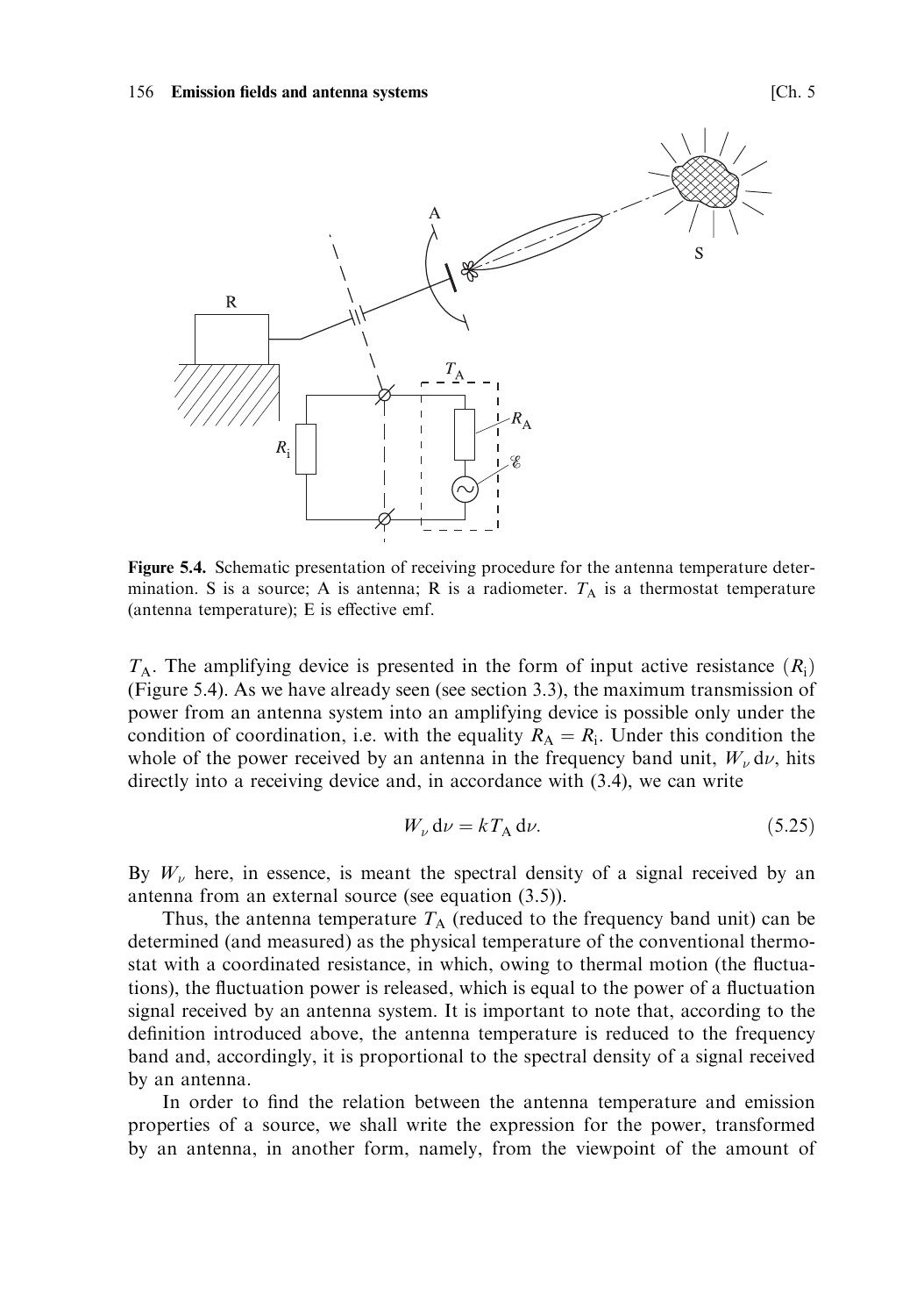**Figure 5.4.** Schematic presentation of receiving procedure for the antenna temperature determination. S is a source; A is antenna; R is a radiometer. $T_A$ is a thermostat temperature (antenna temperature); E is effective emf.

$T_A$. The amplifying device is presented in the form of input active resistance ($R_i$) (Figure 5.4). As we have already seen (see section 3.3), the maximum transmission of power from an antenna system into an amplifying device is possible only under the condition of coordination, i.e. with the equality $R_A = R_i$. Under this condition the whole of the power received by an antenna in the frequency band unit, $W_\nu \, d\nu$, hits directly into a receiving device and, in accordance with (3.4), we can write

$$W_\nu \, d\nu = kT_A \, d\nu. \tag{5.25}$$

By $W_\nu$ here, in essence, is meant the spectral density of a signal received by an antenna from an external source (see equation (3.5)).

Thus, the antenna temperature $T_A$ (reduced to the frequency band unit) can be determined (and measured) as the physical temperature of the conventional thermostat with a coordinated resistance, in which, owing to thermal motion (the fluctuations), the fluctuation power is released, which is equal to the power of a fluctuation signal received by an antenna system. It is important to note that, according to the definition introduced above, the antenna temperature is reduced to the frequency band and, accordingly, it is proportional to the spectral density of a signal received by an antenna.

In order to find the relation between the antenna temperature and emission properties of a source, we shall write the expression for the power, transformed by an antenna, in another form, namely, from the viewpoint of the amount of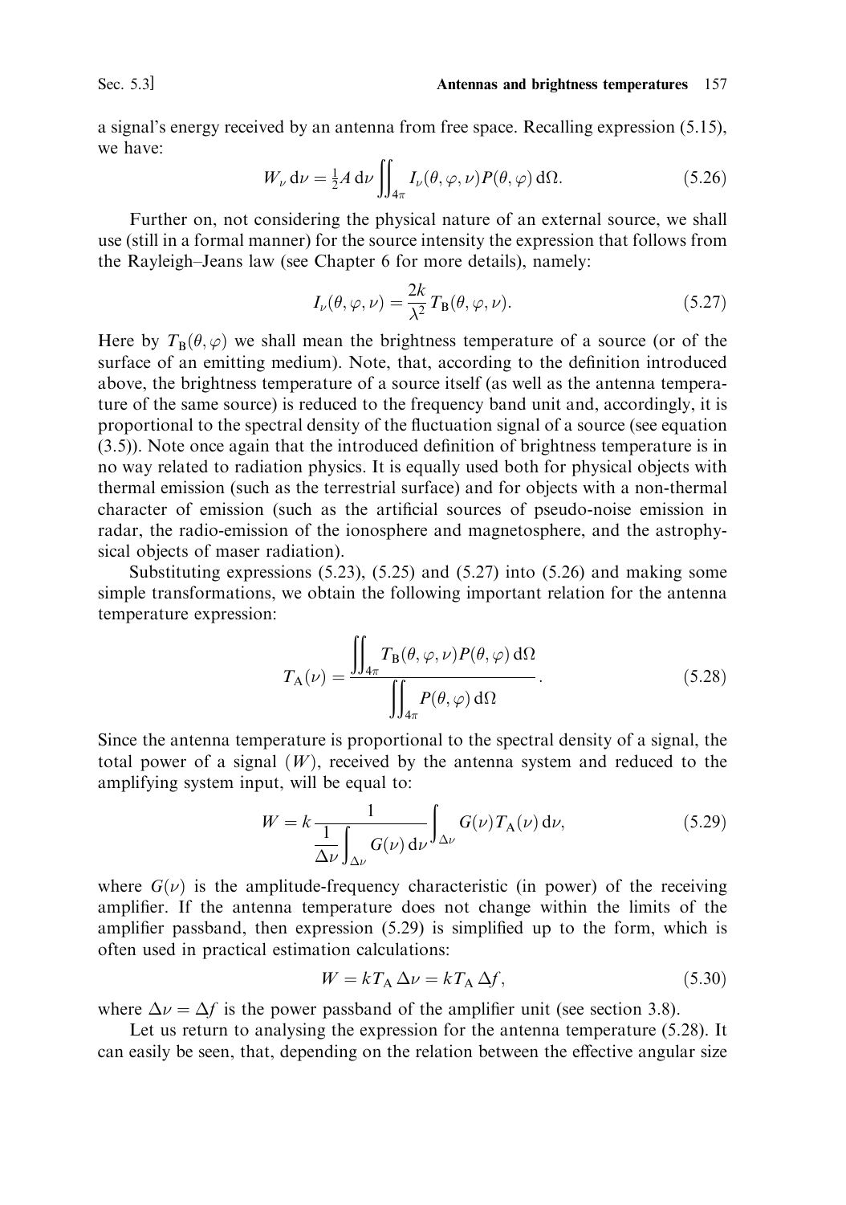a signal's energy received by an antenna from free space. Recalling expression (5.15), we have:

$$W_\nu \, d\nu = \tfrac{1}{2} A \, d\nu \iint_{4\pi} I_\nu(\theta, \varphi, \nu) P(\theta, \varphi) \, d\Omega. \tag{5.26}$$

Further on, not considering the physical nature of an external source, we shall use (still in a formal manner) for the source intensity the expression that follows from the Rayleigh–Jeans law (see Chapter 6 for more details), namely:

$$I_\nu(\theta, \varphi, \nu) = \frac{2k}{\lambda^2} T_\mathrm{B}(\theta, \varphi, \nu). \tag{5.27}$$

Here by $T_\mathrm{B}(\theta, \varphi)$ we shall mean the brightness temperature of a source (or of the surface of an emitting medium). Note, that, according to the definition introduced above, the brightness temperature of a source itself (as well as the antenna temperature of the same source) is reduced to the frequency band unit and, accordingly, it is proportional to the spectral density of the fluctuation signal of a source (see equation (3.5)). Note once again that the introduced definition of brightness temperature is in no way related to radiation physics. It is equally used both for physical objects with thermal emission (such as the terrestrial surface) and for objects with a non-thermal character of emission (such as the artificial sources of pseudo-noise emission in radar, the radio-emission of the ionosphere and magnetosphere, and the astrophysical objects of maser radiation).

Substituting expressions (5.23), (5.25) and (5.27) into (5.26) and making some simple transformations, we obtain the following important relation for the antenna temperature expression:

$$T_\mathrm{A}(\nu) = \frac{\displaystyle\iint_{4\pi} T_\mathrm{B}(\theta, \varphi, \nu) P(\theta, \varphi) \, d\Omega}{\displaystyle\iint_{4\pi} P(\theta, \varphi) \, d\Omega}. \tag{5.28}$$

Since the antenna temperature is proportional to the spectral density of a signal, the total power of a signal ($W$), received by the antenna system and reduced to the amplifying system input, will be equal to:

$$W = k \frac{1}{\displaystyle\frac{1}{\Delta\nu} \int_{\Delta\nu} G(\nu) \, d\nu} \int_{\Delta\nu} G(\nu) T_\mathrm{A}(\nu) \, d\nu, \tag{5.29}$$

where $G(\nu)$ is the amplitude-frequency characteristic (in power) of the receiving amplifier. If the antenna temperature does not change within the limits of the amplifier passband, then expression (5.29) is simplified up to the form, which is often used in practical estimation calculations:

$$W = kT_\mathrm{A} \, \Delta\nu = kT_\mathrm{A} \, \Delta f, \tag{5.30}$$

where $\Delta\nu = \Delta f$ is the power passband of the amplifier unit (see section 3.8).

Let us return to analysing the expression for the antenna temperature (5.28). It can easily be seen, that, depending on the relation between the effective angular size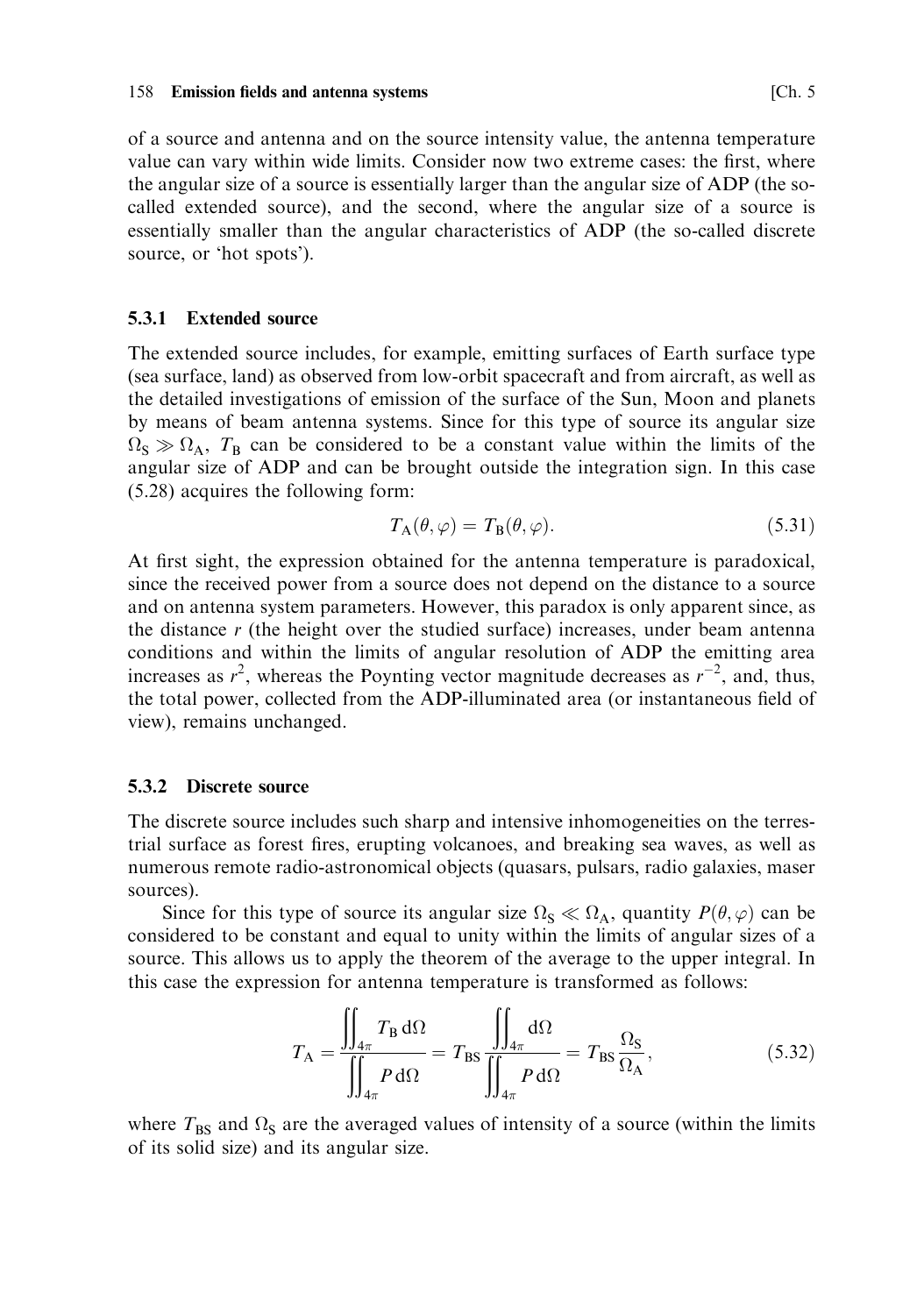of a source and antenna and on the source intensity value, the antenna temperature value can vary within wide limits. Consider now two extreme cases: the first, where the angular size of a source is essentially larger than the angular size of ADP (the so-called extended source), and the second, where the angular size of a source is essentially smaller than the angular characteristics of ADP (the so-called discrete source, or 'hot spots').

### 5.3.1 Extended source

The extended source includes, for example, emitting surfaces of Earth surface type (sea surface, land) as observed from low-orbit spacecraft and from aircraft, as well as the detailed investigations of emission of the surface of the Sun, Moon and planets by means of beam antenna systems. Since for this type of source its angular size $\Omega_S \gg \Omega_A$, $T_B$ can be considered to be a constant value within the limits of the angular size of ADP and can be brought outside the integration sign. In this case (5.28) acquires the following form:

$$T_A(\theta, \varphi) = T_B(\theta, \varphi). \tag{5.31}$$

At first sight, the expression obtained for the antenna temperature is paradoxical, since the received power from a source does not depend on the distance to a source and on antenna system parameters. However, this paradox is only apparent since, as the distance $r$ (the height over the studied surface) increases, under beam antenna conditions and within the limits of angular resolution of ADP the emitting area increases as $r^2$, whereas the Poynting vector magnitude decreases as $r^{-2}$, and, thus, the total power, collected from the ADP-illuminated area (or instantaneous field of view), remains unchanged.

### 5.3.2 Discrete source

The discrete source includes such sharp and intensive inhomogeneities on the terrestrial surface as forest fires, erupting volcanoes, and breaking sea waves, as well as numerous remote radio-astronomical objects (quasars, pulsars, radio galaxies, maser sources).

Since for this type of source its angular size $\Omega_S \ll \Omega_A$, quantity $P(\theta, \varphi)$ can be considered to be constant and equal to unity within the limits of angular sizes of a source. This allows us to apply the theorem of the average to the upper integral. In this case the expression for antenna temperature is transformed as follows:

$$T_A = \frac{\iint_{4\pi} T_B \, d\Omega}{\iint_{4\pi} P \, d\Omega} = T_{BS} \frac{\iint_{4\pi} d\Omega}{\iint_{4\pi} P \, d\Omega} = T_{BS} \frac{\Omega_S}{\Omega_A}, \tag{5.32}$$

where $T_{BS}$ and $\Omega_S$ are the averaged values of intensity of a source (within the limits of its solid size) and its angular size.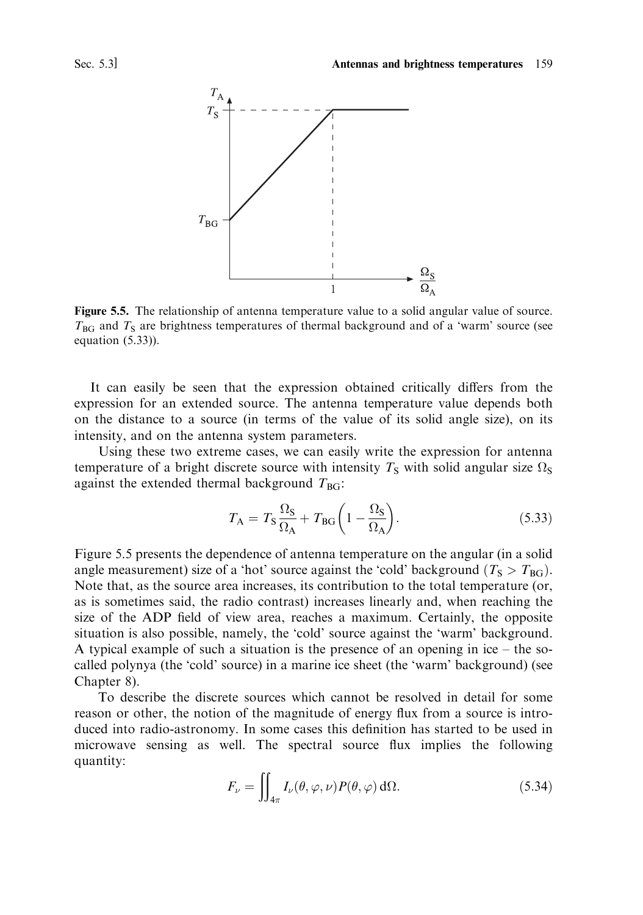**Figure 5.5.** The relationship of antenna temperature value to a solid angular value of source. $T_{BG}$ and $T_S$ are brightness temperatures of thermal background and of a 'warm' source (see equation (5.33)).

It can easily be seen that the expression obtained critically differs from the expression for an extended source. The antenna temperature value depends both on the distance to a source (in terms of the value of its solid angle size), on its intensity, and on the antenna system parameters.

Using these two extreme cases, we can easily write the expression for antenna temperature of a bright discrete source with intensity $T_S$ with solid angular size $\Omega_S$ against the extended thermal background $T_{BG}$:

$$T_A = T_S \frac{\Omega_S}{\Omega_A} + T_{BG}\left(1 - \frac{\Omega_S}{\Omega_A}\right). \tag{5.33}$$

Figure 5.5 presents the dependence of antenna temperature on the angular (in a solid angle measurement) size of a 'hot' source against the 'cold' background ($T_S > T_{BG}$). Note that, as the source area increases, its contribution to the total temperature (or, as is sometimes said, the radio contrast) increases linearly and, when reaching the size of the ADP field of view area, reaches a maximum. Certainly, the opposite situation is also possible, namely, the 'cold' source against the 'warm' background. A typical example of such a situation is the presence of an opening in ice – the so-called polynya (the 'cold' source) in a marine ice sheet (the 'warm' background) (see Chapter 8).

To describe the discrete sources which cannot be resolved in detail for some reason or other, the notion of the magnitude of energy flux from a source is introduced into radio-astronomy. In some cases this definition has started to be used in microwave sensing as well. The spectral source flux implies the following quantity:

$$F_\nu = \iint_{4\pi} I_\nu(\theta, \varphi, \nu) P(\theta, \varphi)\, d\Omega. \tag{5.34}$$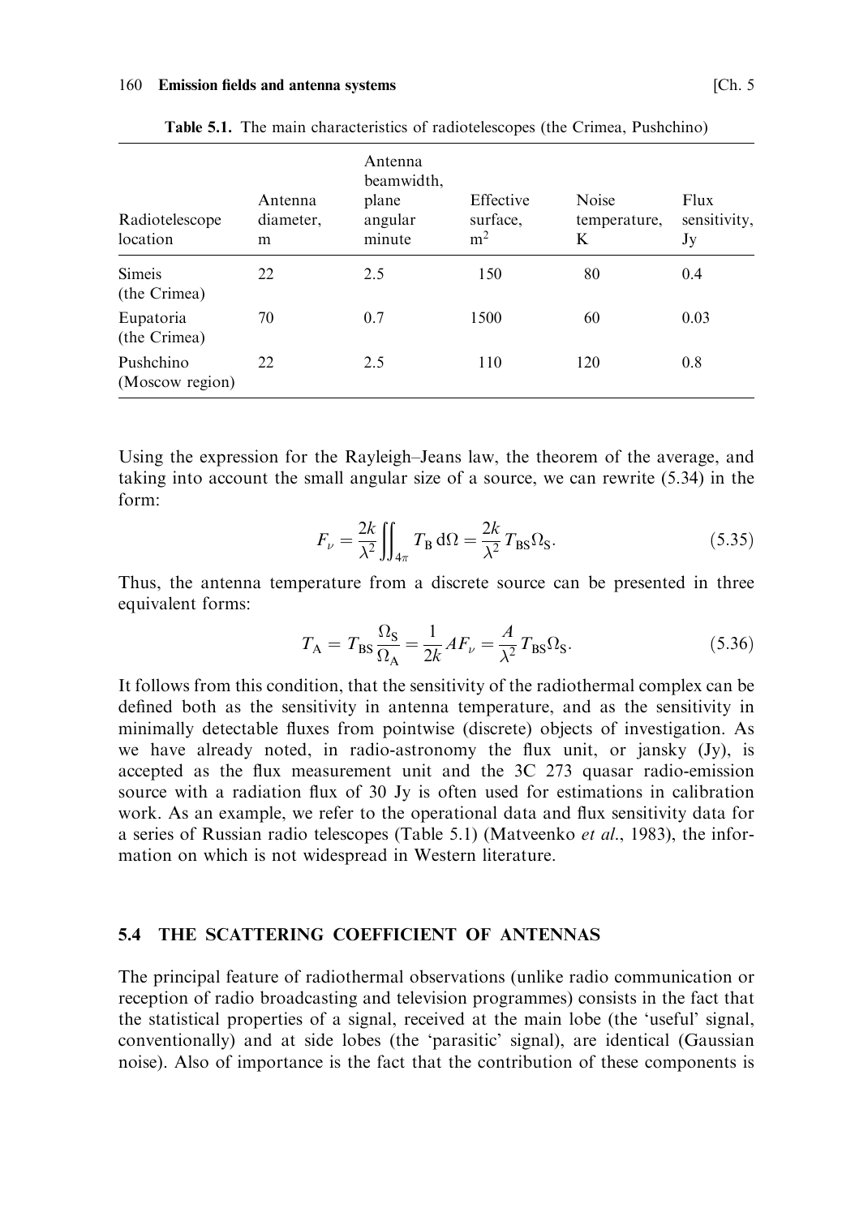**Table 5.1.** The main characteristics of radiotelescopes (the Crimea, Pushchino)

| Radiotelescope location | Antenna diameter, m | Antenna beamwidth, plane angular minute | Effective surface, $m^2$ | Noise temperature, K | Flux sensitivity, Jy |
|---|---|---|---|---|---|
| Simeis (the Crimea) | 22 | 2.5 | 150 | 80 | 0.4 |
| Eupatoria (the Crimea) | 70 | 0.7 | 1500 | 60 | 0.03 |
| Pushchino (Moscow region) | 22 | 2.5 | 110 | 120 | 0.8 |

Using the expression for the Rayleigh–Jeans law, the theorem of the average, and taking into account the small angular size of a source, we can rewrite (5.34) in the form:

$$F_\nu = \frac{2k}{\lambda^2} \iint_{4\pi} T_B \, d\Omega = \frac{2k}{\lambda^2} T_{BS} \Omega_S. \tag{5.35}$$

Thus, the antenna temperature from a discrete source can be presented in three equivalent forms:

$$T_A = T_{BS} \frac{\Omega_S}{\Omega_A} = \frac{1}{2k} A F_\nu = \frac{A}{\lambda^2} T_{BS} \Omega_S. \tag{5.36}$$

It follows from this condition, that the sensitivity of the radiothermal complex can be defined both as the sensitivity in antenna temperature, and as the sensitivity in minimally detectable fluxes from pointwise (discrete) objects of investigation. As we have already noted, in radio-astronomy the flux unit, or jansky (Jy), is accepted as the flux measurement unit and the 3C 273 quasar radio-emission source with a radiation flux of 30 Jy is often used for estimations in calibration work. As an example, we refer to the operational data and flux sensitivity data for a series of Russian radio telescopes (Table 5.1) (Matveenko *et al.*, 1983), the information on which is not widespread in Western literature.

## 5.4 THE SCATTERING COEFFICIENT OF ANTENNAS

The principal feature of radiothermal observations (unlike radio communication or reception of radio broadcasting and television programmes) consists in the fact that the statistical properties of a signal, received at the main lobe (the 'useful' signal, conventionally) and at side lobes (the 'parasitic' signal), are identical (Gaussian noise). Also of importance is the fact that the contribution of these components is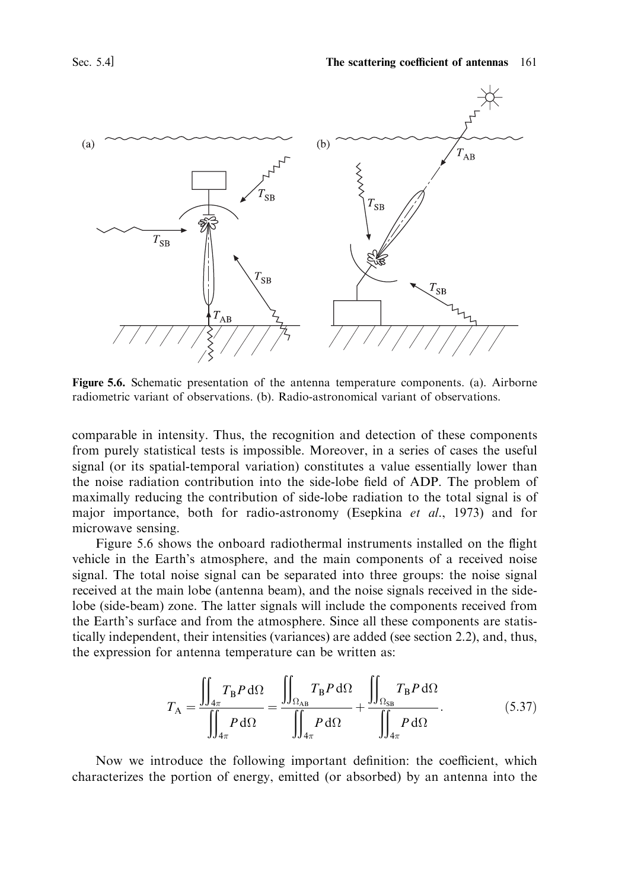Figure 5.6. Schematic presentation of the antenna temperature components. (a). Airborne radiometric variant of observations. (b). Radio-astronomical variant of observations.

comparable in intensity. Thus, the recognition and detection of these components from purely statistical tests is impossible. Moreover, in a series of cases the useful signal (or its spatial-temporal variation) constitutes a value essentially lower than the noise radiation contribution into the side-lobe field of ADP. The problem of maximally reducing the contribution of side-lobe radiation to the total signal is of major importance, both for radio-astronomy (Esepkina *et al.*, 1973) and for microwave sensing.

Figure 5.6 shows the onboard radiothermal instruments installed on the flight vehicle in the Earth's atmosphere, and the main components of a received noise signal. The total noise signal can be separated into three groups: the noise signal received at the main lobe (antenna beam), and the noise signals received in the side-lobe (side-beam) zone. The latter signals will include the components received from the Earth's surface and from the atmosphere. Since all these components are statistically independent, their intensities (variances) are added (see section 2.2), and, thus, the expression for antenna temperature can be written as:

$$T_A = \frac{\iint_{4\pi} T_B P \, d\Omega}{\iint_{4\pi} P \, d\Omega} = \frac{\iint_{\Omega_{AB}} T_B P \, d\Omega}{\iint_{4\pi} P \, d\Omega} + \frac{\iint_{\Omega_{SB}} T_B P \, d\Omega}{\iint_{4\pi} P \, d\Omega}. \tag{5.37}$$

Now we introduce the following important definition: the coefficient, which characterizes the portion of energy, emitted (or absorbed) by an antenna into the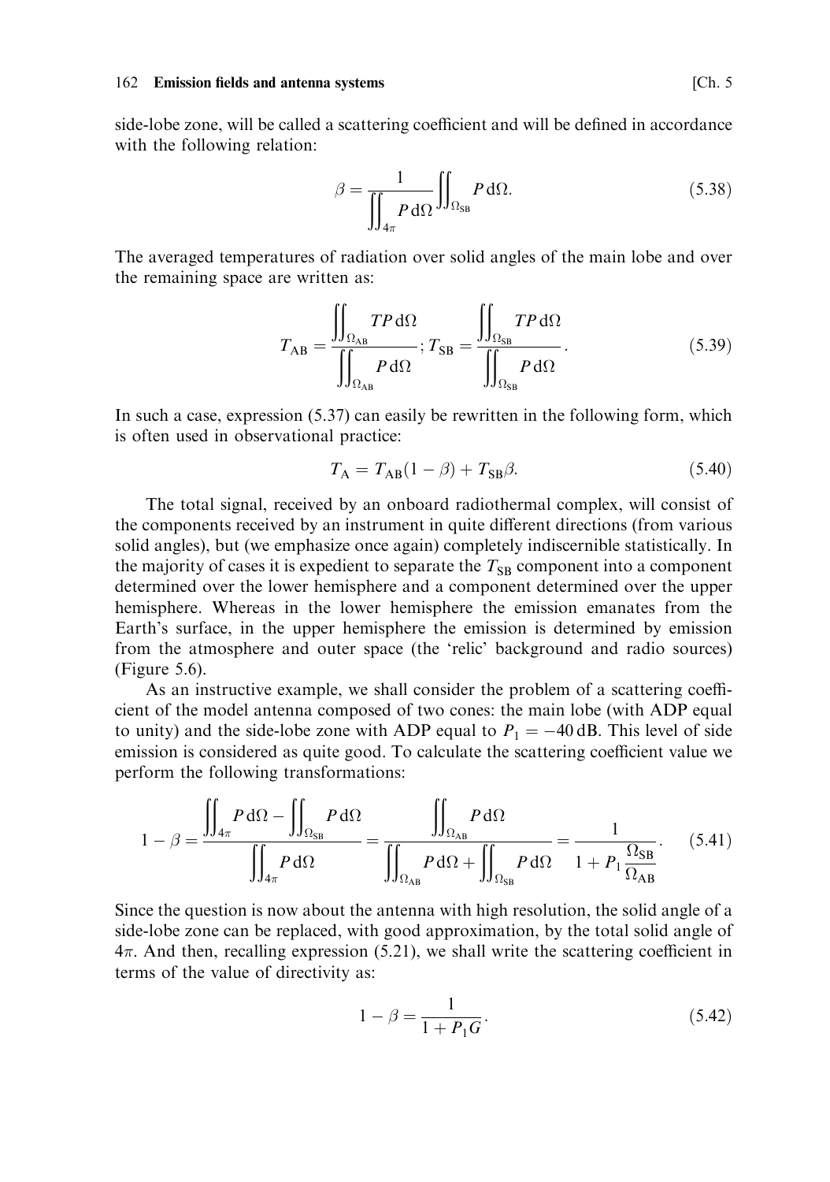side-lobe zone, will be called a scattering coefficient and will be defined in accordance with the following relation:

$$\beta = \frac{1}{\iint_{4\pi} P \, d\Omega} \iint_{\Omega_{SB}} P \, d\Omega. \tag{5.38}$$

The averaged temperatures of radiation over solid angles of the main lobe and over the remaining space are written as:

$$T_{AB} = \frac{\iint_{\Omega_{AB}} TP \, d\Omega}{\iint_{\Omega_{AB}} P \, d\Omega}; \; T_{SB} = \frac{\iint_{\Omega_{SB}} TP \, d\Omega}{\iint_{\Omega_{SB}} P \, d\Omega}. \tag{5.39}$$

In such a case, expression (5.37) can easily be rewritten in the following form, which is often used in observational practice:

$$T_A = T_{AB}(1 - \beta) + T_{SB}\beta. \tag{5.40}$$

The total signal, received by an onboard radiothermal complex, will consist of the components received by an instrument in quite different directions (from various solid angles), but (we emphasize once again) completely indiscernible statistically. In the majority of cases it is expedient to separate the $T_{SB}$ component into a component determined over the lower hemisphere and a component determined over the upper hemisphere. Whereas in the lower hemisphere the emission emanates from the Earth's surface, in the upper hemisphere the emission is determined by emission from the atmosphere and outer space (the 'relic' background and radio sources) (Figure 5.6).

As an instructive example, we shall consider the problem of a scattering coefficient of the model antenna composed of two cones: the main lobe (with ADP equal to unity) and the side-lobe zone with ADP equal to $P_1 = -40$ dB. This level of side emission is considered as quite good. To calculate the scattering coefficient value we perform the following transformations:

$$1 - \beta = \frac{\iint_{4\pi} P \, d\Omega - \iint_{\Omega_{SB}} P \, d\Omega}{\iint_{4\pi} P \, d\Omega} = \frac{\iint_{\Omega_{AB}} P \, d\Omega}{\iint_{\Omega_{AB}} P \, d\Omega + \iint_{\Omega_{SB}} P \, d\Omega} = \frac{1}{1 + P_1 \dfrac{\Omega_{SB}}{\Omega_{AB}}}. \tag{5.41}$$

Since the question is now about the antenna with high resolution, the solid angle of a side-lobe zone can be replaced, with good approximation, by the total solid angle of $4\pi$. And then, recalling expression (5.21), we shall write the scattering coefficient in terms of the value of directivity as:

$$1 - \beta = \frac{1}{1 + P_1 G}. \tag{5.42}$$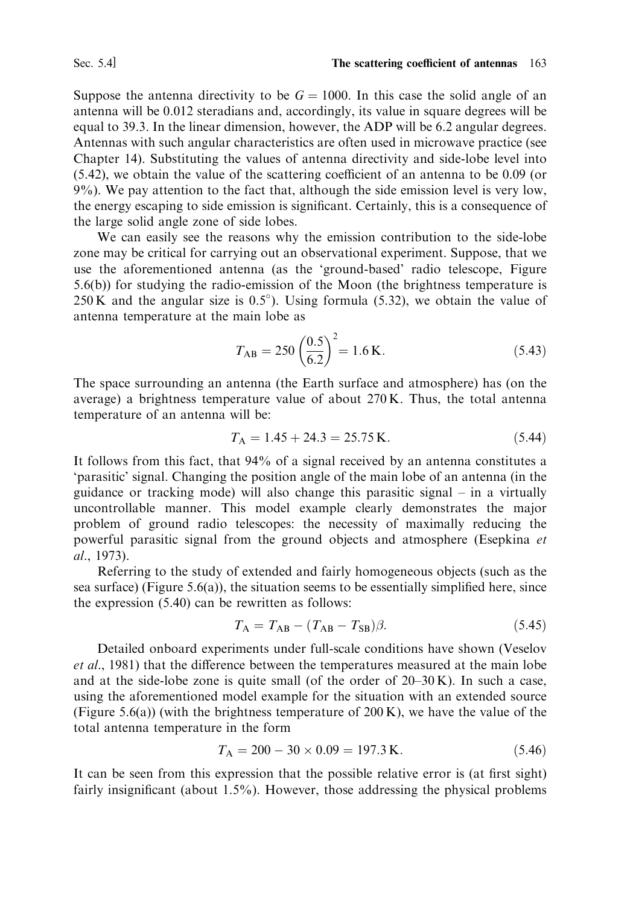Suppose the antenna directivity to be $G = 1000$. In this case the solid angle of an antenna will be 0.012 steradians and, accordingly, its value in square degrees will be equal to 39.3. In the linear dimension, however, the ADP will be 6.2 angular degrees. Antennas with such angular characteristics are often used in microwave practice (see Chapter 14). Substituting the values of antenna directivity and side-lobe level into (5.42), we obtain the value of the scattering coefficient of an antenna to be 0.09 (or 9%). We pay attention to the fact that, although the side emission level is very low, the energy escaping to side emission is significant. Certainly, this is a consequence of the large solid angle zone of side lobes.

We can easily see the reasons why the emission contribution to the side-lobe zone may be critical for carrying out an observational experiment. Suppose, that we use the aforementioned antenna (as the 'ground-based' radio telescope, Figure 5.6(b)) for studying the radio-emission of the Moon (the brightness temperature is 250 K and the angular size is 0.5°). Using formula (5.32), we obtain the value of antenna temperature at the main lobe as

$$T_{\mathrm{AB}} = 250\left(\frac{0.5}{6.2}\right)^2 = 1.6\,\mathrm{K}. \tag{5.43}$$

The space surrounding an antenna (the Earth surface and atmosphere) has (on the average) a brightness temperature value of about 270 K. Thus, the total antenna temperature of an antenna will be:

$$T_{\mathrm{A}} = 1.45 + 24.3 = 25.75\,\mathrm{K}. \tag{5.44}$$

It follows from this fact, that 94% of a signal received by an antenna constitutes a 'parasitic' signal. Changing the position angle of the main lobe of an antenna (in the guidance or tracking mode) will also change this parasitic signal – in a virtually uncontrollable manner. This model example clearly demonstrates the major problem of ground radio telescopes: the necessity of maximally reducing the powerful parasitic signal from the ground objects and atmosphere (Esepkina *et al.*, 1973).

Referring to the study of extended and fairly homogeneous objects (such as the sea surface) (Figure 5.6(a)), the situation seems to be essentially simplified here, since the expression (5.40) can be rewritten as follows:

$$T_{\mathrm{A}} = T_{\mathrm{AB}} - (T_{\mathrm{AB}} - T_{\mathrm{SB}})\beta. \tag{5.45}$$

Detailed onboard experiments under full-scale conditions have shown (Veselov *et al.*, 1981) that the difference between the temperatures measured at the main lobe and at the side-lobe zone is quite small (of the order of 20–30 K). In such a case, using the aforementioned model example for the situation with an extended source (Figure 5.6(a)) (with the brightness temperature of 200 K), we have the value of the total antenna temperature in the form

$$T_{\mathrm{A}} = 200 - 30 \times 0.09 = 197.3\,\mathrm{K}. \tag{5.46}$$

It can be seen from this expression that the possible relative error is (at first sight) fairly insignificant (about 1.5%). However, those addressing the physical problems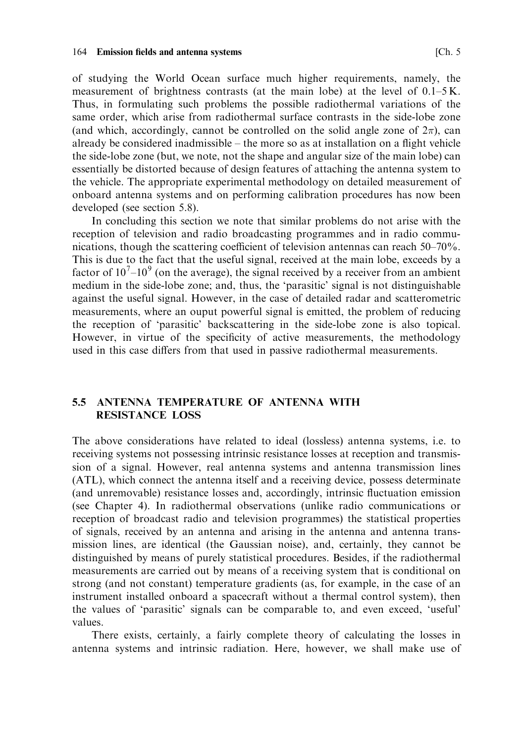of studying the World Ocean surface much higher requirements, namely, the measurement of brightness contrasts (at the main lobe) at the level of 0.1–5 K. Thus, in formulating such problems the possible radiothermal variations of the same order, which arise from radiothermal surface contrasts in the side-lobe zone (and which, accordingly, cannot be controlled on the solid angle zone of $2\pi$), can already be considered inadmissible – the more so as at installation on a flight vehicle the side-lobe zone (but, we note, not the shape and angular size of the main lobe) can essentially be distorted because of design features of attaching the antenna system to the vehicle. The appropriate experimental methodology on detailed measurement of onboard antenna systems and on performing calibration procedures has now been developed (see section 5.8).

In concluding this section we note that similar problems do not arise with the reception of television and radio broadcasting programmes and in radio communications, though the scattering coefficient of television antennas can reach 50–70%. This is due to the fact that the useful signal, received at the main lobe, exceeds by a factor of $10^7$–$10^9$ (on the average), the signal received by a receiver from an ambient medium in the side-lobe zone; and, thus, the 'parasitic' signal is not distinguishable against the useful signal. However, in the case of detailed radar and scatterometric measurements, where an ouput powerful signal is emitted, the problem of reducing the reception of 'parasitic' backscattering in the side-lobe zone is also topical. However, in virtue of the specificity of active measurements, the methodology used in this case differs from that used in passive radiothermal measurements.

## 5.5 ANTENNA TEMPERATURE OF ANTENNA WITH RESISTANCE LOSS

The above considerations have related to ideal (lossless) antenna systems, i.e. to receiving systems not possessing intrinsic resistance losses at reception and transmission of a signal. However, real antenna systems and antenna transmission lines (ATL), which connect the antenna itself and a receiving device, possess determinate (and unremovable) resistance losses and, accordingly, intrinsic fluctuation emission (see Chapter 4). In radiothermal observations (unlike radio communications or reception of broadcast radio and television programmes) the statistical properties of signals, received by an antenna and arising in the antenna and antenna transmission lines, are identical (the Gaussian noise), and, certainly, they cannot be distinguished by means of purely statistical procedures. Besides, if the radiothermal measurements are carried out by means of a receiving system that is conditional on strong (and not constant) temperature gradients (as, for example, in the case of an instrument installed onboard a spacecraft without a thermal control system), then the values of 'parasitic' signals can be comparable to, and even exceed, 'useful' values.

There exists, certainly, a fairly complete theory of calculating the losses in antenna systems and intrinsic radiation. Here, however, we shall make use of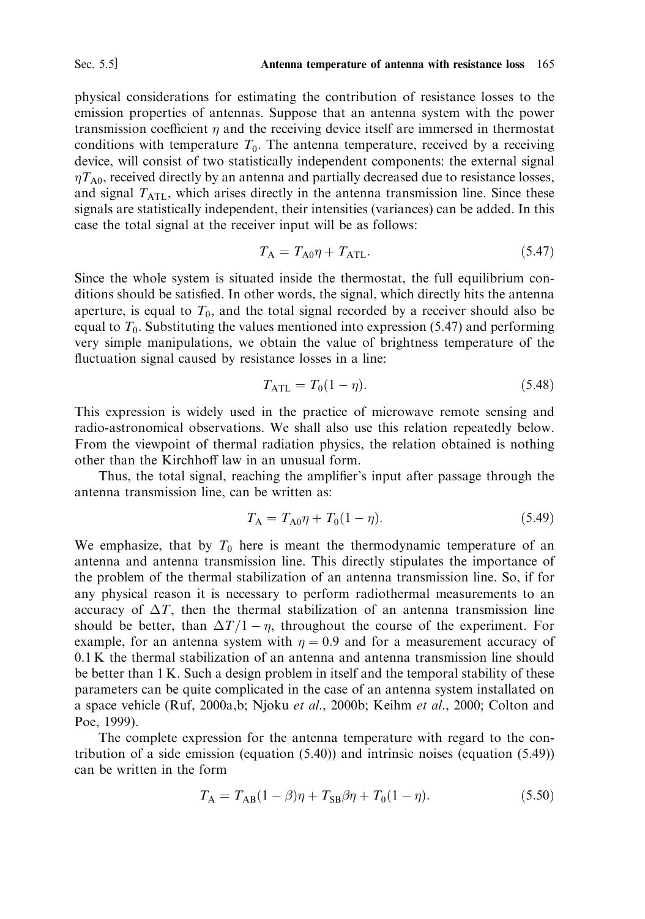physical considerations for estimating the contribution of resistance losses to the emission properties of antennas. Suppose that an antenna system with the power transmission coefficient $\eta$ and the receiving device itself are immersed in thermostat conditions with temperature $T_0$. The antenna temperature, received by a receiving device, will consist of two statistically independent components: the external signal $\eta T_{A0}$, received directly by an antenna and partially decreased due to resistance losses, and signal $T_{ATL}$, which arises directly in the antenna transmission line. Since these signals are statistically independent, their intensities (variances) can be added. In this case the total signal at the receiver input will be as follows:

$$T_A = T_{A0}\eta + T_{ATL}. \tag{5.47}$$

Since the whole system is situated inside the thermostat, the full equilibrium conditions should be satisfied. In other words, the signal, which directly hits the antenna aperture, is equal to $T_0$, and the total signal recorded by a receiver should also be equal to $T_0$. Substituting the values mentioned into expression (5.47) and performing very simple manipulations, we obtain the value of brightness temperature of the fluctuation signal caused by resistance losses in a line:

$$T_{ATL} = T_0(1 - \eta). \tag{5.48}$$

This expression is widely used in the practice of microwave remote sensing and radio-astronomical observations. We shall also use this relation repeatedly below. From the viewpoint of thermal radiation physics, the relation obtained is nothing other than the Kirchhoff law in an unusual form.

Thus, the total signal, reaching the amplifier's input after passage through the antenna transmission line, can be written as:

$$T_A = T_{A0}\eta + T_0(1 - \eta). \tag{5.49}$$

We emphasize, that by $T_0$ here is meant the thermodynamic temperature of an antenna and antenna transmission line. This directly stipulates the importance of the problem of the thermal stabilization of an antenna transmission line. So, if for any physical reason it is necessary to perform radiothermal measurements to an accuracy of $\Delta T$, then the thermal stabilization of an antenna transmission line should be better, than $\Delta T/1 - \eta$, throughout the course of the experiment. For example, for an antenna system with $\eta = 0.9$ and for a measurement accuracy of 0.1 K the thermal stabilization of an antenna and antenna transmission line should be better than 1 K. Such a design problem in itself and the temporal stability of these parameters can be quite complicated in the case of an antenna system installated on a space vehicle (Ruf, 2000a,b; Njoku *et al.*, 2000b; Keihm *et al.*, 2000; Colton and Poe, 1999).

The complete expression for the antenna temperature with regard to the contribution of a side emission (equation (5.40)) and intrinsic noises (equation (5.49)) can be written in the form

$$T_A = T_{AB}(1 - \beta)\eta + T_{SB}\beta\eta + T_0(1 - \eta). \tag{5.50}$$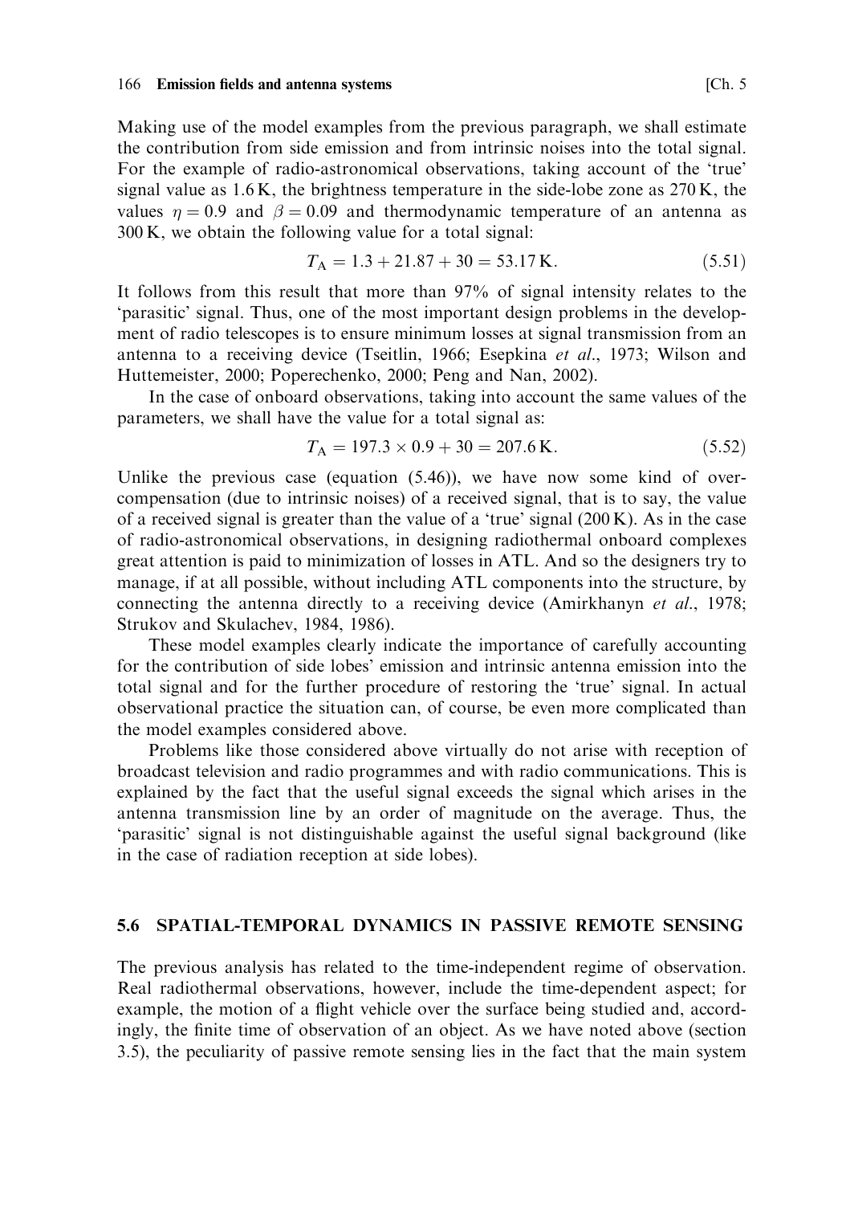Making use of the model examples from the previous paragraph, we shall estimate the contribution from side emission and from intrinsic noises into the total signal. For the example of radio-astronomical observations, taking account of the 'true' signal value as 1.6 K, the brightness temperature in the side-lobe zone as 270 K, the values $\eta = 0.9$ and $\beta = 0.09$ and thermodynamic temperature of an antenna as 300 K, we obtain the following value for a total signal:

$$T_A = 1.3 + 21.87 + 30 = 53.17\,\text{K}. \tag{5.51}$$

It follows from this result that more than 97% of signal intensity relates to the 'parasitic' signal. Thus, one of the most important design problems in the development of radio telescopes is to ensure minimum losses at signal transmission from an antenna to a receiving device (Tseitlin, 1966; Esepkina *et al.*, 1973; Wilson and Huttemeister, 2000; Poperechenko, 2000; Peng and Nan, 2002).

In the case of onboard observations, taking into account the same values of the parameters, we shall have the value for a total signal as:

$$T_A = 197.3 \times 0.9 + 30 = 207.6\,\text{K}. \tag{5.52}$$

Unlike the previous case (equation (5.46)), we have now some kind of overcompensation (due to intrinsic noises) of a received signal, that is to say, the value of a received signal is greater than the value of a 'true' signal (200 K). As in the case of radio-astronomical observations, in designing radiothermal onboard complexes great attention is paid to minimization of losses in ATL. And so the designers try to manage, if at all possible, without including ATL components into the structure, by connecting the antenna directly to a receiving device (Amirkhanyn *et al.*, 1978; Strukov and Skulachev, 1984, 1986).

These model examples clearly indicate the importance of carefully accounting for the contribution of side lobes' emission and intrinsic antenna emission into the total signal and for the further procedure of restoring the 'true' signal. In actual observational practice the situation can, of course, be even more complicated than the model examples considered above.

Problems like those considered above virtually do not arise with reception of broadcast television and radio programmes and with radio communications. This is explained by the fact that the useful signal exceeds the signal which arises in the antenna transmission line by an order of magnitude on the average. Thus, the 'parasitic' signal is not distinguishable against the useful signal background (like in the case of radiation reception at side lobes).

## 5.6 SPATIAL-TEMPORAL DYNAMICS IN PASSIVE REMOTE SENSING

The previous analysis has related to the time-independent regime of observation. Real radiothermal observations, however, include the time-dependent aspect; for example, the motion of a flight vehicle over the surface being studied and, accordingly, the finite time of observation of an object. As we have noted above (section 3.5), the peculiarity of passive remote sensing lies in the fact that the main system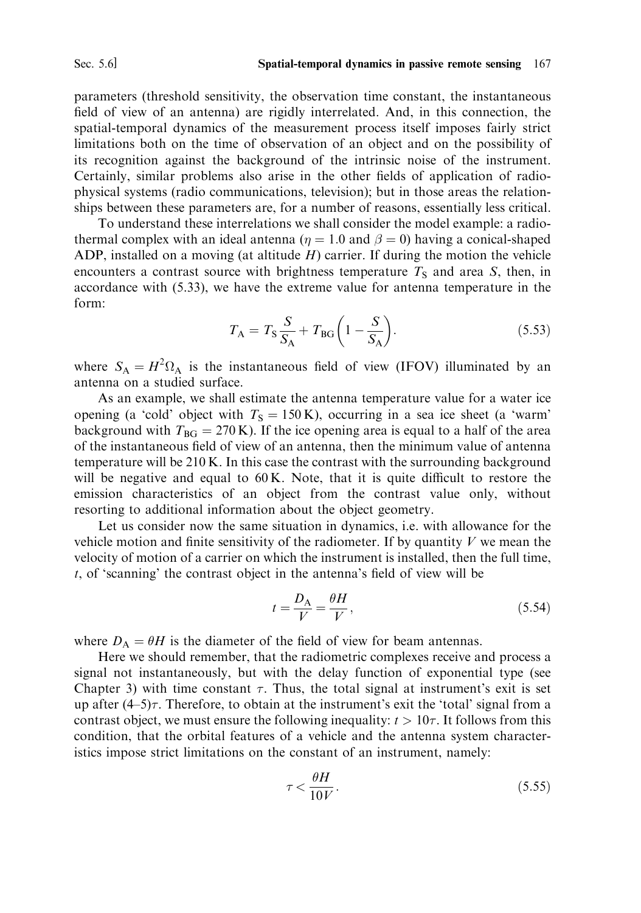parameters (threshold sensitivity, the observation time constant, the instantaneous field of view of an antenna) are rigidly interrelated. And, in this connection, the spatial-temporal dynamics of the measurement process itself imposes fairly strict limitations both on the time of observation of an object and on the possibility of its recognition against the background of the intrinsic noise of the instrument. Certainly, similar problems also arise in the other fields of application of radiophysical systems (radio communications, television); but in those areas the relationships between these parameters are, for a number of reasons, essentially less critical.

To understand these interrelations we shall consider the model example: a radiothermal complex with an ideal antenna ($\eta = 1.0$ and $\beta = 0$) having a conical-shaped ADP, installed on a moving (at altitude $H$) carrier. If during the motion the vehicle encounters a contrast source with brightness temperature $T_S$ and area $S$, then, in accordance with (5.33), we have the extreme value for antenna temperature in the form:

$$T_A = T_S \frac{S}{S_A} + T_{BG}\left(1 - \frac{S}{S_A}\right). \tag{5.53}$$

where $S_A = H^2\Omega_A$ is the instantaneous field of view (IFOV) illuminated by an antenna on a studied surface.

As an example, we shall estimate the antenna temperature value for a water ice opening (a 'cold' object with $T_S = 150\,\mathrm{K}$), occurring in a sea ice sheet (a 'warm' background with $T_{BG} = 270\,\mathrm{K}$). If the ice opening area is equal to a half of the area of the instantaneous field of view of an antenna, then the minimum value of antenna temperature will be 210 K. In this case the contrast with the surrounding background will be negative and equal to 60 K. Note, that it is quite difficult to restore the emission characteristics of an object from the contrast value only, without resorting to additional information about the object geometry.

Let us consider now the same situation in dynamics, i.e. with allowance for the vehicle motion and finite sensitivity of the radiometer. If by quantity $V$ we mean the velocity of motion of a carrier on which the instrument is installed, then the full time, $t$, of 'scanning' the contrast object in the antenna's field of view will be

$$t = \frac{D_A}{V} = \frac{\theta H}{V}, \tag{5.54}$$

where $D_A = \theta H$ is the diameter of the field of view for beam antennas.

Here we should remember, that the radiometric complexes receive and process a signal not instantaneously, but with the delay function of exponential type (see Chapter 3) with time constant $\tau$. Thus, the total signal at instrument's exit is set up after (4–5)$\tau$. Therefore, to obtain at the instrument's exit the 'total' signal from a contrast object, we must ensure the following inequality: $t > 10\tau$. It follows from this condition, that the orbital features of a vehicle and the antenna system characteristics impose strict limitations on the constant of an instrument, namely:

$$\tau < \frac{\theta H}{10V}. \tag{5.55}$$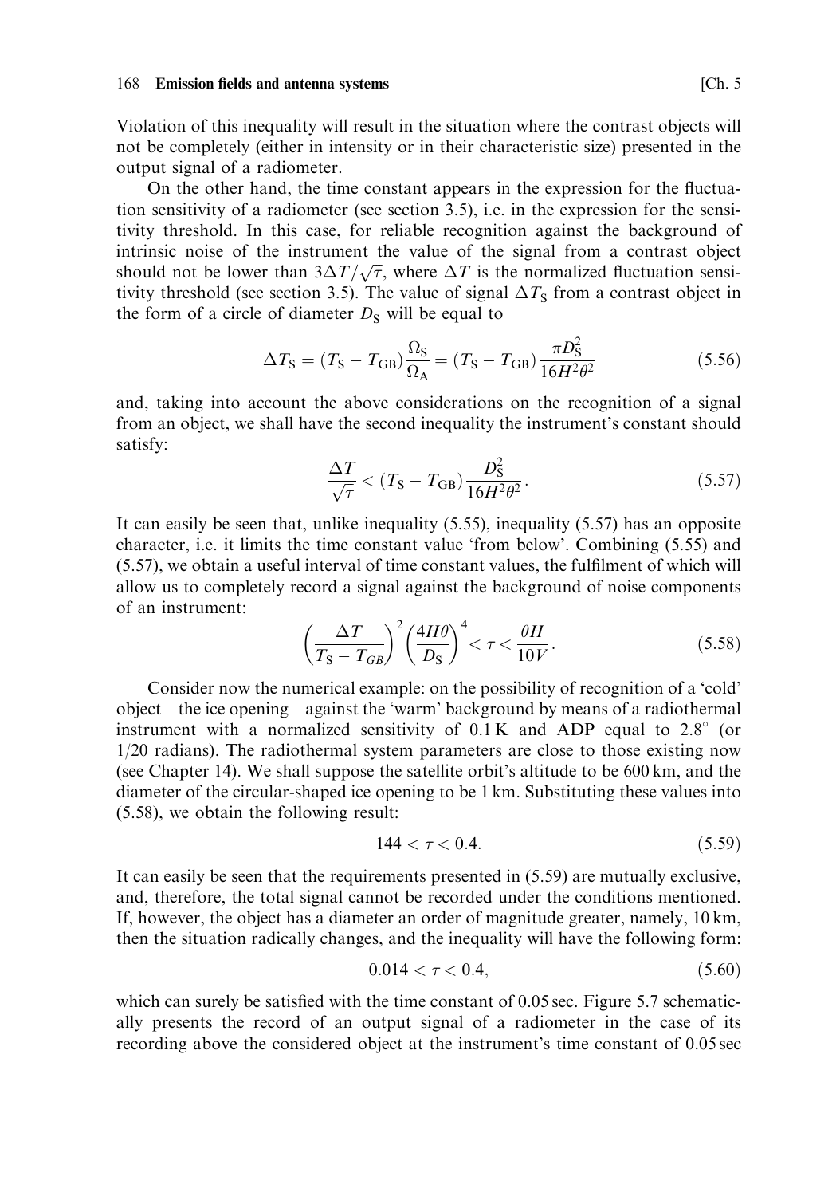Violation of this inequality will result in the situation where the contrast objects will not be completely (either in intensity or in their characteristic size) presented in the output signal of a radiometer.

On the other hand, the time constant appears in the expression for the fluctuation sensitivity of a radiometer (see section 3.5), i.e. in the expression for the sensitivity threshold. In this case, for reliable recognition against the background of intrinsic noise of the instrument the value of the signal from a contrast object should not be lower than $3\Delta T/\sqrt{\tau}$, where $\Delta T$ is the normalized fluctuation sensitivity threshold (see section 3.5). The value of signal $\Delta T_S$ from a contrast object in the form of a circle of diameter $D_S$ will be equal to

$$\Delta T_S = (T_S - T_{GB})\frac{\Omega_S}{\Omega_A} = (T_S - T_{GB})\frac{\pi D_S^2}{16H^2\theta^2} \tag{5.56}$$

and, taking into account the above considerations on the recognition of a signal from an object, we shall have the second inequality the instrument's constant should satisfy:

$$\frac{\Delta T}{\sqrt{\tau}} < (T_S - T_{GB})\frac{D_S^2}{16H^2\theta^2}. \tag{5.57}$$

It can easily be seen that, unlike inequality (5.55), inequality (5.57) has an opposite character, i.e. it limits the time constant value 'from below'. Combining (5.55) and (5.57), we obtain a useful interval of time constant values, the fulfilment of which will allow us to completely record a signal against the background of noise components of an instrument:

$$\left(\frac{\Delta T}{T_S - T_{GB}}\right)^2 \left(\frac{4H\theta}{D_S}\right)^4 < \tau < \frac{\theta H}{10V}. \tag{5.58}$$

Consider now the numerical example: on the possibility of recognition of a 'cold' object – the ice opening – against the 'warm' background by means of a radiothermal instrument with a normalized sensitivity of 0.1 K and ADP equal to 2.8° (or 1/20 radians). The radiothermal system parameters are close to those existing now (see Chapter 14). We shall suppose the satellite orbit's altitude to be 600 km, and the diameter of the circular-shaped ice opening to be 1 km. Substituting these values into (5.58), we obtain the following result:

$$144 < \tau < 0.4. \tag{5.59}$$

It can easily be seen that the requirements presented in (5.59) are mutually exclusive, and, therefore, the total signal cannot be recorded under the conditions mentioned. If, however, the object has a diameter an order of magnitude greater, namely, 10 km, then the situation radically changes, and the inequality will have the following form:

$$0.014 < \tau < 0.4, \tag{5.60}$$

which can surely be satisfied with the time constant of 0.05 sec. Figure 5.7 schematically presents the record of an output signal of a radiometer in the case of its recording above the considered object at the instrument's time constant of 0.05 sec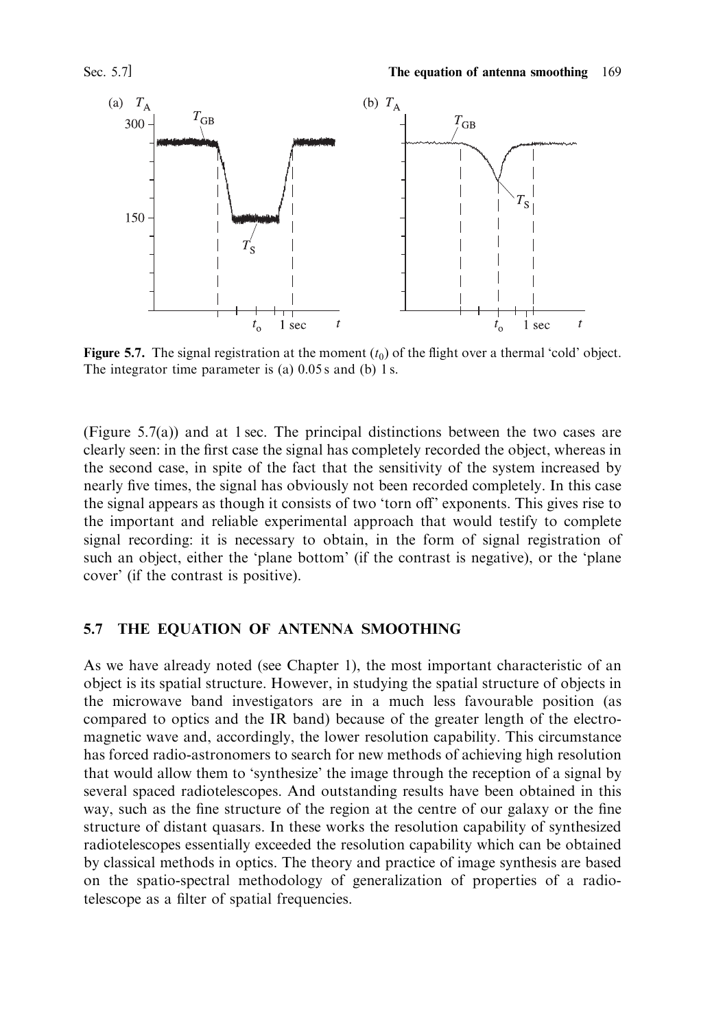**Figure 5.7.** The signal registration at the moment ($t_0$) of the flight over a thermal 'cold' object. The integrator time parameter is (a) 0.05 s and (b) 1 s.

(Figure 5.7(a)) and at 1 sec. The principal distinctions between the two cases are clearly seen: in the first case the signal has completely recorded the object, whereas in the second case, in spite of the fact that the sensitivity of the system increased by nearly five times, the signal has obviously not been recorded completely. In this case the signal appears as though it consists of two 'torn off' exponents. This gives rise to the important and reliable experimental approach that would testify to complete signal recording: it is necessary to obtain, in the form of signal registration of such an object, either the 'plane bottom' (if the contrast is negative), or the 'plane cover' (if the contrast is positive).

## 5.7 THE EQUATION OF ANTENNA SMOOTHING

As we have already noted (see Chapter 1), the most important characteristic of an object is its spatial structure. However, in studying the spatial structure of objects in the microwave band investigators are in a much less favourable position (as compared to optics and the IR band) because of the greater length of the electromagnetic wave and, accordingly, the lower resolution capability. This circumstance has forced radio-astronomers to search for new methods of achieving high resolution that would allow them to 'synthesize' the image through the reception of a signal by several spaced radiotelescopes. And outstanding results have been obtained in this way, such as the fine structure of the region at the centre of our galaxy or the fine structure of distant quasars. In these works the resolution capability of synthesized radiotelescopes essentially exceeded the resolution capability which can be obtained by classical methods in optics. The theory and practice of image synthesis are based on the spatio-spectral methodology of generalization of properties of a radiotelescope as a filter of spatial frequencies.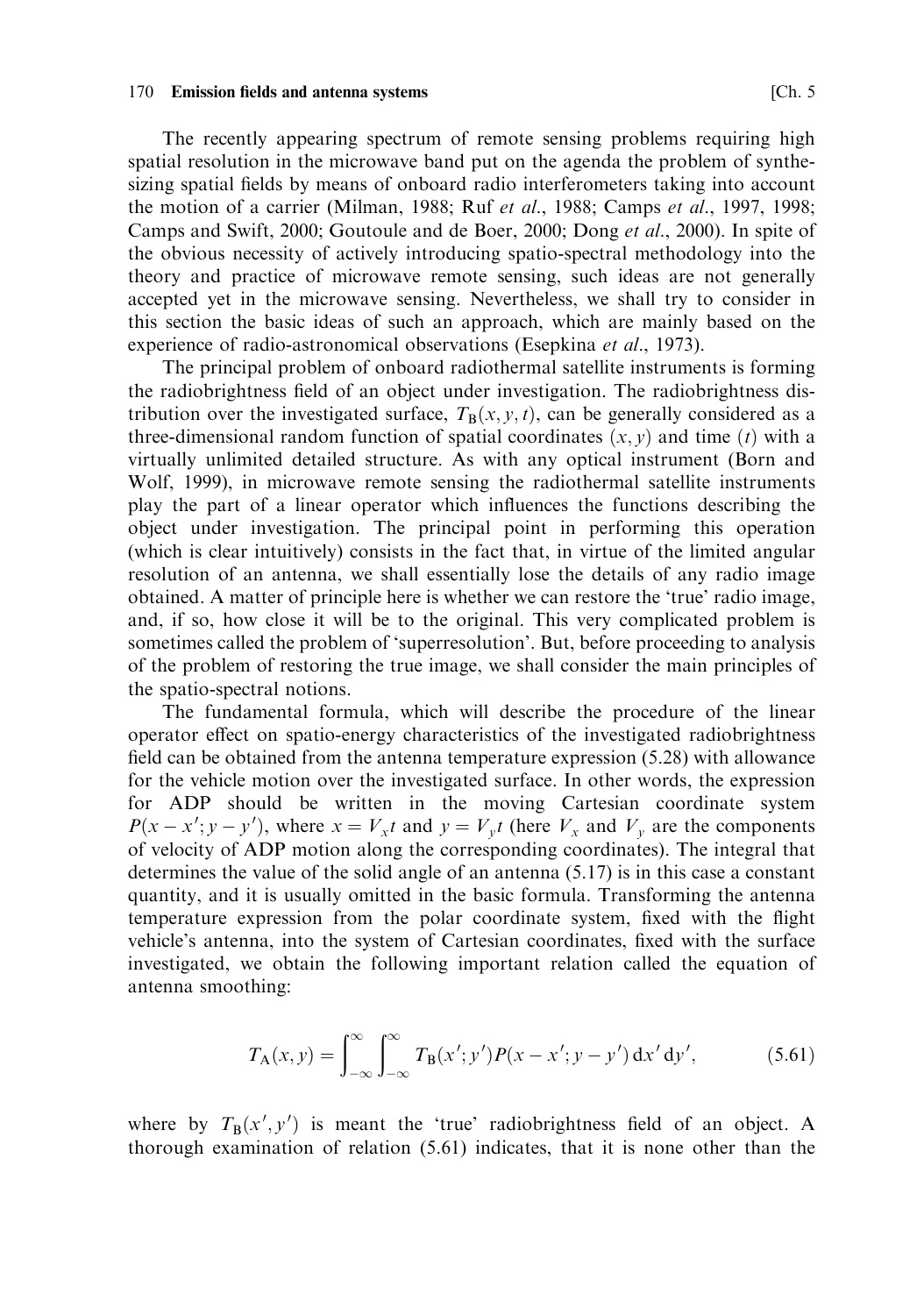The recently appearing spectrum of remote sensing problems requiring high spatial resolution in the microwave band put on the agenda the problem of synthesizing spatial fields by means of onboard radio interferometers taking into account the motion of a carrier (Milman, 1988; Ruf *et al*., 1988; Camps *et al*., 1997, 1998; Camps and Swift, 2000; Goutoule and de Boer, 2000; Dong *et al*., 2000). In spite of the obvious necessity of actively introducing spatio-spectral methodology into the theory and practice of microwave remote sensing, such ideas are not generally accepted yet in the microwave sensing. Nevertheless, we shall try to consider in this section the basic ideas of such an approach, which are mainly based on the experience of radio-astronomical observations (Esepkina *et al*., 1973).

The principal problem of onboard radiothermal satellite instruments is forming the radiobrightness field of an object under investigation. The radiobrightness distribution over the investigated surface, $T_B(x, y, t)$, can be generally considered as a three-dimensional random function of spatial coordinates $(x, y)$ and time $(t)$ with a virtually unlimited detailed structure. As with any optical instrument (Born and Wolf, 1999), in microwave remote sensing the radiothermal satellite instruments play the part of a linear operator which influences the functions describing the object under investigation. The principal point in performing this operation (which is clear intuitively) consists in the fact that, in virtue of the limited angular resolution of an antenna, we shall essentially lose the details of any radio image obtained. A matter of principle here is whether we can restore the 'true' radio image, and, if so, how close it will be to the original. This very complicated problem is sometimes called the problem of 'superresolution'. But, before proceeding to analysis of the problem of restoring the true image, we shall consider the main principles of the spatio-spectral notions.

The fundamental formula, which will describe the procedure of the linear operator effect on spatio-energy characteristics of the investigated radiobrightness field can be obtained from the antenna temperature expression (5.28) with allowance for the vehicle motion over the investigated surface. In other words, the expression for ADP should be written in the moving Cartesian coordinate system $P(x - x'; y - y')$, where $x = V_x t$ and $y = V_y t$ (here $V_x$ and $V_y$ are the components of velocity of ADP motion along the corresponding coordinates). The integral that determines the value of the solid angle of an antenna (5.17) is in this case a constant quantity, and it is usually omitted in the basic formula. Transforming the antenna temperature expression from the polar coordinate system, fixed with the flight vehicle's antenna, into the system of Cartesian coordinates, fixed with the surface investigated, we obtain the following important relation called the equation of antenna smoothing:

$$T_A(x, y) = \int_{-\infty}^{\infty} \int_{-\infty}^{\infty} T_B(x'; y') P(x - x'; y - y') \, dx' \, dy', \tag{5.61}$$

where by $T_B(x', y')$ is meant the 'true' radiobrightness field of an object. A thorough examination of relation (5.61) indicates, that it is none other than the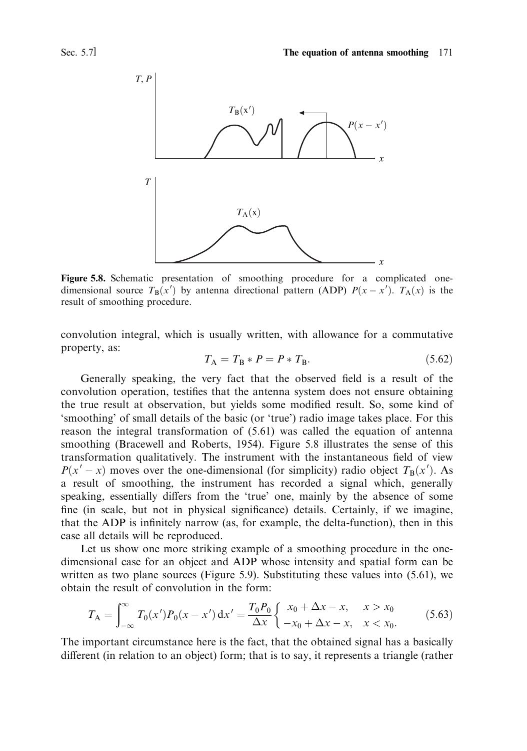**Figure 5.8.** Schematic presentation of smoothing procedure for a complicated one-dimensional source $T_B(x')$ by antenna directional pattern (ADP) $P(x - x')$. $T_A(x)$ is the result of smoothing procedure.

convolution integral, which is usually written, with allowance for a commutative property, as:

$$T_A = T_B * P = P * T_B. \tag{5.62}$$

Generally speaking, the very fact that the observed field is a result of the convolution operation, testifies that the antenna system does not ensure obtaining the true result at observation, but yields some modified result. So, some kind of 'smoothing' of small details of the basic (or 'true') radio image takes place. For this reason the integral transformation of (5.61) was called the equation of antenna smoothing (Bracewell and Roberts, 1954). Figure 5.8 illustrates the sense of this transformation qualitatively. The instrument with the instantaneous field of view $P(x' - x)$ moves over the one-dimensional (for simplicity) radio object $T_B(x')$. As a result of smoothing, the instrument has recorded a signal which, generally speaking, essentially differs from the 'true' one, mainly by the absence of some fine (in scale, but not in physical significance) details. Certainly, if we imagine, that the ADP is infinitely narrow (as, for example, the delta-function), then in this case all details will be reproduced.

Let us show one more striking example of a smoothing procedure in the one-dimensional case for an object and ADP whose intensity and spatial form can be written as two plane sources (Figure 5.9). Substituting these values into (5.61), we obtain the result of convolution in the form:

$$T_A = \int_{-\infty}^{\infty} T_0(x') P_0(x - x')\, dx' = \frac{T_0 P_0}{\Delta x} \begin{cases} x_0 + \Delta x - x, & x > x_0 \\ -x_0 + \Delta x - x, & x < x_0. \end{cases} \tag{5.63}$$

The important circumstance here is the fact, that the obtained signal has a basically different (in relation to an object) form; that is to say, it represents a triangle (rather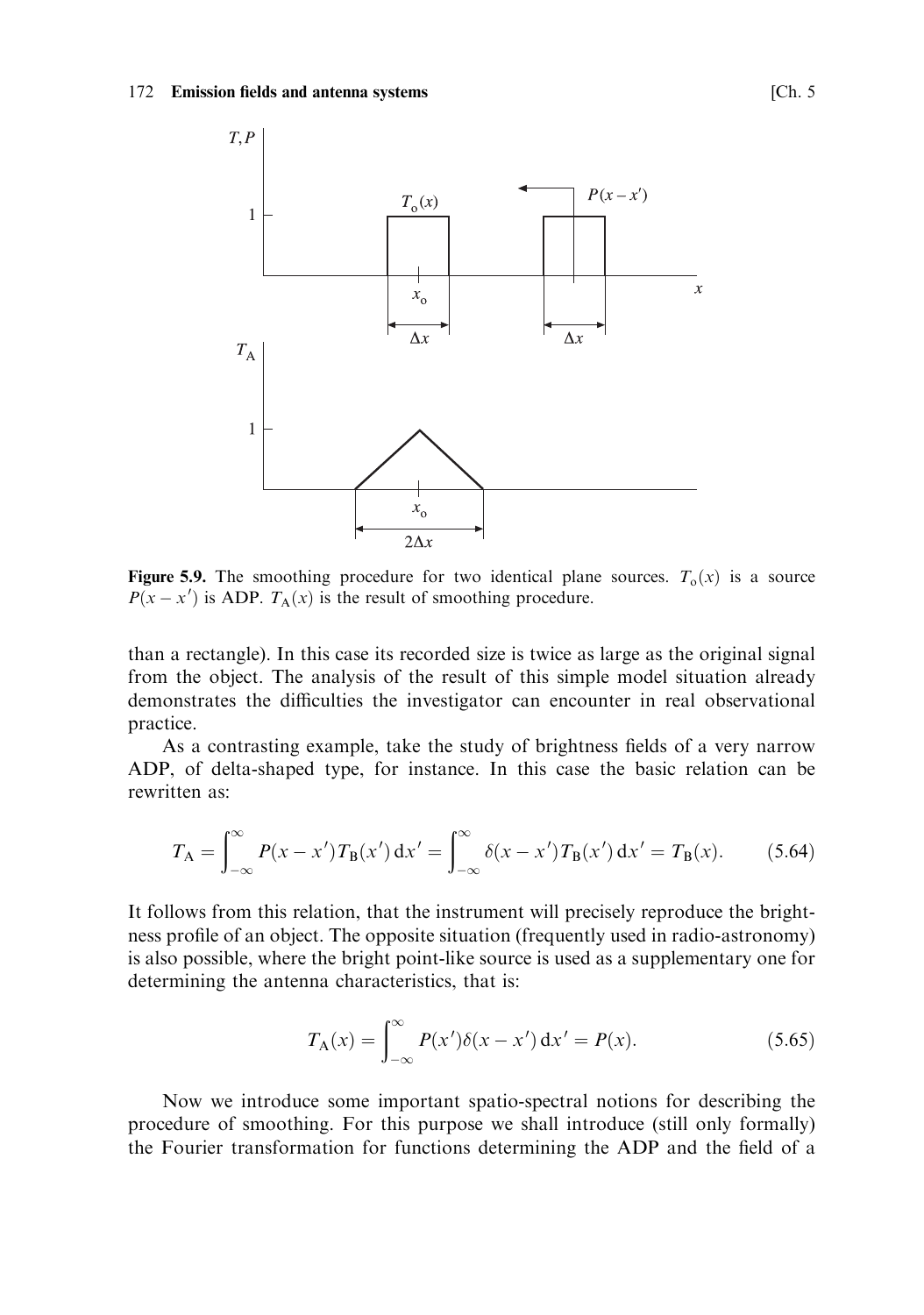**Figure 5.9.** The smoothing procedure for two identical plane sources. $T_o(x)$ is a source $P(x - x')$ is ADP. $T_A(x)$ is the result of smoothing procedure.

than a rectangle). In this case its recorded size is twice as large as the original signal from the object. The analysis of the result of this simple model situation already demonstrates the difficulties the investigator can encounter in real observational practice.

As a contrasting example, take the study of brightness fields of a very narrow ADP, of delta-shaped type, for instance. In this case the basic relation can be rewritten as:

$$T_A = \int_{-\infty}^{\infty} P(x - x')T_B(x')\,dx' = \int_{-\infty}^{\infty} \delta(x - x')T_B(x')\,dx' = T_B(x). \tag{5.64}$$

It follows from this relation, that the instrument will precisely reproduce the brightness profile of an object. The opposite situation (frequently used in radio-astronomy) is also possible, where the bright point-like source is used as a supplementary one for determining the antenna characteristics, that is:

$$T_A(x) = \int_{-\infty}^{\infty} P(x')\delta(x - x')\,dx' = P(x). \tag{5.65}$$

Now we introduce some important spatio-spectral notions for describing the procedure of smoothing. For this purpose we shall introduce (still only formally) the Fourier transformation for functions determining the ADP and the field of a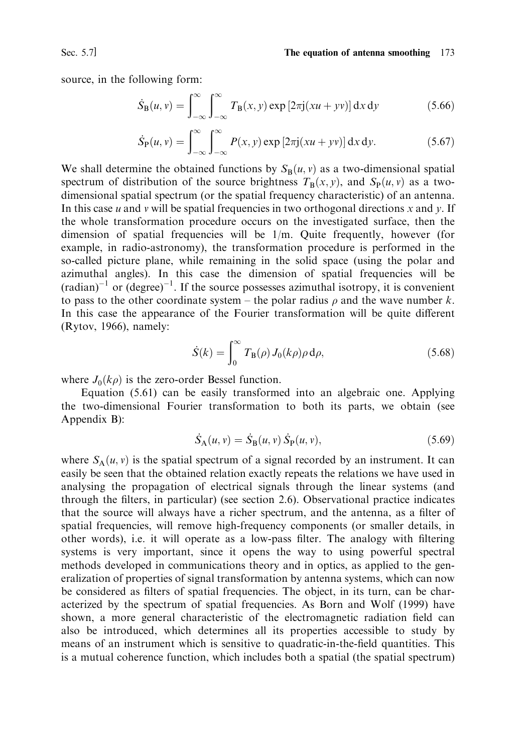source, in the following form:

$$\dot{S}_{\mathrm{B}}(u,v) = \int_{-\infty}^{\infty}\int_{-\infty}^{\infty} T_{\mathrm{B}}(x,y)\exp\left[2\pi \mathrm{j}(xu+yv)\right]\mathrm{d}x\,\mathrm{d}y \tag{5.66}$$

$$\dot{S}_{\mathrm{P}}(u,v) = \int_{-\infty}^{\infty}\int_{-\infty}^{\infty} P(x,y)\exp\left[2\pi \mathrm{j}(xu+yv)\right]\mathrm{d}x\,\mathrm{d}y. \tag{5.67}$$

We shall determine the obtained functions by $S_{\mathrm{B}}(u,v)$ as a two-dimensional spatial spectrum of distribution of the source brightness $T_{\mathrm{B}}(x,y)$, and $S_{\mathrm{P}}(u,v)$ as a two-dimensional spatial spectrum (or the spatial frequency characteristic) of an antenna. In this case $u$ and $v$ will be spatial frequencies in two orthogonal directions $x$ and $y$. If the whole transformation procedure occurs on the investigated surface, then the dimension of spatial frequencies will be 1/m. Quite frequently, however (for example, in radio-astronomy), the transformation procedure is performed in the so-called picture plane, while remaining in the solid space (using the polar and azimuthal angles). In this case the dimension of spatial frequencies will be $(\text{radian})^{-1}$ or $(\text{degree})^{-1}$. If the source possesses azimuthal isotropy, it is convenient to pass to the other coordinate system – the polar radius $\rho$ and the wave number $k$. In this case the appearance of the Fourier transformation will be quite different (Rytov, 1966), namely:

$$\dot{S}(k) = \int_{0}^{\infty} T_{\mathrm{B}}(\rho)\,J_0(k\rho)\rho\,\mathrm{d}\rho, \tag{5.68}$$

where $J_0(k\rho)$ is the zero-order Bessel function.

Equation (5.61) can be easily transformed into an algebraic one. Applying the two-dimensional Fourier transformation to both its parts, we obtain (see Appendix B):

$$\dot{S}_{\mathrm{A}}(u,v) = \dot{S}_{\mathrm{B}}(u,v)\,\dot{S}_{\mathrm{P}}(u,v), \tag{5.69}$$

where $S_{\mathrm{A}}(u,v)$ is the spatial spectrum of a signal recorded by an instrument. It can easily be seen that the obtained relation exactly repeats the relations we have used in analysing the propagation of electrical signals through the linear systems (and through the filters, in particular) (see section 2.6). Observational practice indicates that the source will always have a richer spectrum, and the antenna, as a filter of spatial frequencies, will remove high-frequency components (or smaller details, in other words), i.e. it will operate as a low-pass filter. The analogy with filtering systems is very important, since it opens the way to using powerful spectral methods developed in communications theory and in optics, as applied to the generalization of properties of signal transformation by antenna systems, which can now be considered as filters of spatial frequencies. The object, in its turn, can be characterized by the spectrum of spatial frequencies. As Born and Wolf (1999) have shown, a more general characteristic of the electromagnetic radiation field can also be introduced, which determines all its properties accessible to study by means of an instrument which is sensitive to quadratic-in-the-field quantities. This is a mutual coherence function, which includes both a spatial (the spatial spectrum)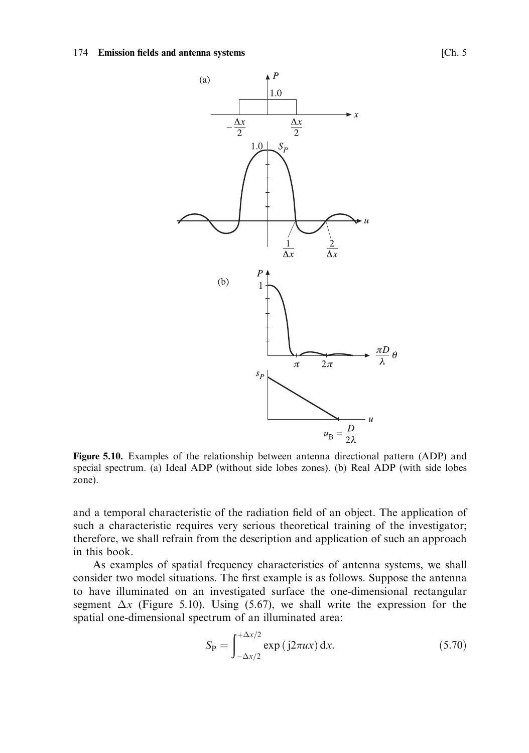**Figure 5.10.** Examples of the relationship between antenna directional pattern (ADP) and special spectrum. (a) Ideal ADP (without side lobes zones). (b) Real ADP (with side lobes zone).

and a temporal characteristic of the radiation field of an object. The application of such a characteristic requires very serious theoretical training of the investigator; therefore, we shall refrain from the description and application of such an approach in this book.

As examples of spatial frequency characteristics of antenna systems, we shall consider two model situations. The first example is as follows. Suppose the antenna to have illuminated on an investigated surface the one-dimensional rectangular segment $\Delta x$ (Figure 5.10). Using (5.67), we shall write the expression for the spatial one-dimensional spectrum of an illuminated area:

$$S_{\mathrm{P}} = \int_{-\Delta x/2}^{+\Delta x/2} \exp\left(\mathrm{j}2\pi ux\right) \mathrm{d}x. \tag{5.70}$$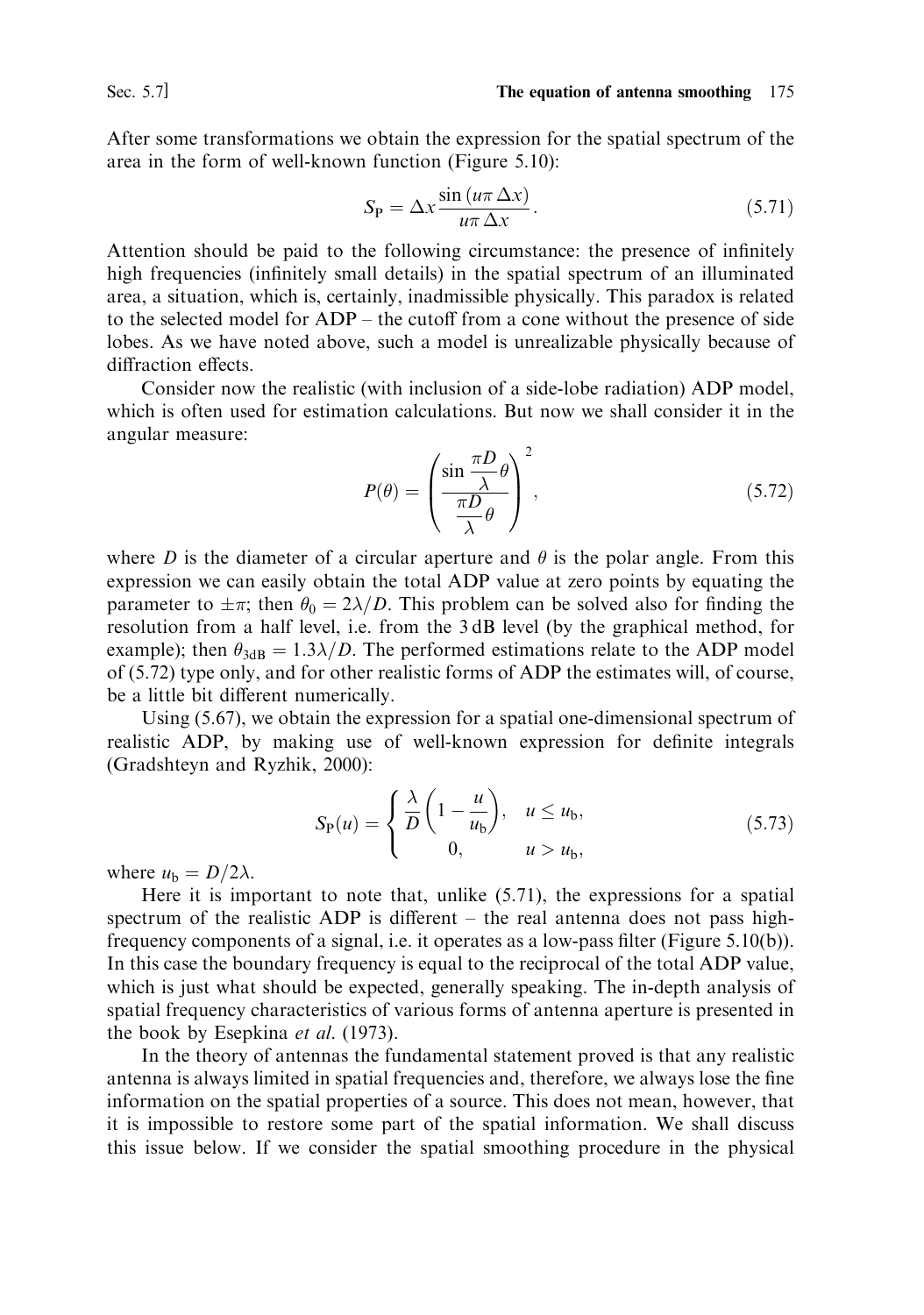After some transformations we obtain the expression for the spatial spectrum of the area in the form of well-known function (Figure 5.10):

$$S_{\mathrm{P}} = \Delta x \frac{\sin(u\pi\,\Delta x)}{u\pi\,\Delta x}. \tag{5.71}$$

Attention should be paid to the following circumstance: the presence of infinitely high frequencies (infinitely small details) in the spatial spectrum of an illuminated area, a situation, which is, certainly, inadmissible physically. This paradox is related to the selected model for ADP – the cutoff from a cone without the presence of side lobes. As we have noted above, such a model is unrealizable physically because of diffraction effects.

Consider now the realistic (with inclusion of a side-lobe radiation) ADP model, which is often used for estimation calculations. But now we shall consider it in the angular measure:

$$P(\theta) = \left( \frac{\sin \dfrac{\pi D}{\lambda}\theta}{\dfrac{\pi D}{\lambda}\theta} \right)^2, \tag{5.72}$$

where $D$ is the diameter of a circular aperture and $\theta$ is the polar angle. From this expression we can easily obtain the total ADP value at zero points by equating the parameter to $\pm\pi$; then $\theta_0 = 2\lambda/D$. This problem can be solved also for finding the resolution from a half level, i.e. from the 3 dB level (by the graphical method, for example); then $\theta_{3\mathrm{dB}} = 1.3\lambda/D$. The performed estimations relate to the ADP model of (5.72) type only, and for other realistic forms of ADP the estimates will, of course, be a little bit different numerically.

Using (5.67), we obtain the expression for a spatial one-dimensional spectrum of realistic ADP, by making use of well-known expression for definite integrals (Gradshteyn and Ryzhik, 2000):

$$S_{\mathrm{P}}(u) = \begin{cases} \dfrac{\lambda}{D}\left(1 - \dfrac{u}{u_{\mathrm{b}}}\right), & u \le u_{\mathrm{b}}, \\ 0, & u > u_{\mathrm{b}}, \end{cases} \tag{5.73}$$

where $u_{\mathrm{b}} = D/2\lambda$.

Here it is important to note that, unlike (5.71), the expressions for a spatial spectrum of the realistic ADP is different – the real antenna does not pass high-frequency components of a signal, i.e. it operates as a low-pass filter (Figure 5.10(b)). In this case the boundary frequency is equal to the reciprocal of the total ADP value, which is just what should be expected, generally speaking. The in-depth analysis of spatial frequency characteristics of various forms of antenna aperture is presented in the book by Esepkina *et al.* (1973).

In the theory of antennas the fundamental statement proved is that any realistic antenna is always limited in spatial frequencies and, therefore, we always lose the fine information on the spatial properties of a source. This does not mean, however, that it is impossible to restore some part of the spatial information. We shall discuss this issue below. If we consider the spatial smoothing procedure in the physical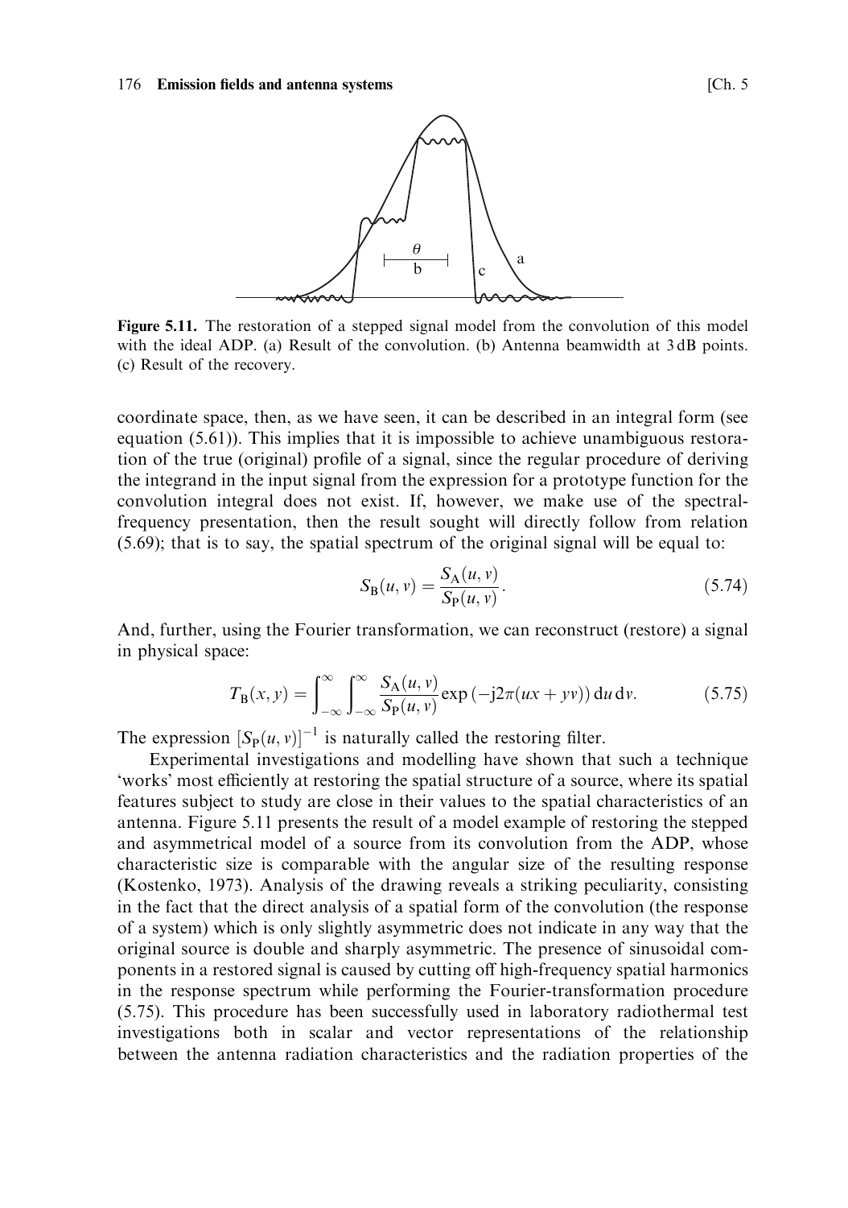**Figure 5.11.** The restoration of a stepped signal model from the convolution of this model with the ideal ADP. (a) Result of the convolution. (b) Antenna beamwidth at 3 dB points. (c) Result of the recovery.

coordinate space, then, as we have seen, it can be described in an integral form (see equation (5.61)). This implies that it is impossible to achieve unambiguous restoration of the true (original) profile of a signal, since the regular procedure of deriving the integrand in the input signal from the expression for a prototype function for the convolution integral does not exist. If, however, we make use of the spectral-frequency presentation, then the result sought will directly follow from relation (5.69); that is to say, the spatial spectrum of the original signal will be equal to:

$$S_B(u, v) = \frac{S_A(u, v)}{S_P(u, v)}. \tag{5.74}$$

And, further, using the Fourier transformation, we can reconstruct (restore) a signal in physical space:

$$T_B(x, y) = \int_{-\infty}^{\infty} \int_{-\infty}^{\infty} \frac{S_A(u, v)}{S_P(u, v)} \exp\left(-j2\pi(ux + yv)\right) du\, dv. \tag{5.75}$$

The expression $[S_P(u, v)]^{-1}$ is naturally called the restoring filter.

Experimental investigations and modelling have shown that such a technique 'works' most efficiently at restoring the spatial structure of a source, where its spatial features subject to study are close in their values to the spatial characteristics of an antenna. Figure 5.11 presents the result of a model example of restoring the stepped and asymmetrical model of a source from its convolution from the ADP, whose characteristic size is comparable with the angular size of the resulting response (Kostenko, 1973). Analysis of the drawing reveals a striking peculiarity, consisting in the fact that the direct analysis of a spatial form of the convolution (the response of a system) which is only slightly asymmetric does not indicate in any way that the original source is double and sharply asymmetric. The presence of sinusoidal components in a restored signal is caused by cutting off high-frequency spatial harmonics in the response spectrum while performing the Fourier-transformation procedure (5.75). This procedure has been successfully used in laboratory radiothermal test investigations both in scalar and vector representations of the relationship between the antenna radiation characteristics and the radiation properties of the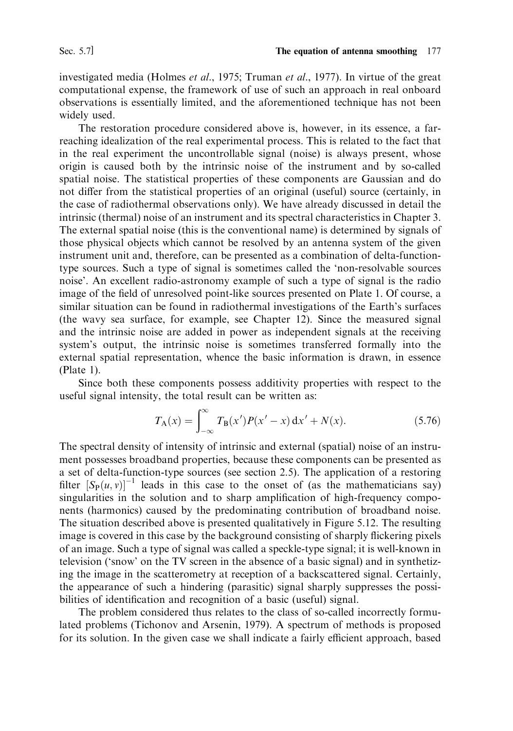investigated media (Holmes *et al.*, 1975; Truman *et al.*, 1977). In virtue of the great computational expense, the framework of use of such an approach in real onboard observations is essentially limited, and the aforementioned technique has not been widely used.

The restoration procedure considered above is, however, in its essence, a far-reaching idealization of the real experimental process. This is related to the fact that in the real experiment the uncontrollable signal (noise) is always present, whose origin is caused both by the intrinsic noise of the instrument and by so-called spatial noise. The statistical properties of these components are Gaussian and do not differ from the statistical properties of an original (useful) source (certainly, in the case of radiothermal observations only). We have already discussed in detail the intrinsic (thermal) noise of an instrument and its spectral characteristics in Chapter 3. The external spatial noise (this is the conventional name) is determined by signals of those physical objects which cannot be resolved by an antenna system of the given instrument unit and, therefore, can be presented as a combination of delta-function-type sources. Such a type of signal is sometimes called the 'non-resolvable sources noise'. An excellent radio-astronomy example of such a type of signal is the radio image of the field of unresolved point-like sources presented on Plate 1. Of course, a similar situation can be found in radiothermal investigations of the Earth's surfaces (the wavy sea surface, for example, see Chapter 12). Since the measured signal and the intrinsic noise are added in power as independent signals at the receiving system's output, the intrinsic noise is sometimes transferred formally into the external spatial representation, whence the basic information is drawn, in essence (Plate 1).

Since both these components possess additivity properties with respect to the useful signal intensity, the total result can be written as:

$$T_A(x) = \int_{-\infty}^{\infty} T_B(x')P(x' - x)\,dx' + N(x). \tag{5.76}$$

The spectral density of intensity of intrinsic and external (spatial) noise of an instrument possesses broadband properties, because these components can be presented as a set of delta-function-type sources (see section 2.5). The application of a restoring filter $[S_P(u, v)]^{-1}$ leads in this case to the onset of (as the mathematicians say) singularities in the solution and to sharp amplification of high-frequency components (harmonics) caused by the predominating contribution of broadband noise. The situation described above is presented qualitatively in Figure 5.12. The resulting image is covered in this case by the background consisting of sharply flickering pixels of an image. Such a type of signal was called a speckle-type signal; it is well-known in television ('snow' on the TV screen in the absence of a basic signal) and in synthetizing the image in the scatterometry at reception of a backscattered signal. Certainly, the appearance of such a hindering (parasitic) signal sharply suppresses the possibilities of identification and recognition of a basic (useful) signal.

The problem considered thus relates to the class of so-called incorrectly formulated problems (Tichonov and Arsenin, 1979). A spectrum of methods is proposed for its solution. In the given case we shall indicate a fairly efficient approach, based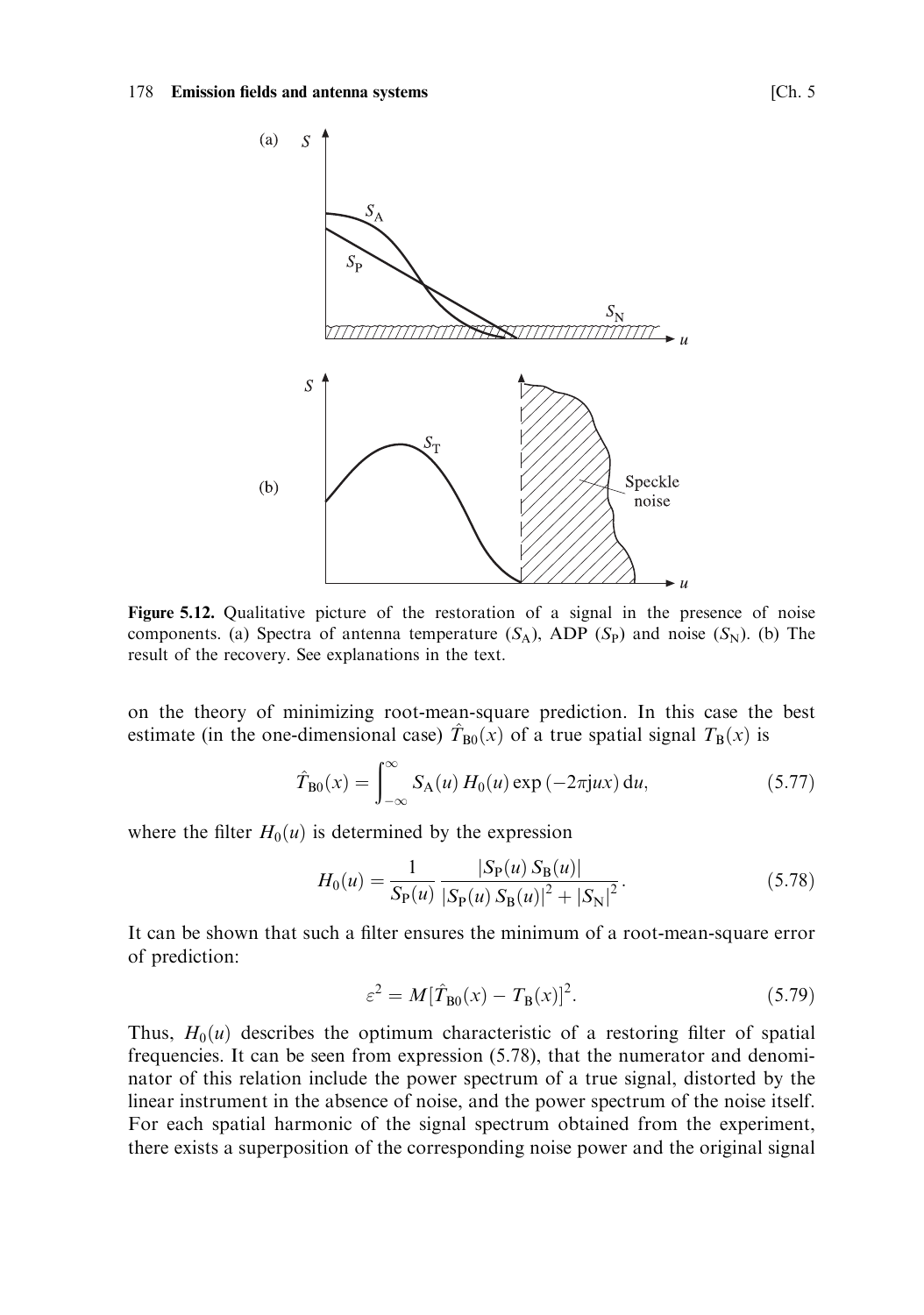**Figure 5.12.** Qualitative picture of the restoration of a signal in the presence of noise components. (a) Spectra of antenna temperature ($S_A$), ADP ($S_P$) and noise ($S_N$). (b) The result of the recovery. See explanations in the text.

on the theory of minimizing root-mean-square prediction. In this case the best estimate (in the one-dimensional case) $\hat{T}_{B0}(x)$ of a true spatial signal $T_B(x)$ is

$$\hat{T}_{B0}(x) = \int_{-\infty}^{\infty} S_A(u)\, H_0(u) \exp(-2\pi j u x)\, du, \tag{5.77}$$

where the filter $H_0(u)$ is determined by the expression

$$H_0(u) = \frac{1}{S_P(u)} \frac{|S_P(u)\, S_B(u)|}{|S_P(u)\, S_B(u)|^2 + |S_N|^2}. \tag{5.78}$$

It can be shown that such a filter ensures the minimum of a root-mean-square error of prediction:

$$\varepsilon^2 = M[\hat{T}_{B0}(x) - T_B(x)]^2. \tag{5.79}$$

Thus, $H_0(u)$ describes the optimum characteristic of a restoring filter of spatial frequencies. It can be seen from expression (5.78), that the numerator and denominator of this relation include the power spectrum of a true signal, distorted by the linear instrument in the absence of noise, and the power spectrum of the noise itself. For each spatial harmonic of the signal spectrum obtained from the experiment, there exists a superposition of the corresponding noise power and the original signal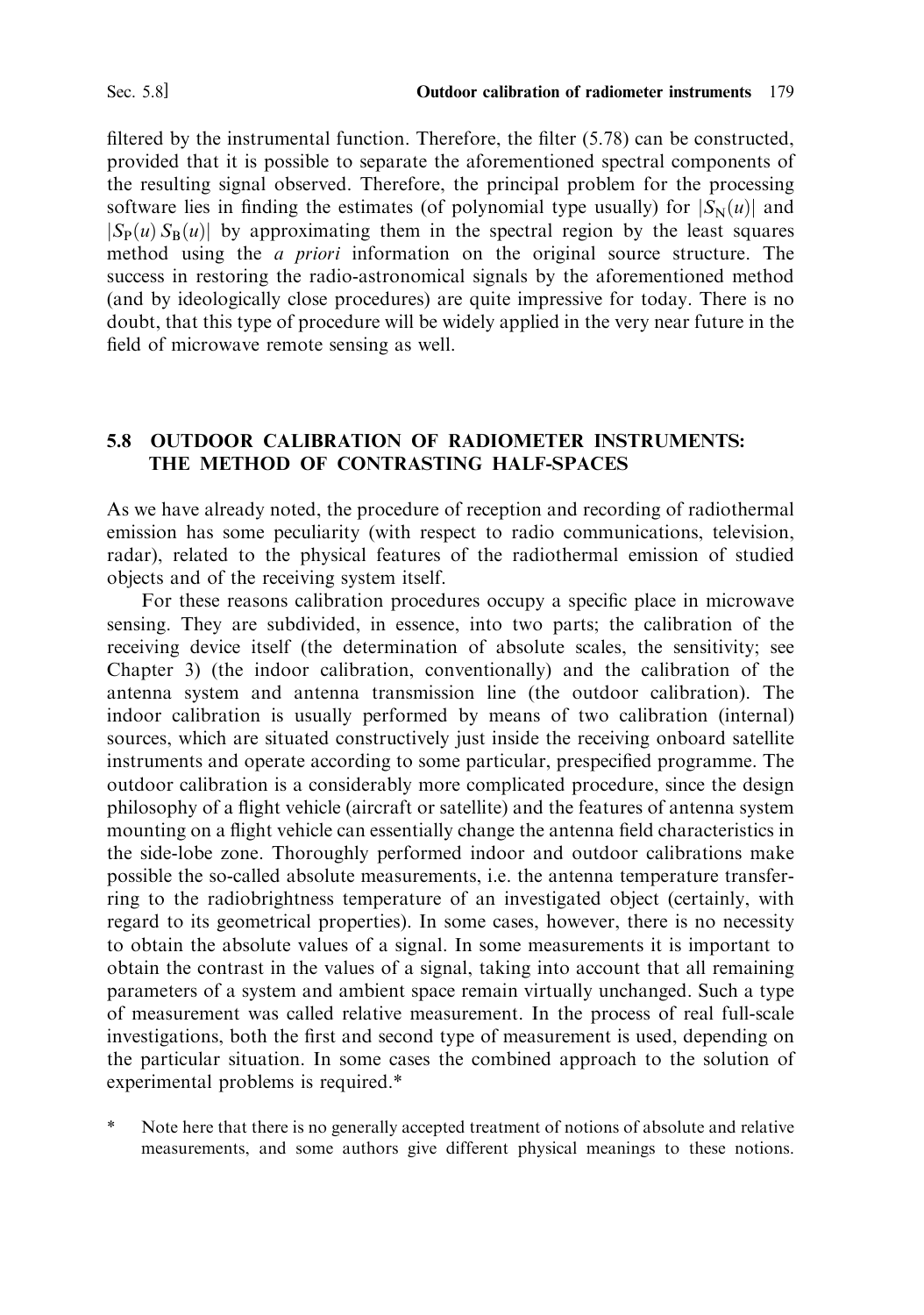filtered by the instrumental function. Therefore, the filter (5.78) can be constructed, provided that it is possible to separate the aforementioned spectral components of the resulting signal observed. Therefore, the principal problem for the processing software lies in finding the estimates (of polynomial type usually) for $|S_N(u)|$ and $|S_P(u)\,S_B(u)|$ by approximating them in the spectral region by the least squares method using the *a priori* information on the original source structure. The success in restoring the radio-astronomical signals by the aforementioned method (and by ideologically close procedures) are quite impressive for today. There is no doubt, that this type of procedure will be widely applied in the very near future in the field of microwave remote sensing as well.

## 5.8 OUTDOOR CALIBRATION OF RADIOMETER INSTRUMENTS: THE METHOD OF CONTRASTING HALF-SPACES

As we have already noted, the procedure of reception and recording of radiothermal emission has some peculiarity (with respect to radio communications, television, radar), related to the physical features of the radiothermal emission of studied objects and of the receiving system itself.

For these reasons calibration procedures occupy a specific place in microwave sensing. They are subdivided, in essence, into two parts; the calibration of the receiving device itself (the determination of absolute scales, the sensitivity; see Chapter 3) (the indoor calibration, conventionally) and the calibration of the antenna system and antenna transmission line (the outdoor calibration). The indoor calibration is usually performed by means of two calibration (internal) sources, which are situated constructively just inside the receiving onboard satellite instruments and operate according to some particular, prespecified programme. The outdoor calibration is a considerably more complicated procedure, since the design philosophy of a flight vehicle (aircraft or satellite) and the features of antenna system mounting on a flight vehicle can essentially change the antenna field characteristics in the side-lobe zone. Thoroughly performed indoor and outdoor calibrations make possible the so-called absolute measurements, i.e. the antenna temperature transferring to the radiobrightness temperature of an investigated object (certainly, with regard to its geometrical properties). In some cases, however, there is no necessity to obtain the absolute values of a signal. In some measurements it is important to obtain the contrast in the values of a signal, taking into account that all remaining parameters of a system and ambient space remain virtually unchanged. Such a type of measurement was called relative measurement. In the process of real full-scale investigations, both the first and second type of measurement is used, depending on the particular situation. In some cases the combined approach to the solution of experimental problems is required.*

* Note here that there is no generally accepted treatment of notions of absolute and relative measurements, and some authors give different physical meanings to these notions.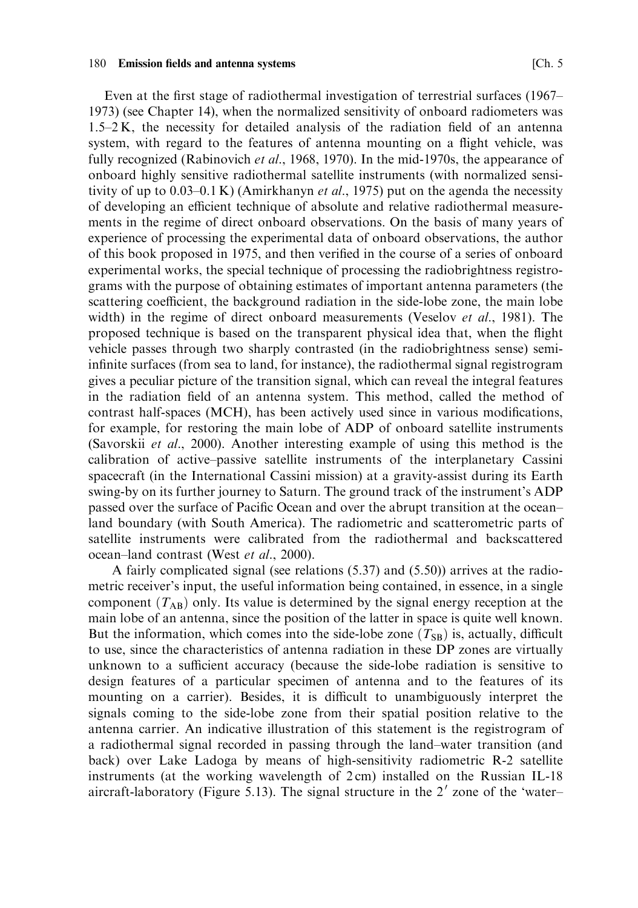Even at the first stage of radiothermal investigation of terrestrial surfaces (1967–1973) (see Chapter 14), when the normalized sensitivity of onboard radiometers was 1.5–2 K, the necessity for detailed analysis of the radiation field of an antenna system, with regard to the features of antenna mounting on a flight vehicle, was fully recognized (Rabinovich *et al.*, 1968, 1970). In the mid-1970s, the appearance of onboard highly sensitive radiothermal satellite instruments (with normalized sensitivity of up to 0.03–0.1 K) (Amirkhanyn *et al.*, 1975) put on the agenda the necessity of developing an efficient technique of absolute and relative radiothermal measurements in the regime of direct onboard observations. On the basis of many years of experience of processing the experimental data of onboard observations, the author of this book proposed in 1975, and then verified in the course of a series of onboard experimental works, the special technique of processing the radiobrightness registrograms with the purpose of obtaining estimates of important antenna parameters (the scattering coefficient, the background radiation in the side-lobe zone, the main lobe width) in the regime of direct onboard measurements (Veselov *et al.*, 1981). The proposed technique is based on the transparent physical idea that, when the flight vehicle passes through two sharply contrasted (in the radiobrightness sense) semi-infinite surfaces (from sea to land, for instance), the radiothermal signal registrogram gives a peculiar picture of the transition signal, which can reveal the integral features in the radiation field of an antenna system. This method, called the method of contrast half-spaces (MCH), has been actively used since in various modifications, for example, for restoring the main lobe of ADP of onboard satellite instruments (Savorskii *et al.*, 2000). Another interesting example of using this method is the calibration of active–passive satellite instruments of the interplanetary Cassini spacecraft (in the International Cassini mission) at a gravity-assist during its Earth swing-by on its further journey to Saturn. The ground track of the instrument's ADP passed over the surface of Pacific Ocean and over the abrupt transition at the ocean–land boundary (with South America). The radiometric and scatterometric parts of satellite instruments were calibrated from the radiothermal and backscattered ocean–land contrast (West *et al.*, 2000).

A fairly complicated signal (see relations (5.37) and (5.50)) arrives at the radiometric receiver's input, the useful information being contained, in essence, in a single component ($T_{\mathrm{AB}}$) only. Its value is determined by the signal energy reception at the main lobe of an antenna, since the position of the latter in space is quite well known. But the information, which comes into the side-lobe zone ($T_{\mathrm{SB}}$) is, actually, difficult to use, since the characteristics of antenna radiation in these DP zones are virtually unknown to a sufficient accuracy (because the side-lobe radiation is sensitive to design features of a particular specimen of antenna and to the features of its mounting on a carrier). Besides, it is difficult to unambiguously interpret the signals coming to the side-lobe zone from their spatial position relative to the antenna carrier. An indicative illustration of this statement is the registrogram of a radiothermal signal recorded in passing through the land–water transition (and back) over Lake Ladoga by means of high-sensitivity radiometric R-2 satellite instruments (at the working wavelength of 2 cm) installed on the Russian IL-18 aircraft-laboratory (Figure 5.13). The signal structure in the $2'$ zone of the 'water–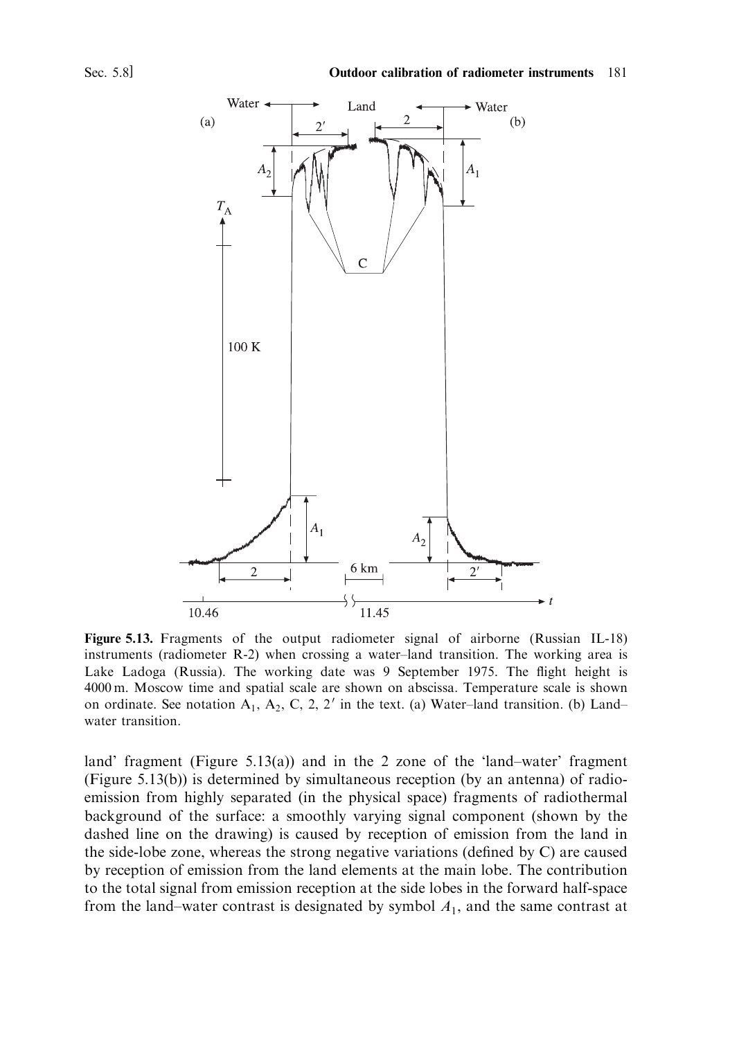**Figure 5.13.** Fragments of the output radiometer signal of airborne (Russian IL-18) instruments (radiometer R-2) when crossing a water–land transition. The working area is Lake Ladoga (Russia). The working date was 9 September 1975. The flight height is 4000 m. Moscow time and spatial scale are shown on abscissa. Temperature scale is shown on ordinate. See notation $A_1$, $A_2$, C, 2, 2′ in the text. (a) Water–land transition. (b) Land–water transition.

land' fragment (Figure 5.13(a)) and in the 2 zone of the 'land–water' fragment (Figure 5.13(b)) is determined by simultaneous reception (by an antenna) of radioemission from highly separated (in the physical space) fragments of radiothermal background of the surface: a smoothly varying signal component (shown by the dashed line on the drawing) is caused by reception of emission from the land in the side-lobe zone, whereas the strong negative variations (defined by C) are caused by reception of emission from the land elements at the main lobe. The contribution to the total signal from emission reception at the side lobes in the forward half-space from the land–water contrast is designated by symbol $A_1$, and the same contrast at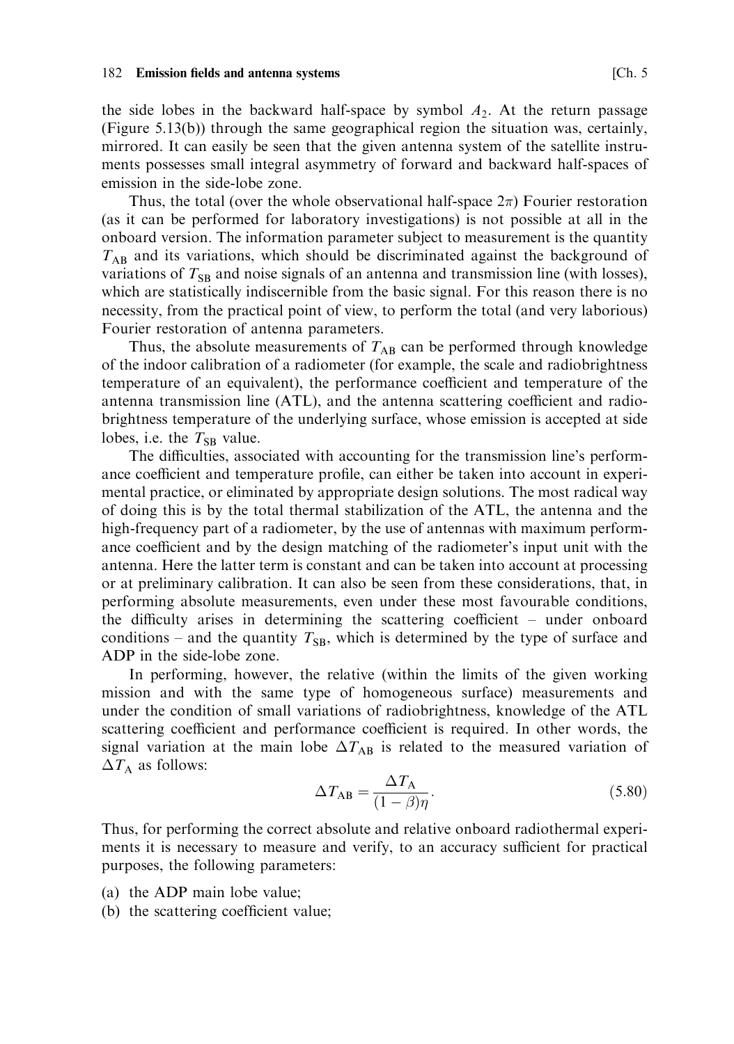the side lobes in the backward half-space by symbol $A_2$. At the return passage (Figure 5.13(b)) through the same geographical region the situation was, certainly, mirrored. It can easily be seen that the given antenna system of the satellite instruments possesses small integral asymmetry of forward and backward half-spaces of emission in the side-lobe zone.

Thus, the total (over the whole observational half-space $2\pi$) Fourier restoration (as it can be performed for laboratory investigations) is not possible at all in the onboard version. The information parameter subject to measurement is the quantity $T_{AB}$ and its variations, which should be discriminated against the background of variations of $T_{SB}$ and noise signals of an antenna and transmission line (with losses), which are statistically indiscernible from the basic signal. For this reason there is no necessity, from the practical point of view, to perform the total (and very laborious) Fourier restoration of antenna parameters.

Thus, the absolute measurements of $T_{AB}$ can be performed through knowledge of the indoor calibration of a radiometer (for example, the scale and radiobrightness temperature of an equivalent), the performance coefficient and temperature of the antenna transmission line (ATL), and the antenna scattering coefficient and radiobrightness temperature of the underlying surface, whose emission is accepted at side lobes, i.e. the $T_{SB}$ value.

The difficulties, associated with accounting for the transmission line's performance coefficient and temperature profile, can either be taken into account in experimental practice, or eliminated by appropriate design solutions. The most radical way of doing this is by the total thermal stabilization of the ATL, the antenna and the high-frequency part of a radiometer, by the use of antennas with maximum performance coefficient and by the design matching of the radiometer's input unit with the antenna. Here the latter term is constant and can be taken into account at processing or at preliminary calibration. It can also be seen from these considerations, that, in performing absolute measurements, even under these most favourable conditions, the difficulty arises in determining the scattering coefficient – under onboard conditions – and the quantity $T_{SB}$, which is determined by the type of surface and ADP in the side-lobe zone.

In performing, however, the relative (within the limits of the given working mission and with the same type of homogeneous surface) measurements and under the condition of small variations of radiobrightness, knowledge of the ATL scattering coefficient and performance coefficient is required. In other words, the signal variation at the main lobe $\Delta T_{AB}$ is related to the measured variation of $\Delta T_A$ as follows:

$$\Delta T_{AB} = \frac{\Delta T_A}{(1-\beta)\eta}. \tag{5.80}$$

Thus, for performing the correct absolute and relative onboard radiothermal experiments it is necessary to measure and verify, to an accuracy sufficient for practical purposes, the following parameters:

(a) the ADP main lobe value;
(b) the scattering coefficient value;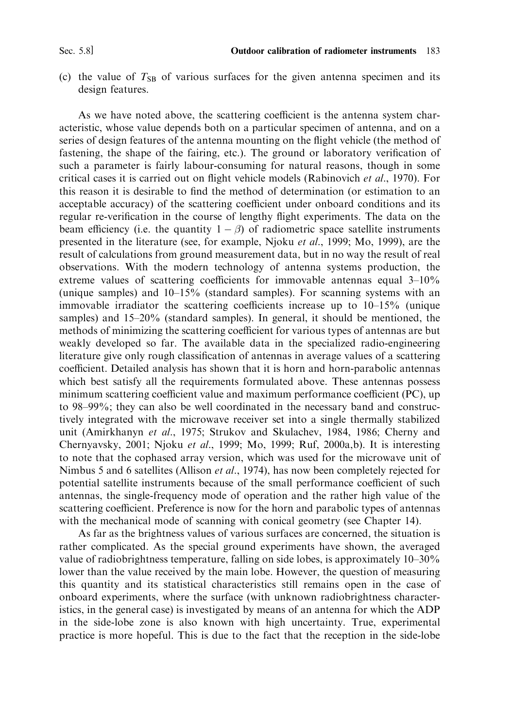(c) the value of $T_{SB}$ of various surfaces for the given antenna specimen and its design features.

As we have noted above, the scattering coefficient is the antenna system characteristic, whose value depends both on a particular specimen of antenna, and on a series of design features of the antenna mounting on the flight vehicle (the method of fastening, the shape of the fairing, etc.). The ground or laboratory verification of such a parameter is fairly labour-consuming for natural reasons, though in some critical cases it is carried out on flight vehicle models (Rabinovich *et al*., 1970). For this reason it is desirable to find the method of determination (or estimation to an acceptable accuracy) of the scattering coefficient under onboard conditions and its regular re-verification in the course of lengthy flight experiments. The data on the beam efficiency (i.e. the quantity $1 - \beta$) of radiometric space satellite instruments presented in the literature (see, for example, Njoku *et al*., 1999; Mo, 1999), are the result of calculations from ground measurement data, but in no way the result of real observations. With the modern technology of antenna systems production, the extreme values of scattering coefficients for immovable antennas equal 3–10% (unique samples) and 10–15% (standard samples). For scanning systems with an immovable irradiator the scattering coefficients increase up to 10–15% (unique samples) and 15–20% (standard samples). In general, it should be mentioned, the methods of minimizing the scattering coefficient for various types of antennas are but weakly developed so far. The available data in the specialized radio-engineering literature give only rough classification of antennas in average values of a scattering coefficient. Detailed analysis has shown that it is horn and horn-parabolic antennas which best satisfy all the requirements formulated above. These antennas possess minimum scattering coefficient value and maximum performance coefficient (PC), up to 98–99%; they can also be well coordinated in the necessary band and constructively integrated with the microwave receiver set into a single thermally stabilized unit (Amirkhanyn *et al*., 1975; Strukov and Skulachev, 1984, 1986; Cherny and Chernyavsky, 2001; Njoku *et al*., 1999; Mo, 1999; Ruf, 2000a,b). It is interesting to note that the cophased array version, which was used for the microwave unit of Nimbus 5 and 6 satellites (Allison *et al*., 1974), has now been completely rejected for potential satellite instruments because of the small performance coefficient of such antennas, the single-frequency mode of operation and the rather high value of the scattering coefficient. Preference is now for the horn and parabolic types of antennas with the mechanical mode of scanning with conical geometry (see Chapter 14).

As far as the brightness values of various surfaces are concerned, the situation is rather complicated. As the special ground experiments have shown, the averaged value of radiobrightness temperature, falling on side lobes, is approximately 10–30% lower than the value received by the main lobe. However, the question of measuring this quantity and its statistical characteristics still remains open in the case of onboard experiments, where the surface (with unknown radiobrightness characteristics, in the general case) is investigated by means of an antenna for which the ADP in the side-lobe zone is also known with high uncertainty. True, experimental practice is more hopeful. This is due to the fact that the reception in the side-lobe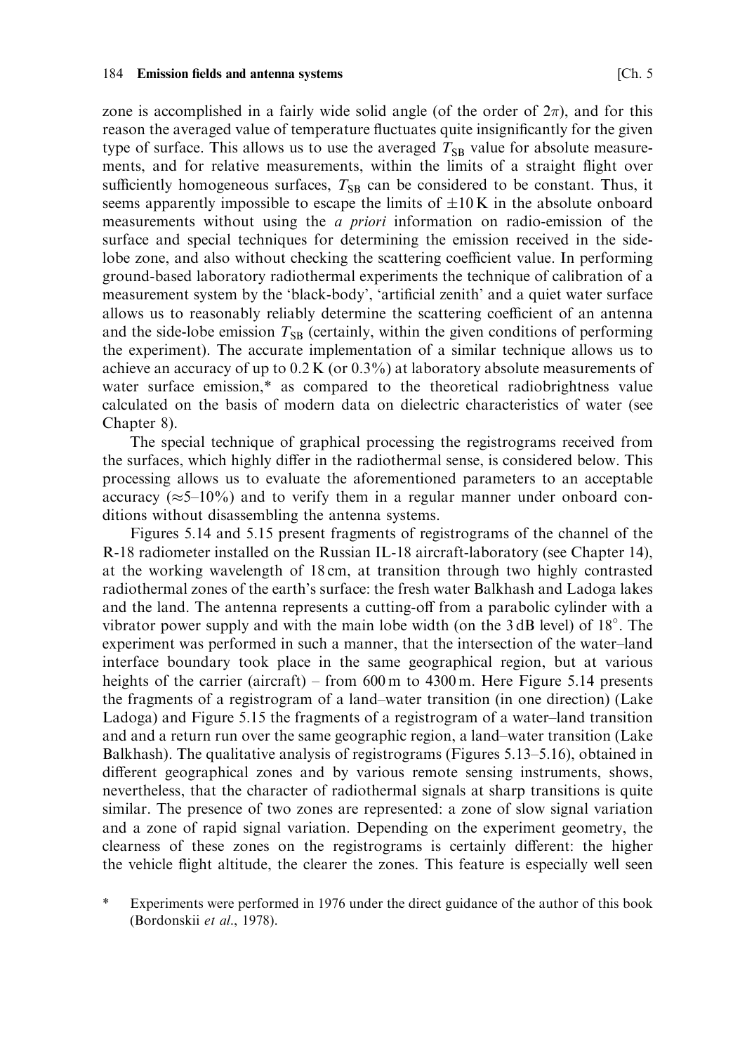zone is accomplished in a fairly wide solid angle (of the order of $2\pi$), and for this reason the averaged value of temperature fluctuates quite insignificantly for the given type of surface. This allows us to use the averaged $T_{SB}$ value for absolute measurements, and for relative measurements, within the limits of a straight flight over sufficiently homogeneous surfaces, $T_{SB}$ can be considered to be constant. Thus, it seems apparently impossible to escape the limits of $\pm 10$ K in the absolute onboard measurements without using the *a priori* information on radio-emission of the surface and special techniques for determining the emission received in the side-lobe zone, and also without checking the scattering coefficient value. In performing ground-based laboratory radiothermal experiments the technique of calibration of a measurement system by the 'black-body', 'artificial zenith' and a quiet water surface allows us to reasonably reliably determine the scattering coefficient of an antenna and the side-lobe emission $T_{SB}$ (certainly, within the given conditions of performing the experiment). The accurate implementation of a similar technique allows us to achieve an accuracy of up to 0.2 K (or 0.3%) at laboratory absolute measurements of water surface emission,* as compared to the theoretical radiobrightness value calculated on the basis of modern data on dielectric characteristics of water (see Chapter 8).

The special technique of graphical processing the registrograms received from the surfaces, which highly differ in the radiothermal sense, is considered below. This processing allows us to evaluate the aforementioned parameters to an acceptable accuracy ($\approx$5–10%) and to verify them in a regular manner under onboard conditions without disassembling the antenna systems.

Figures 5.14 and 5.15 present fragments of registrograms of the channel of the R-18 radiometer installed on the Russian IL-18 aircraft-laboratory (see Chapter 14), at the working wavelength of 18 cm, at transition through two highly contrasted radiothermal zones of the earth's surface: the fresh water Balkhash and Ladoga lakes and the land. The antenna represents a cutting-off from a parabolic cylinder with a vibrator power supply and with the main lobe width (on the 3 dB level) of 18°. The experiment was performed in such a manner, that the intersection of the water–land interface boundary took place in the same geographical region, but at various heights of the carrier (aircraft) – from 600 m to 4300 m. Here Figure 5.14 presents the fragments of a registrogram of a land–water transition (in one direction) (Lake Ladoga) and Figure 5.15 the fragments of a registrogram of a water–land transition and and a return run over the same geographic region, a land–water transition (Lake Balkhash). The qualitative analysis of registrograms (Figures 5.13–5.16), obtained in different geographical zones and by various remote sensing instruments, shows, nevertheless, that the character of radiothermal signals at sharp transitions is quite similar. The presence of two zones are represented: a zone of slow signal variation and a zone of rapid signal variation. Depending on the experiment geometry, the clearness of these zones on the registrograms is certainly different: the higher the vehicle flight altitude, the clearer the zones. This feature is especially well seen

\* Experiments were performed in 1976 under the direct guidance of the author of this book (Bordonskii *et al.*, 1978).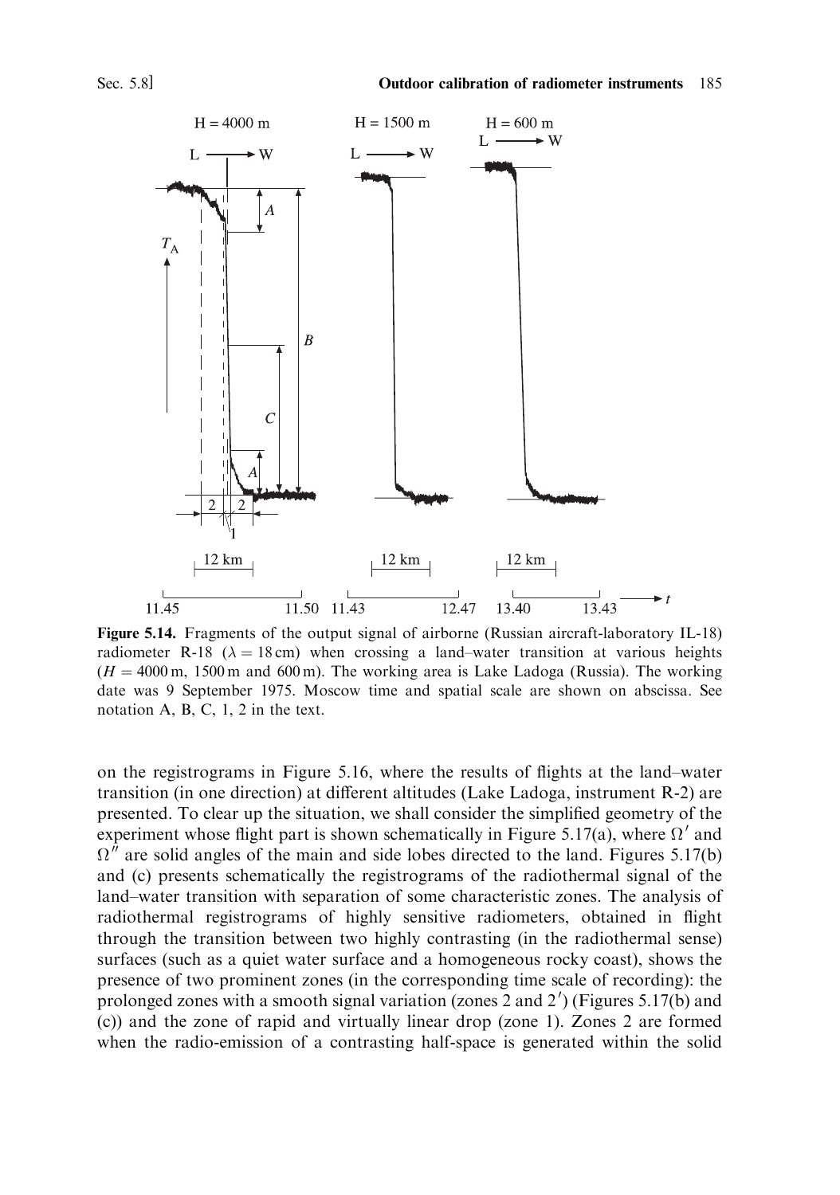**Figure 5.14.** Fragments of the output signal of airborne (Russian aircraft-laboratory IL-18) radiometer R-18 ($\lambda = 18$ cm) when crossing a land–water transition at various heights ($H = 4000$ m, 1500 m and 600 m). The working area is Lake Ladoga (Russia). The working date was 9 September 1975. Moscow time and spatial scale are shown on abscissa. See notation A, B, C, 1, 2 in the text.

on the registrograms in Figure 5.16, where the results of flights at the land–water transition (in one direction) at different altitudes (Lake Ladoga, instrument R-2) are presented. To clear up the situation, we shall consider the simplified geometry of the experiment whose flight part is shown schematically in Figure 5.17(a), where $\Omega'$ and $\Omega''$ are solid angles of the main and side lobes directed to the land. Figures 5.17(b) and (c) presents schematically the registrograms of the radiothermal signal of the land–water transition with separation of some characteristic zones. The analysis of radiothermal registrograms of highly sensitive radiometers, obtained in flight through the transition between two highly contrasting (in the radiothermal sense) surfaces (such as a quiet water surface and a homogeneous rocky coast), shows the presence of two prominent zones (in the corresponding time scale of recording): the prolonged zones with a smooth signal variation (zones 2 and 2′) (Figures 5.17(b) and (c)) and the zone of rapid and virtually linear drop (zone 1). Zones 2 are formed when the radio-emission of a contrasting half-space is generated within the solid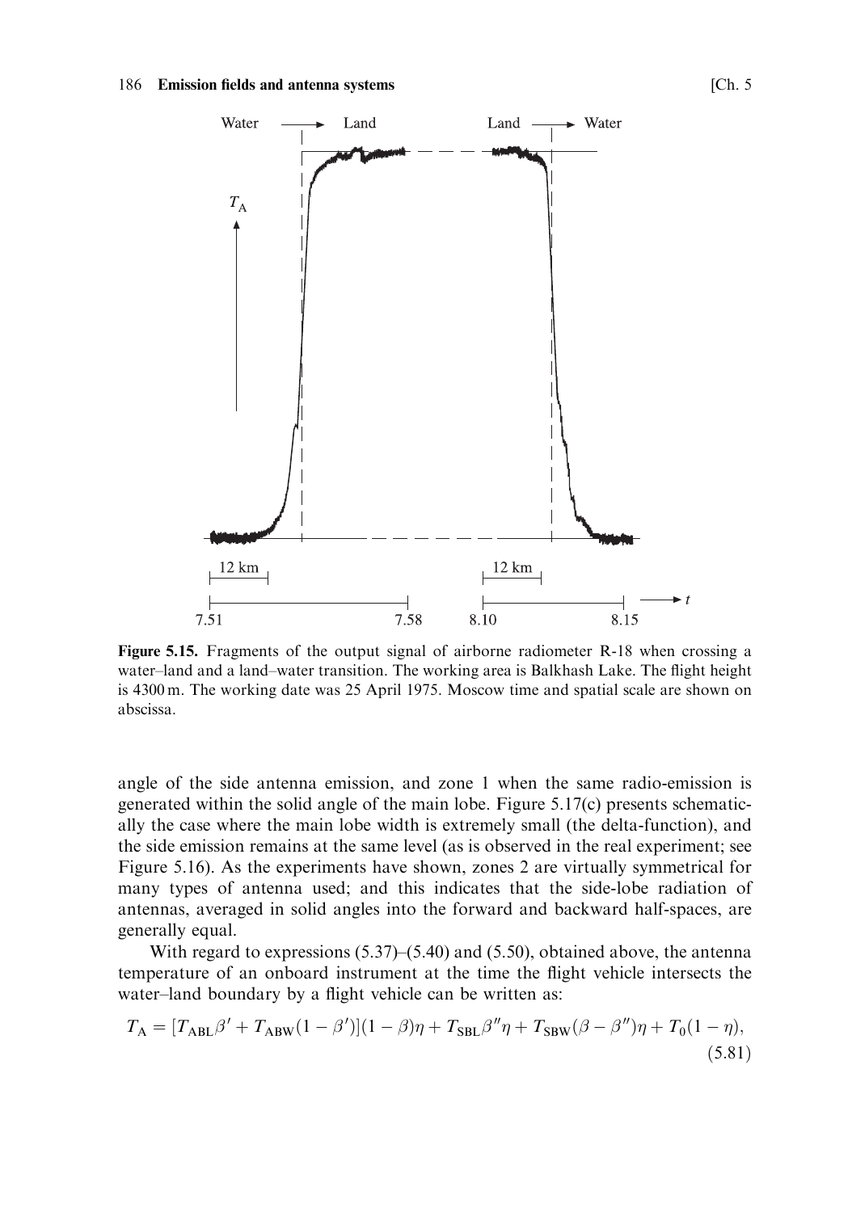**Figure 5.15.** Fragments of the output signal of airborne radiometer R-18 when crossing a water–land and a land–water transition. The working area is Balkhash Lake. The flight height is 4300 m. The working date was 25 April 1975. Moscow time and spatial scale are shown on abscissa.

angle of the side antenna emission, and zone 1 when the same radio-emission is generated within the solid angle of the main lobe. Figure 5.17(c) presents schematically the case where the main lobe width is extremely small (the delta-function), and the side emission remains at the same level (as is observed in the real experiment; see Figure 5.16). As the experiments have shown, zones 2 are virtually symmetrical for many types of antenna used; and this indicates that the side-lobe radiation of antennas, averaged in solid angles into the forward and backward half-spaces, are generally equal.

With regard to expressions (5.37)–(5.40) and (5.50), obtained above, the antenna temperature of an onboard instrument at the time the flight vehicle intersects the water–land boundary by a flight vehicle can be written as:

$$T_{\mathrm{A}} = [T_{\mathrm{ABL}}\beta' + T_{\mathrm{ABW}}(1-\beta')](1-\beta)\eta + T_{\mathrm{SBL}}\beta''\eta + T_{\mathrm{SBW}}(\beta-\beta'')\eta + T_0(1-\eta), \tag{5.81}$$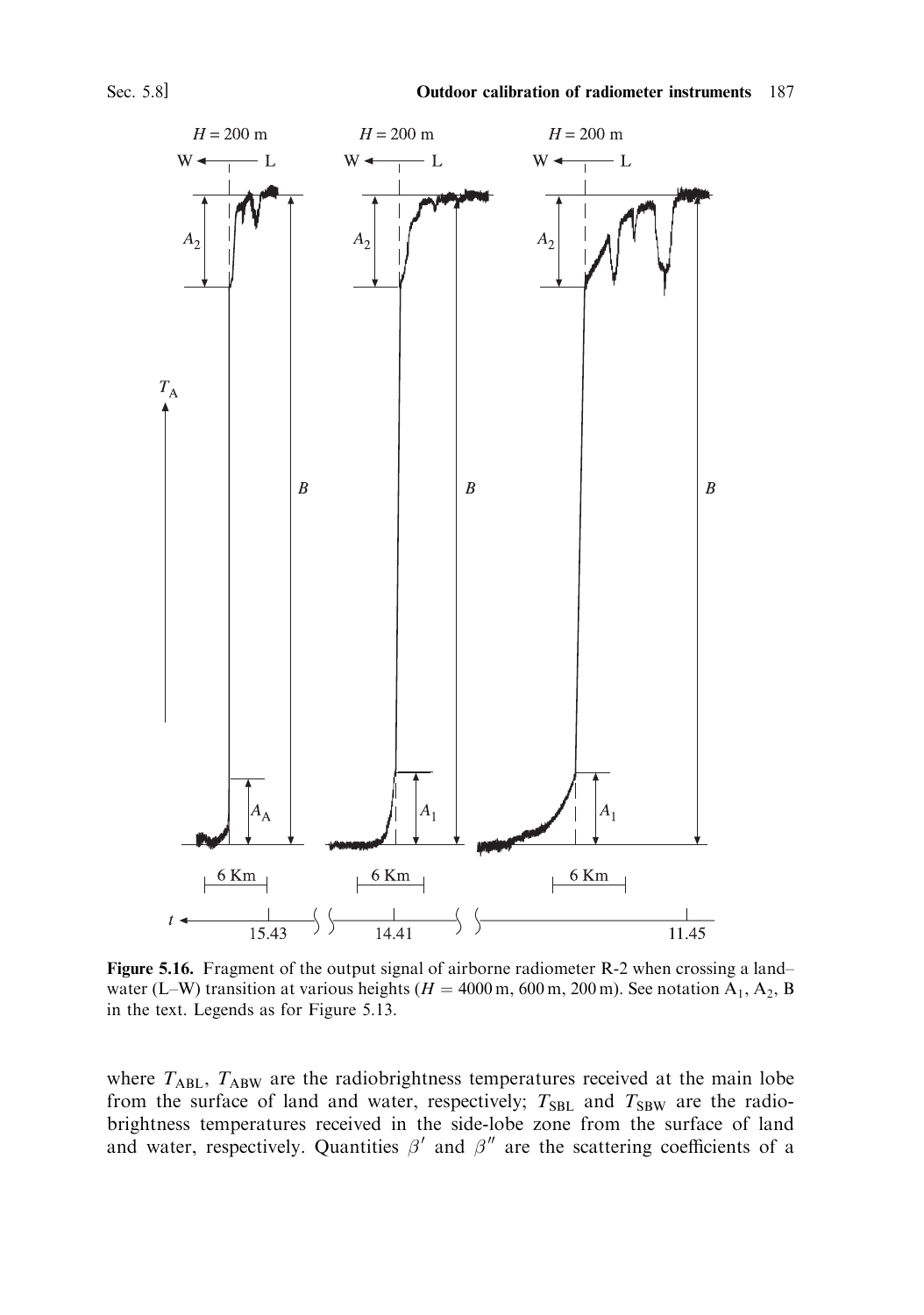**Figure 5.16.** Fragment of the output signal of airborne radiometer R-2 when crossing a land–water (L–W) transition at various heights ($H = 4000$ m, 600 m, 200 m). See notation $A_1$, $A_2$, B in the text. Legends as for Figure 5.13.

where $T_{ABL}$, $T_{ABW}$ are the radiobrightness temperatures received at the main lobe from the surface of land and water, respectively; $T_{SBL}$ and $T_{SBW}$ are the radiobrightness temperatures received in the side-lobe zone from the surface of land and water, respectively. Quantities $\beta'$ and $\beta''$ are the scattering coefficients of a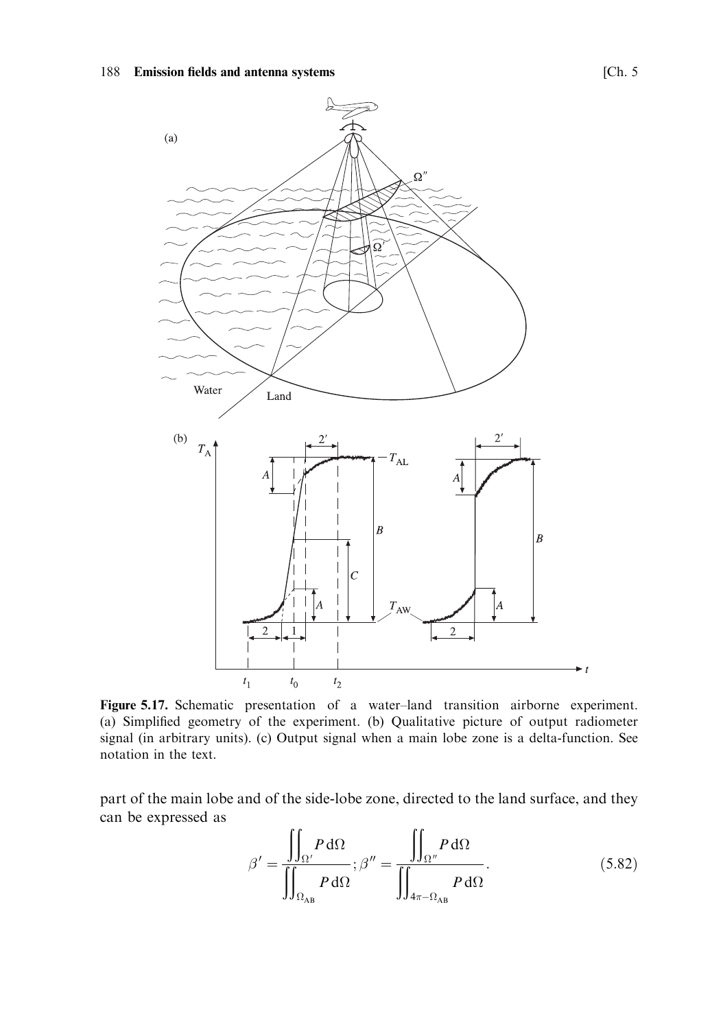**Figure 5.17.** Schematic presentation of a water–land transition airborne experiment. (a) Simplified geometry of the experiment. (b) Qualitative picture of output radiometer signal (in arbitrary units). (c) Output signal when a main lobe zone is a delta-function. See notation in the text.

part of the main lobe and of the side-lobe zone, directed to the land surface, and they can be expressed as

$$\beta' = \frac{\iint_{\Omega'} P \, d\Omega}{\iint_{\Omega_{AB}} P \, d\Omega}; \beta'' = \frac{\iint_{\Omega''} P \, d\Omega}{\iint_{4\pi - \Omega_{AB}} P \, d\Omega}. \tag{5.82}$$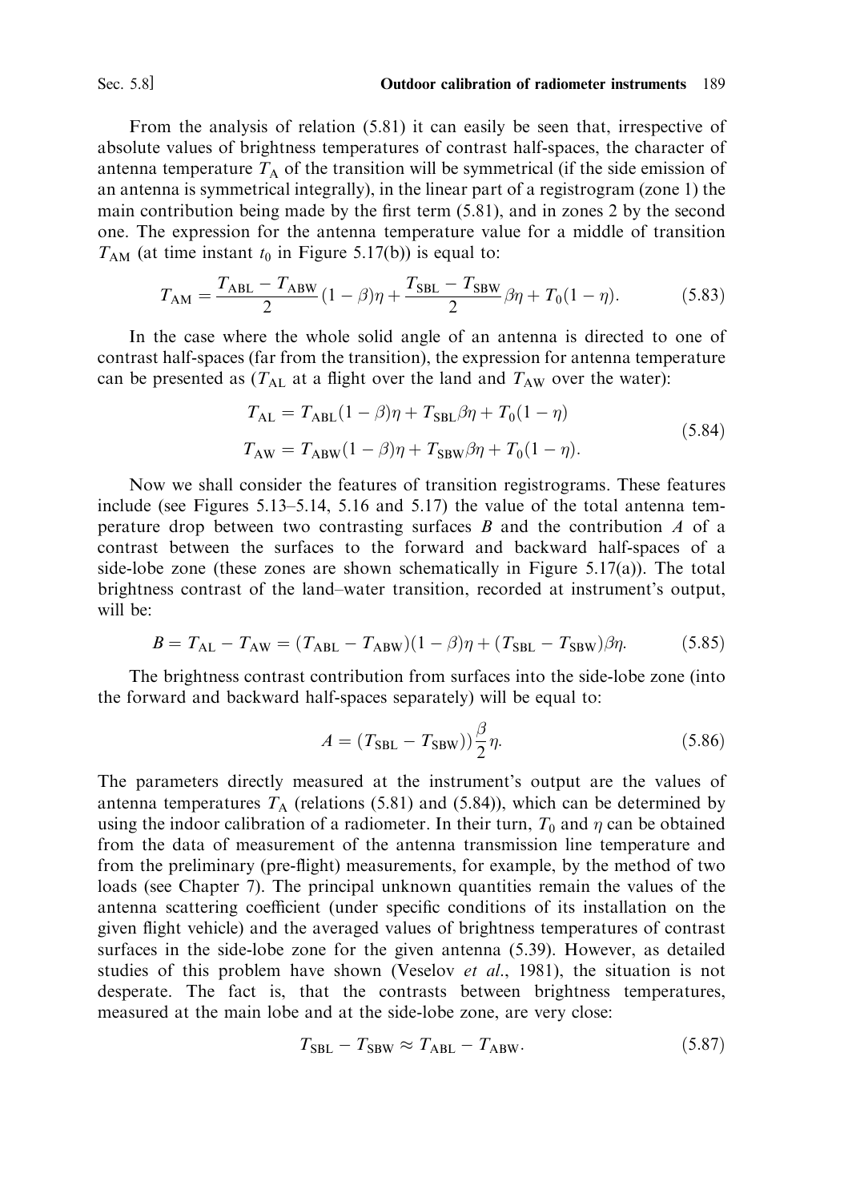From the analysis of relation (5.81) it can easily be seen that, irrespective of absolute values of brightness temperatures of contrast half-spaces, the character of antenna temperature $T_A$ of the transition will be symmetrical (if the side emission of an antenna is symmetrical integrally), in the linear part of a registrogram (zone 1) the main contribution being made by the first term (5.81), and in zones 2 by the second one. The expression for the antenna temperature value for a middle of transition $T_{AM}$ (at time instant $t_0$ in Figure 5.17(b)) is equal to:

$$T_{AM} = \frac{T_{ABL} - T_{ABW}}{2}(1 - \beta)\eta + \frac{T_{SBL} - T_{SBW}}{2}\beta\eta + T_0(1 - \eta). \tag{5.83}$$

In the case where the whole solid angle of an antenna is directed to one of contrast half-spaces (far from the transition), the expression for antenna temperature can be presented as ($T_{AL}$ at a flight over the land and $T_{AW}$ over the water):

$$\begin{aligned} T_{AL} &= T_{ABL}(1 - \beta)\eta + T_{SBL}\beta\eta + T_0(1 - \eta) \\ T_{AW} &= T_{ABW}(1 - \beta)\eta + T_{SBW}\beta\eta + T_0(1 - \eta). \end{aligned} \tag{5.84}$$

Now we shall consider the features of transition registrograms. These features include (see Figures 5.13–5.14, 5.16 and 5.17) the value of the total antenna temperature drop between two contrasting surfaces $B$ and the contribution $A$ of a contrast between the surfaces to the forward and backward half-spaces of a side-lobe zone (these zones are shown schematically in Figure 5.17(a)). The total brightness contrast of the land–water transition, recorded at instrument's output, will be:

$$B = T_{AL} - T_{AW} = (T_{ABL} - T_{ABW})(1 - \beta)\eta + (T_{SBL} - T_{SBW})\beta\eta. \tag{5.85}$$

The brightness contrast contribution from surfaces into the side-lobe zone (into the forward and backward half-spaces separately) will be equal to:

$$A = (T_{SBL} - T_{SBW}))\frac{\beta}{2}\eta. \tag{5.86}$$

The parameters directly measured at the instrument's output are the values of antenna temperatures $T_A$ (relations (5.81) and (5.84)), which can be determined by using the indoor calibration of a radiometer. In their turn, $T_0$ and $\eta$ can be obtained from the data of measurement of the antenna transmission line temperature and from the preliminary (pre-flight) measurements, for example, by the method of two loads (see Chapter 7). The principal unknown quantities remain the values of the antenna scattering coefficient (under specific conditions of its installation on the given flight vehicle) and the averaged values of brightness temperatures of contrast surfaces in the side-lobe zone for the given antenna (5.39). However, as detailed studies of this problem have shown (Veselov *et al.*, 1981), the situation is not desperate. The fact is, that the contrasts between brightness temperatures, measured at the main lobe and at the side-lobe zone, are very close:

$$T_{SBL} - T_{SBW} \approx T_{ABL} - T_{ABW}. \tag{5.87}$$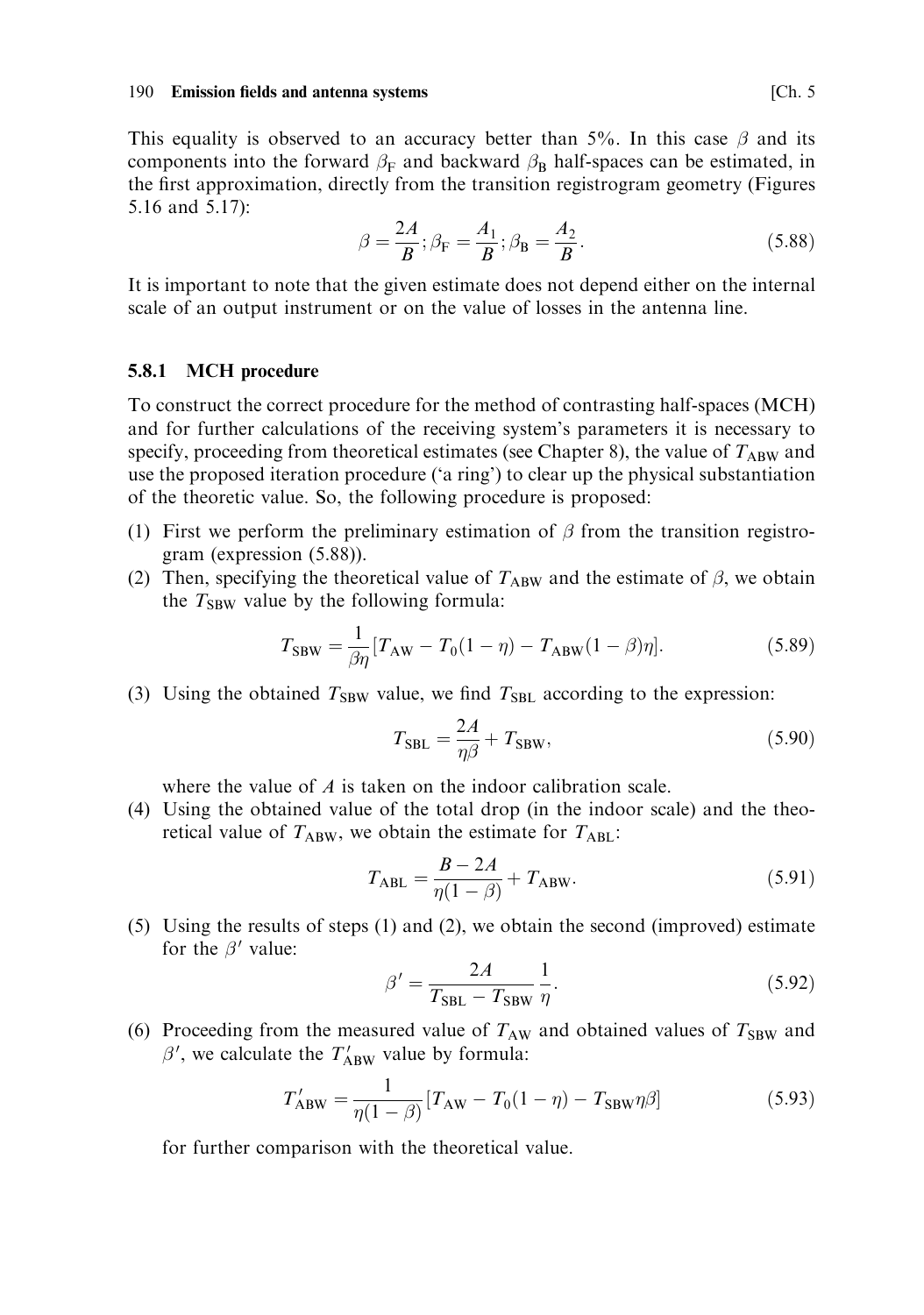This equality is observed to an accuracy better than 5%. In this case $\beta$ and its components into the forward $\beta_F$ and backward $\beta_B$ half-spaces can be estimated, in the first approximation, directly from the transition registrogram geometry (Figures 5.16 and 5.17):

$$\beta = \frac{2A}{B}; \beta_F = \frac{A_1}{B}; \beta_B = \frac{A_2}{B}. \tag{5.88}$$

It is important to note that the given estimate does not depend either on the internal scale of an output instrument or on the value of losses in the antenna line.

### 5.8.1 MCH procedure

To construct the correct procedure for the method of contrasting half-spaces (MCH) and for further calculations of the receiving system's parameters it is necessary to specify, proceeding from theoretical estimates (see Chapter 8), the value of $T_{ABW}$ and use the proposed iteration procedure ('a ring') to clear up the physical substantiation of the theoretic value. So, the following procedure is proposed:

(1) First we perform the preliminary estimation of $\beta$ from the transition registrogram (expression (5.88)).

(2) Then, specifying the theoretical value of $T_{ABW}$ and the estimate of $\beta$, we obtain the $T_{SBW}$ value by the following formula:

$$T_{SBW} = \frac{1}{\beta\eta}[T_{AW} - T_0(1-\eta) - T_{ABW}(1-\beta)\eta]. \tag{5.89}$$

(3) Using the obtained $T_{SBW}$ value, we find $T_{SBL}$ according to the expression:

$$T_{SBL} = \frac{2A}{\eta\beta} + T_{SBW}, \tag{5.90}$$

where the value of $A$ is taken on the indoor calibration scale.

(4) Using the obtained value of the total drop (in the indoor scale) and the theoretical value of $T_{ABW}$, we obtain the estimate for $T_{ABL}$:

$$T_{ABL} = \frac{B-2A}{\eta(1-\beta)} + T_{ABW}. \tag{5.91}$$

(5) Using the results of steps (1) and (2), we obtain the second (improved) estimate for the $\beta'$ value:

$$\beta' = \frac{2A}{T_{SBL} - T_{SBW}}\frac{1}{\eta}. \tag{5.92}$$

(6) Proceeding from the measured value of $T_{AW}$ and obtained values of $T_{SBW}$ and $\beta'$, we calculate the $T'_{ABW}$ value by formula:

$$T'_{ABW} = \frac{1}{\eta(1-\beta)}[T_{AW} - T_0(1-\eta) - T_{SBW}\eta\beta] \tag{5.93}$$

for further comparison with the theoretical value.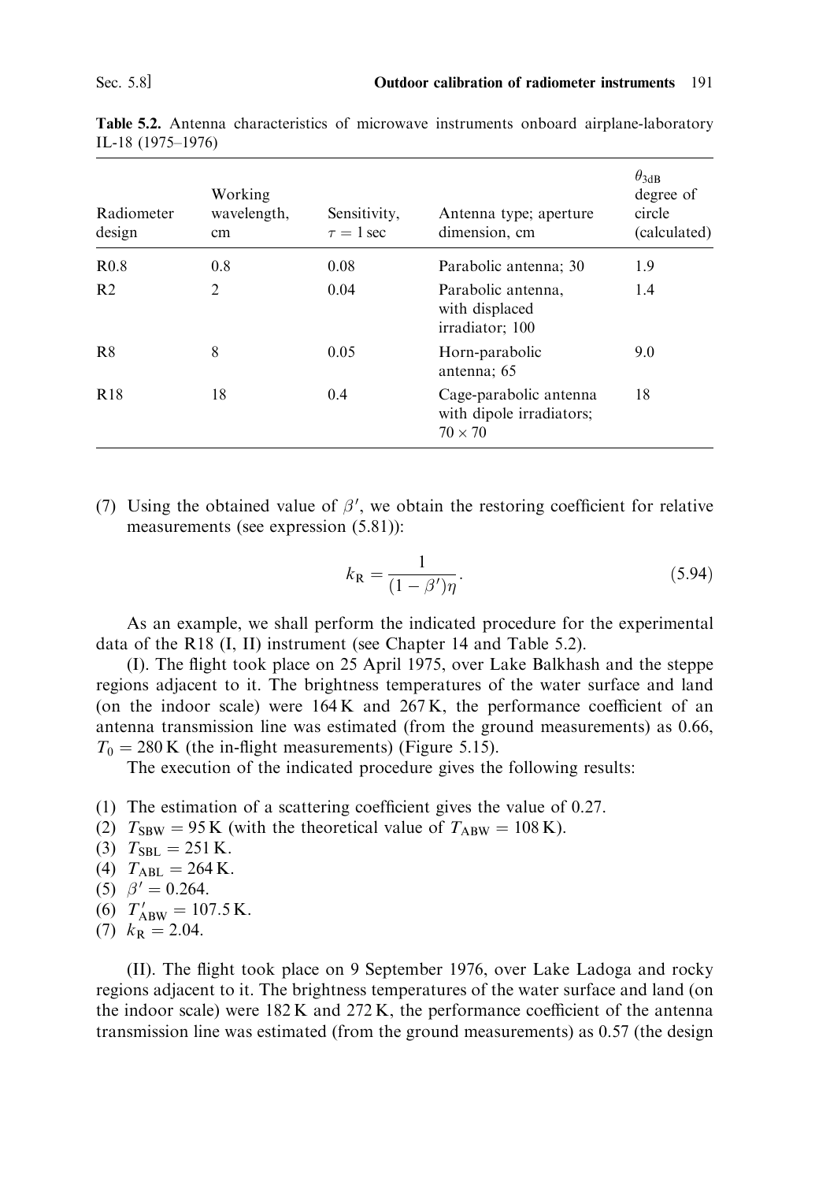**Table 5.2.** Antenna characteristics of microwave instruments onboard airplane-laboratory IL-18 (1975–1976)

| Radiometer design | Working wavelength, cm | Sensitivity, $\tau = 1$ sec | Antenna type; aperture dimension, cm | $\theta_{3dB}$ degree of circle (calculated) |
|---|---|---|---|---|
| R0.8 | 0.8 | 0.08 | Parabolic antenna; 30 | 1.9 |
| R2 | 2 | 0.04 | Parabolic antenna, with displaced irradiator; 100 | 1.4 |
| R8 | 8 | 0.05 | Horn-parabolic antenna; 65 | 9.0 |
| R18 | 18 | 0.4 | Cage-parabolic antenna with dipole irradiators; $70 \times 70$ | 18 |

(7) Using the obtained value of $\beta'$, we obtain the restoring coefficient for relative measurements (see expression (5.81)):

$$k_{\mathrm{R}} = \frac{1}{(1-\beta')\eta}. \tag{5.94}$$

As an example, we shall perform the indicated procedure for the experimental data of the R18 (I, II) instrument (see Chapter 14 and Table 5.2).

(I). The flight took place on 25 April 1975, over Lake Balkhash and the steppe regions adjacent to it. The brightness temperatures of the water surface and land (on the indoor scale) were 164 K and 267 K, the performance coefficient of an antenna transmission line was estimated (from the ground measurements) as 0.66, $T_0 = 280$ K (the in-flight measurements) (Figure 5.15).

The execution of the indicated procedure gives the following results:

(1) The estimation of a scattering coefficient gives the value of 0.27.
(2) $T_{\mathrm{SBW}} = 95$ K (with the theoretical value of $T_{\mathrm{ABW}} = 108$ K).
(3) $T_{\mathrm{SBL}} = 251$ K.
(4) $T_{\mathrm{ABL}} = 264$ K.
(5) $\beta' = 0.264$.
(6) $T'_{\mathrm{ABW}} = 107.5$ K.
(7) $k_{\mathrm{R}} = 2.04$.

(II). The flight took place on 9 September 1976, over Lake Ladoga and rocky regions adjacent to it. The brightness temperatures of the water surface and land (on the indoor scale) were 182 K and 272 K, the performance coefficient of the antenna transmission line was estimated (from the ground measurements) as 0.57 (the design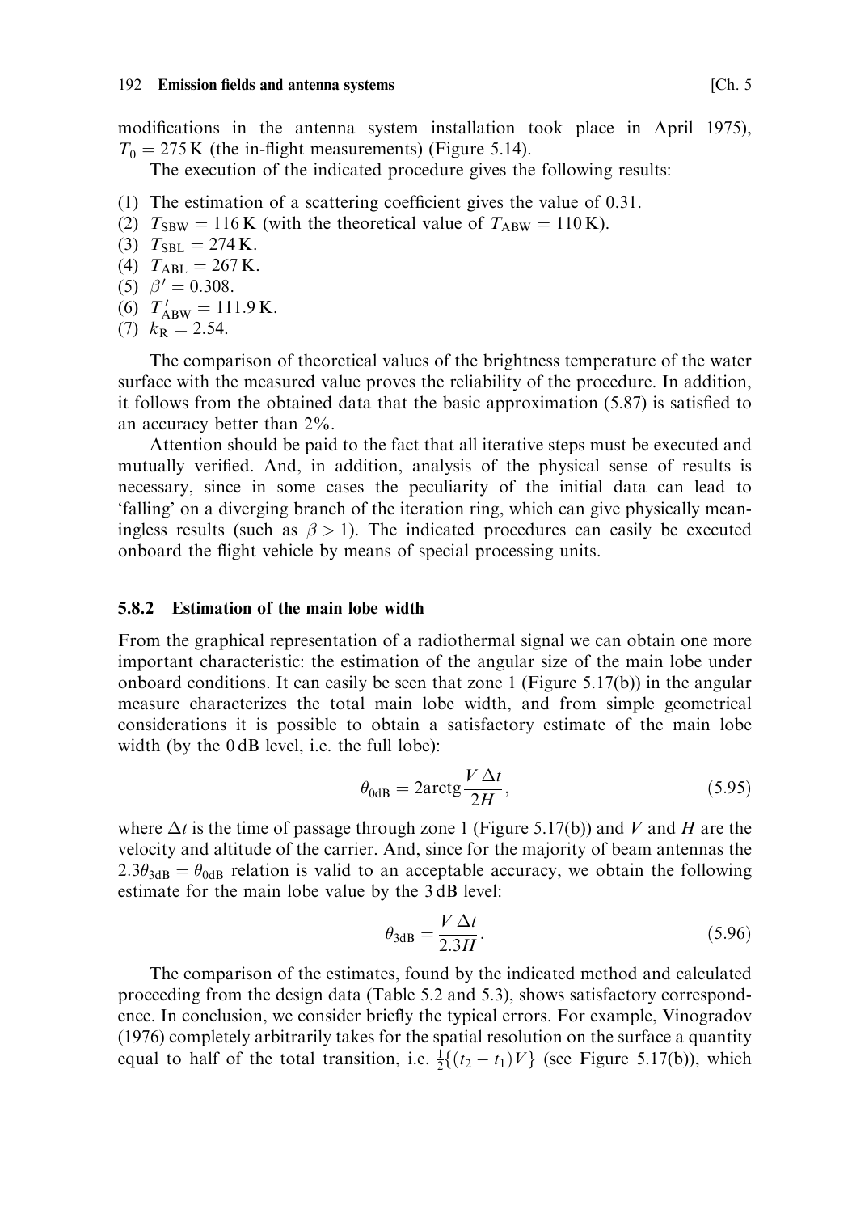modifications in the antenna system installation took place in April 1975), $T_0 = 275\,\mathrm{K}$ (the in-flight measurements) (Figure 5.14).

The execution of the indicated procedure gives the following results:

(1) The estimation of a scattering coefficient gives the value of 0.31.
(2) $T_{\mathrm{SBW}} = 116\,\mathrm{K}$ (with the theoretical value of $T_{\mathrm{ABW}} = 110\,\mathrm{K}$).
(3) $T_{\mathrm{SBL}} = 274\,\mathrm{K}$.
(4) $T_{\mathrm{ABL}} = 267\,\mathrm{K}$.
(5) $\beta' = 0.308$.
(6) $T'_{\mathrm{ABW}} = 111.9\,\mathrm{K}$.
(7) $k_{\mathrm{R}} = 2.54$.

The comparison of theoretical values of the brightness temperature of the water surface with the measured value proves the reliability of the procedure. In addition, it follows from the obtained data that the basic approximation (5.87) is satisfied to an accuracy better than 2%.

Attention should be paid to the fact that all iterative steps must be executed and mutually verified. And, in addition, analysis of the physical sense of results is necessary, since in some cases the peculiarity of the initial data can lead to 'falling' on a diverging branch of the iteration ring, which can give physically meaningless results (such as $\beta > 1$). The indicated procedures can easily be executed onboard the flight vehicle by means of special processing units.

### 5.8.2 Estimation of the main lobe width

From the graphical representation of a radiothermal signal we can obtain one more important characteristic: the estimation of the angular size of the main lobe under onboard conditions. It can easily be seen that zone 1 (Figure 5.17(b)) in the angular measure characterizes the total main lobe width, and from simple geometrical considerations it is possible to obtain a satisfactory estimate of the main lobe width (by the 0 dB level, i.e. the full lobe):

$$\theta_{0\mathrm{dB}} = 2\mathrm{arctg}\frac{V\,\Delta t}{2H}, \tag{5.95}$$

where $\Delta t$ is the time of passage through zone 1 (Figure 5.17(b)) and $V$ and $H$ are the velocity and altitude of the carrier. And, since for the majority of beam antennas the $2.3\theta_{3\mathrm{dB}} = \theta_{0\mathrm{dB}}$ relation is valid to an acceptable accuracy, we obtain the following estimate for the main lobe value by the 3 dB level:

$$\theta_{3\mathrm{dB}} = \frac{V\,\Delta t}{2.3H}. \tag{5.96}$$

The comparison of the estimates, found by the indicated method and calculated proceeding from the design data (Table 5.2 and 5.3), shows satisfactory correspondence. In conclusion, we consider briefly the typical errors. For example, Vinogradov (1976) completely arbitrarily takes for the spatial resolution on the surface a quantity equal to half of the total transition, i.e. $\frac{1}{2}\{(t_2 - t_1)V\}$ (see Figure 5.17(b)), which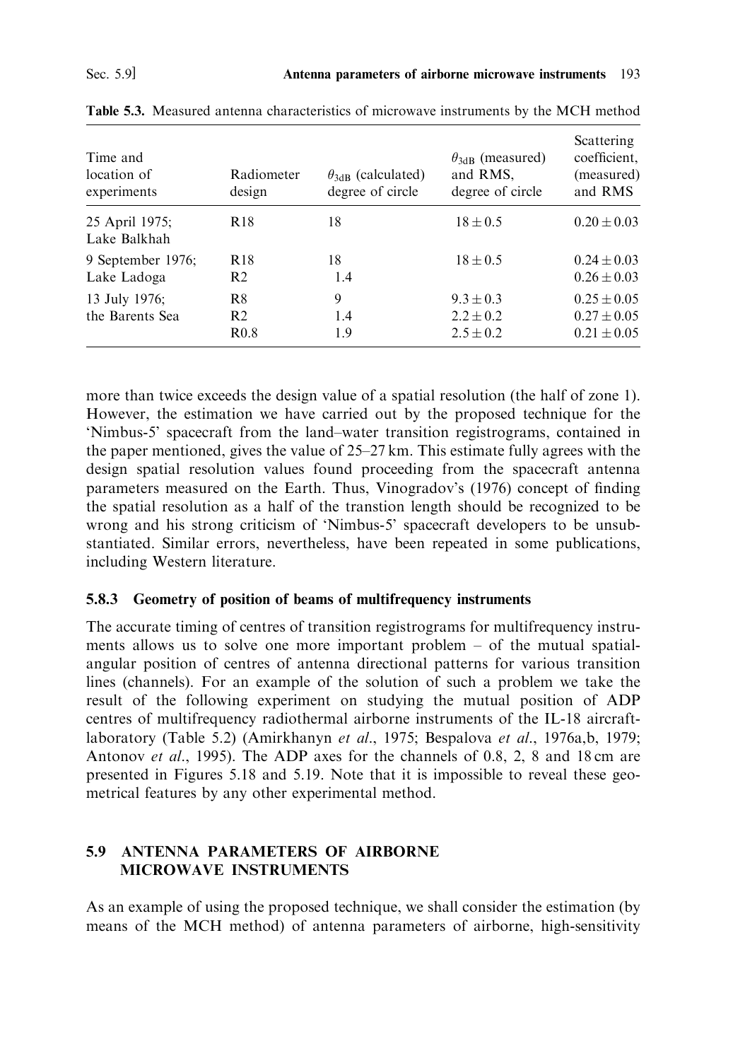**Table 5.3.** Measured antenna characteristics of microwave instruments by the MCH method

| Time and location of experiments | Radiometer design | $\theta_{3dB}$ (calculated) degree of circle | $\theta_{3dB}$ (measured) and RMS, degree of circle | Scattering coefficient, (measured) and RMS |
|---|---|---|---|---|
| 25 April 1975; Lake Balkhah | R18 | 18 | $18 \pm 0.5$ | $0.20 \pm 0.03$ |
| 9 September 1976; Lake Ladoga | R18 | 18 | $18 \pm 0.5$ | $0.24 \pm 0.03$ |
| | R2 | 1.4 | | $0.26 \pm 0.03$ |
| 13 July 1976; the Barents Sea | R8 | 9 | $9.3 \pm 0.3$ | $0.25 \pm 0.05$ |
| | R2 | 1.4 | $2.2 \pm 0.2$ | $0.27 \pm 0.05$ |
| | R0.8 | 1.9 | $2.5 \pm 0.2$ | $0.21 \pm 0.05$ |

more than twice exceeds the design value of a spatial resolution (the half of zone 1). However, the estimation we have carried out by the proposed technique for the 'Nimbus-5' spacecraft from the land–water transition registrograms, contained in the paper mentioned, gives the value of 25–27 km. This estimate fully agrees with the design spatial resolution values found proceeding from the spacecraft antenna parameters measured on the Earth. Thus, Vinogradov's (1976) concept of finding the spatial resolution as a half of the transtion length should be recognized to be wrong and his strong criticism of 'Nimbus-5' spacecraft developers to be unsubstantiated. Similar errors, nevertheless, have been repeated in some publications, including Western literature.

### 5.8.3 Geometry of position of beams of multifrequency instruments

The accurate timing of centres of transition registrograms for multifrequency instruments allows us to solve one more important problem – of the mutual spatial-angular position of centres of antenna directional patterns for various transition lines (channels). For an example of the solution of such a problem we take the result of the following experiment on studying the mutual position of ADP centres of multifrequency radiothermal airborne instruments of the IL-18 aircraft-laboratory (Table 5.2) (Amirkhanyn *et al.*, 1975; Bespalova *et al.*, 1976a,b, 1979; Antonov *et al.*, 1995). The ADP axes for the channels of 0.8, 2, 8 and 18 cm are presented in Figures 5.18 and 5.19. Note that it is impossible to reveal these geometrical features by any other experimental method.

## 5.9 ANTENNA PARAMETERS OF AIRBORNE MICROWAVE INSTRUMENTS

As an example of using the proposed technique, we shall consider the estimation (by means of the MCH method) of antenna parameters of airborne, high-sensitivity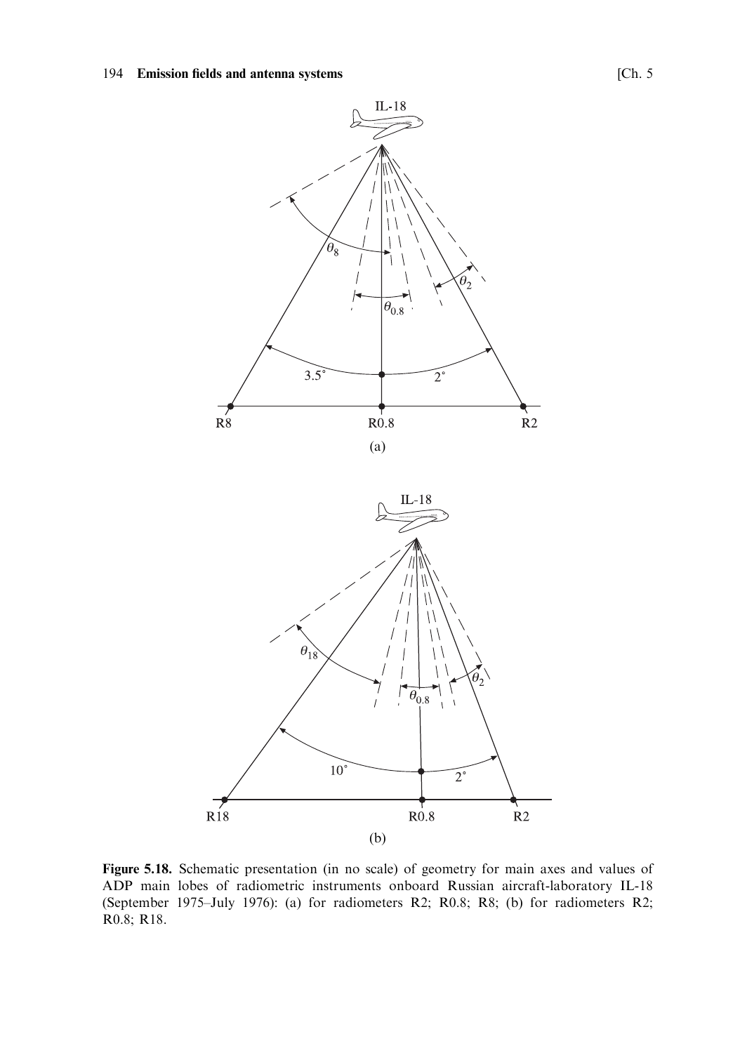**Figure 5.18.** Schematic presentation (in no scale) of geometry for main axes and values of ADP main lobes of radiometric instruments onboard Russian aircraft-laboratory IL-18 (September 1975–July 1976): (a) for radiometers R2; R0.8; R8; (b) for radiometers R2; R0.8; R18.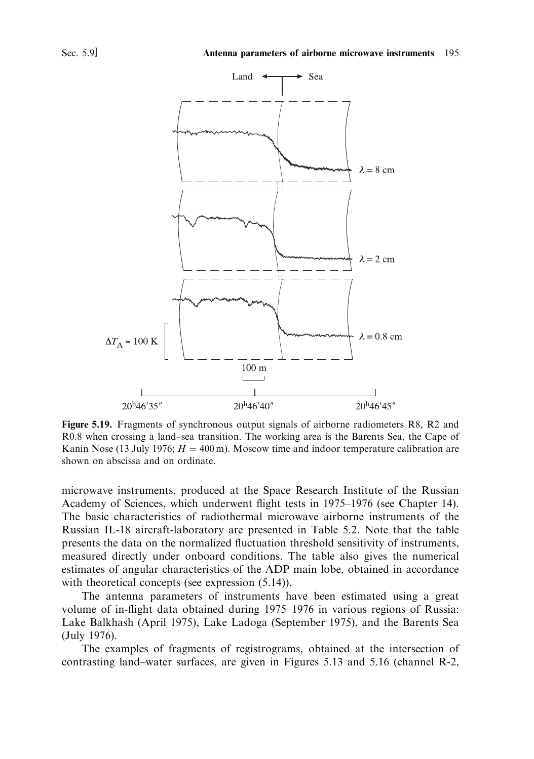**Figure 5.19.** Fragments of synchronous output signals of airborne radiometers R8, R2 and R0.8 when crossing a land–sea transition. The working area is the Barents Sea, the Cape of Kanin Nose (13 July 1976; $H = 400$ m). Moscow time and indoor temperature calibration are shown on abscissa and on ordinate.

microwave instruments, produced at the Space Research Institute of the Russian Academy of Sciences, which underwent flight tests in 1975–1976 (see Chapter 14). The basic characteristics of radiothermal microwave airborne instruments of the Russian IL-18 aircraft-laboratory are presented in Table 5.2. Note that the table presents the data on the normalized fluctuation threshold sensitivity of instruments, measured directly under onboard conditions. The table also gives the numerical estimates of angular characteristics of the ADP main lobe, obtained in accordance with theoretical concepts (see expression (5.14)).

The antenna parameters of instruments have been estimated using a great volume of in-flight data obtained during 1975–1976 in various regions of Russia: Lake Balkhash (April 1975), Lake Ladoga (September 1975), and the Barents Sea (July 1976).

The examples of fragments of registrograms, obtained at the intersection of contrasting land–water surfaces, are given in Figures 5.13 and 5.16 (channel R-2,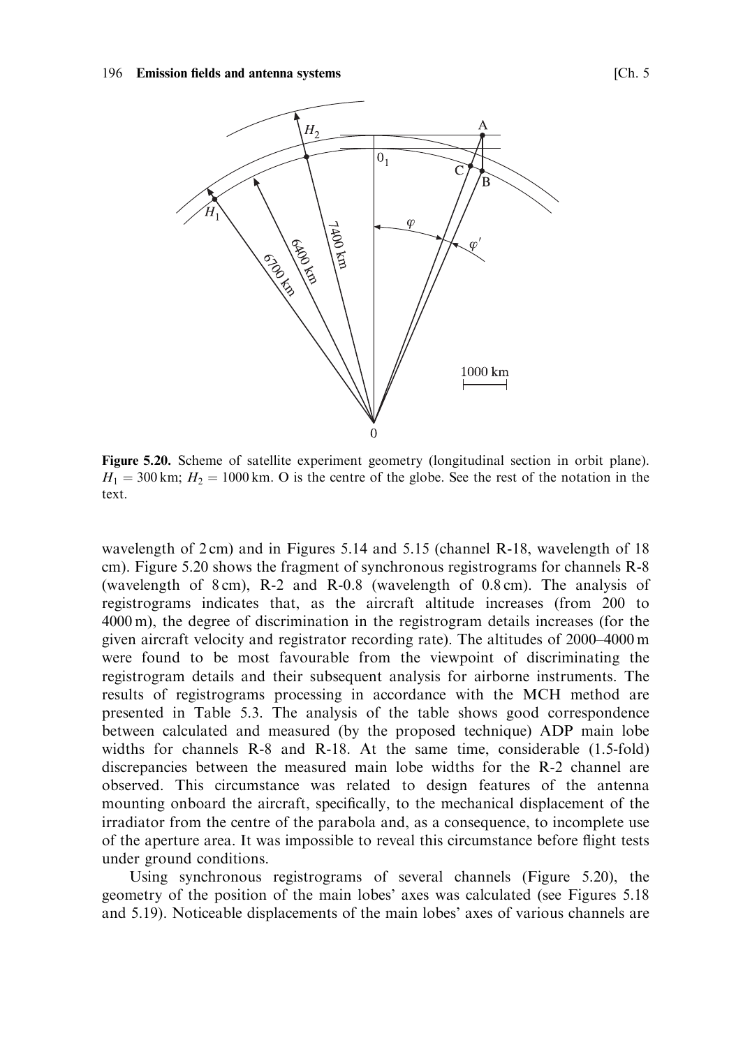**Figure 5.20.** Scheme of satellite experiment geometry (longitudinal section in orbit plane). $H_1 = 300$ km; $H_2 = 1000$ km. O is the centre of the globe. See the rest of the notation in the text.

wavelength of 2 cm) and in Figures 5.14 and 5.15 (channel R-18, wavelength of 18 cm). Figure 5.20 shows the fragment of synchronous registrograms for channels R-8 (wavelength of 8 cm), R-2 and R-0.8 (wavelength of 0.8 cm). The analysis of registrograms indicates that, as the aircraft altitude increases (from 200 to 4000 m), the degree of discrimination in the registrogram details increases (for the given aircraft velocity and registrator recording rate). The altitudes of 2000–4000 m were found to be most favourable from the viewpoint of discriminating the registrogram details and their subsequent analysis for airborne instruments. The results of registrograms processing in accordance with the MCH method are presented in Table 5.3. The analysis of the table shows good correspondence between calculated and measured (by the proposed technique) ADP main lobe widths for channels R-8 and R-18. At the same time, considerable (1.5-fold) discrepancies between the measured main lobe widths for the R-2 channel are observed. This circumstance was related to design features of the antenna mounting onboard the aircraft, specifically, to the mechanical displacement of the irradiator from the centre of the parabola and, as a consequence, to incomplete use of the aperture area. It was impossible to reveal this circumstance before flight tests under ground conditions.

Using synchronous registrograms of several channels (Figure 5.20), the geometry of the position of the main lobes' axes was calculated (see Figures 5.18 and 5.19). Noticeable displacements of the main lobes' axes of various channels are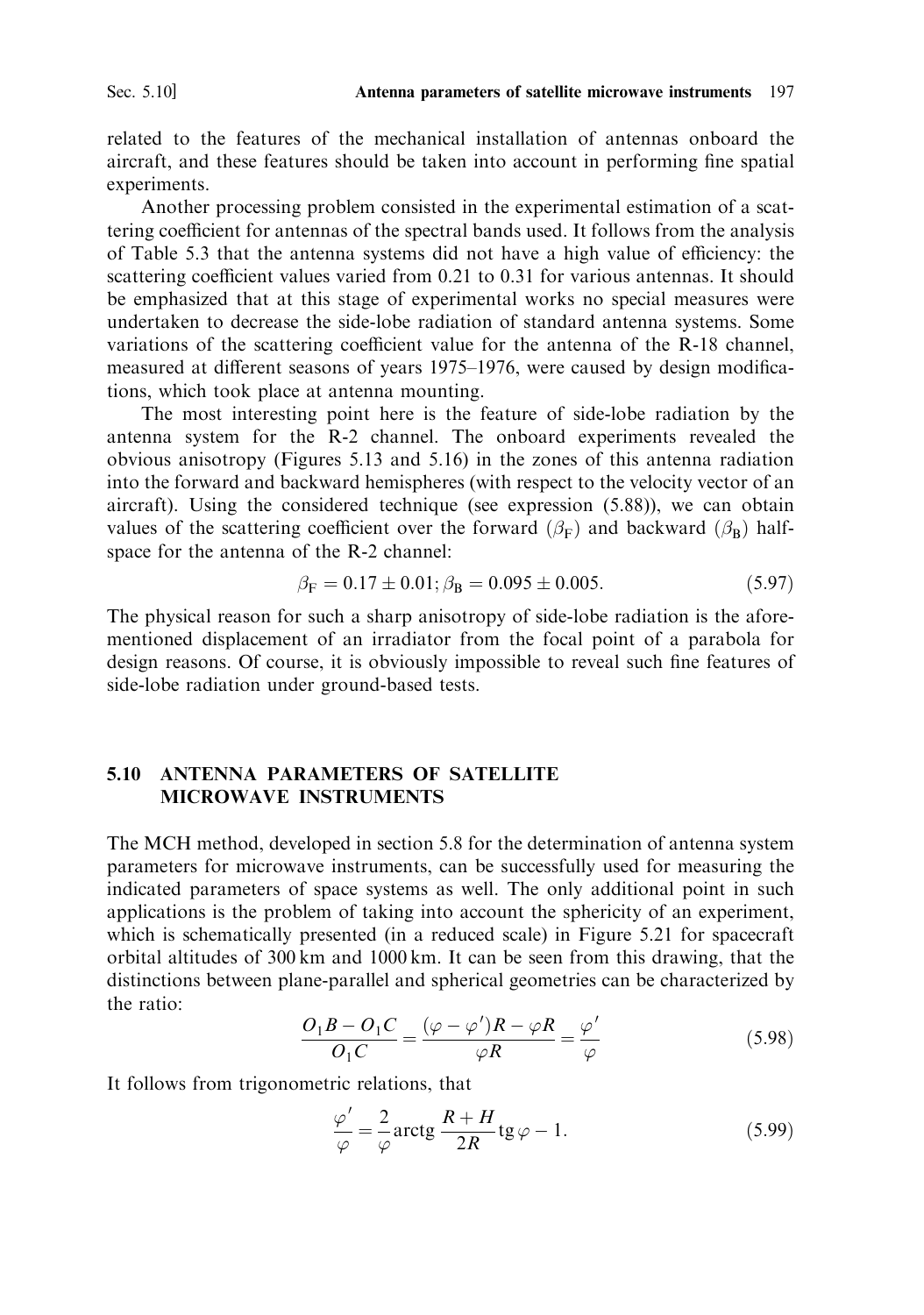related to the features of the mechanical installation of antennas onboard the aircraft, and these features should be taken into account in performing fine spatial experiments.

Another processing problem consisted in the experimental estimation of a scattering coefficient for antennas of the spectral bands used. It follows from the analysis of Table 5.3 that the antenna systems did not have a high value of efficiency: the scattering coefficient values varied from 0.21 to 0.31 for various antennas. It should be emphasized that at this stage of experimental works no special measures were undertaken to decrease the side-lobe radiation of standard antenna systems. Some variations of the scattering coefficient value for the antenna of the R-18 channel, measured at different seasons of years 1975–1976, were caused by design modifications, which took place at antenna mounting.

The most interesting point here is the feature of side-lobe radiation by the antenna system for the R-2 channel. The onboard experiments revealed the obvious anisotropy (Figures 5.13 and 5.16) in the zones of this antenna radiation into the forward and backward hemispheres (with respect to the velocity vector of an aircraft). Using the considered technique (see expression (5.88)), we can obtain values of the scattering coefficient over the forward ($\beta_F$) and backward ($\beta_B$) half-space for the antenna of the R-2 channel:

$$\beta_F = 0.17 \pm 0.01; \beta_B = 0.095 \pm 0.005. \tag{5.97}$$

The physical reason for such a sharp anisotropy of side-lobe radiation is the aforementioned displacement of an irradiator from the focal point of a parabola for design reasons. Of course, it is obviously impossible to reveal such fine features of side-lobe radiation under ground-based tests.

## 5.10 ANTENNA PARAMETERS OF SATELLITE MICROWAVE INSTRUMENTS

The MCH method, developed in section 5.8 for the determination of antenna system parameters for microwave instruments, can be successfully used for measuring the indicated parameters of space systems as well. The only additional point in such applications is the problem of taking into account the sphericity of an experiment, which is schematically presented (in a reduced scale) in Figure 5.21 for spacecraft orbital altitudes of 300 km and 1000 km. It can be seen from this drawing, that the distinctions between plane-parallel and spherical geometries can be characterized by the ratio:

$$\frac{O_1B - O_1C}{O_1C} = \frac{(\varphi - \varphi')R - \varphi R}{\varphi R} = \frac{\varphi'}{\varphi} \tag{5.98}$$

It follows from trigonometric relations, that

$$\frac{\varphi'}{\varphi} = \frac{2}{\varphi} \operatorname{arctg} \frac{R + H}{2R} \operatorname{tg} \varphi - 1. \tag{5.99}$$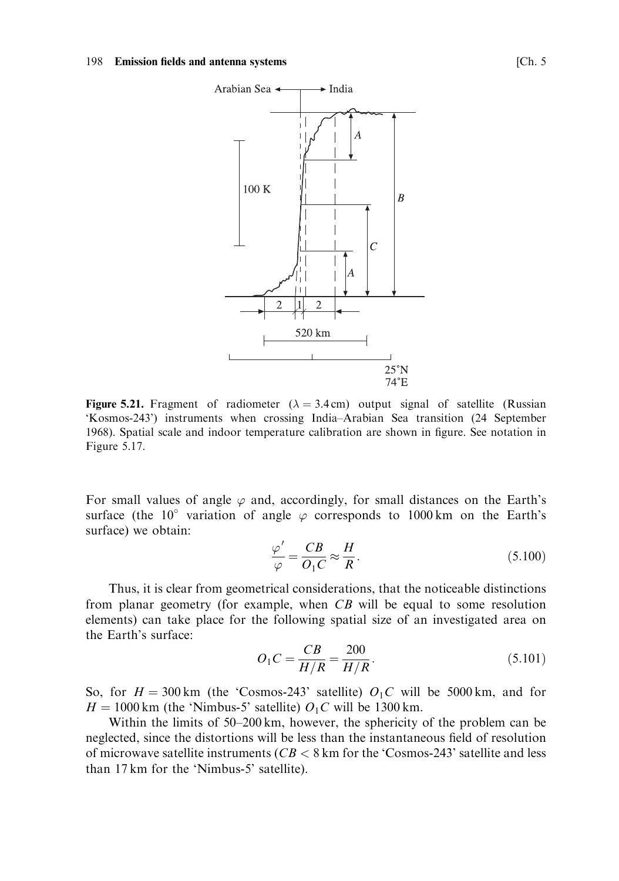Figure 5.21. Fragment of radiometer ($\lambda = 3.4$ cm) output signal of satellite (Russian 'Kosmos-243') instruments when crossing India–Arabian Sea transition (24 September 1968). Spatial scale and indoor temperature calibration are shown in figure. See notation in Figure 5.17.

For small values of angle $\varphi$ and, accordingly, for small distances on the Earth's surface (the $10^\circ$ variation of angle $\varphi$ corresponds to 1000 km on the Earth's surface) we obtain:

$$\frac{\varphi'}{\varphi} = \frac{CB}{O_1C} \approx \frac{H}{R}. \tag{5.100}$$

Thus, it is clear from geometrical considerations, that the noticeable distinctions from planar geometry (for example, when $CB$ will be equal to some resolution elements) can take place for the following spatial size of an investigated area on the Earth's surface:

$$O_1C = \frac{CB}{H/R} = \frac{200}{H/R}. \tag{5.101}$$

So, for $H = 300$ km (the 'Cosmos-243' satellite) $O_1C$ will be 5000 km, and for $H = 1000$ km (the 'Nimbus-5' satellite) $O_1C$ will be 1300 km.

Within the limits of 50–200 km, however, the sphericity of the problem can be neglected, since the distortions will be less than the instantaneous field of resolution of microwave satellite instruments ($CB < 8$ km for the 'Cosmos-243' satellite and less than 17 km for the 'Nimbus-5' satellite).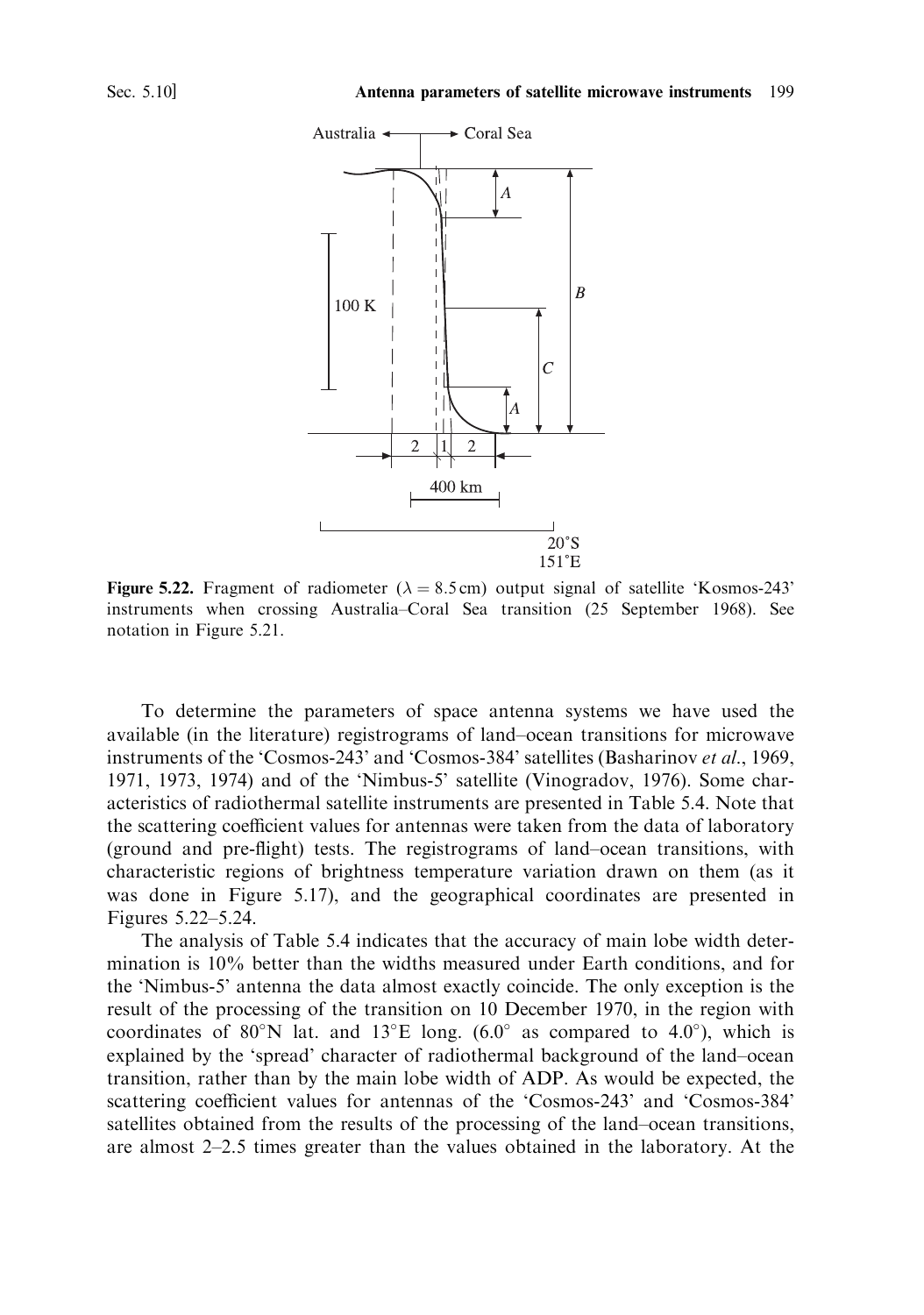**Figure 5.22.** Fragment of radiometer ($\lambda = 8.5$ cm) output signal of satellite 'Kosmos-243' instruments when crossing Australia–Coral Sea transition (25 September 1968). See notation in Figure 5.21.

To determine the parameters of space antenna systems we have used the available (in the literature) registrograms of land–ocean transitions for microwave instruments of the 'Cosmos-243' and 'Cosmos-384' satellites (Basharinov *et al*., 1969, 1971, 1973, 1974) and of the 'Nimbus-5' satellite (Vinogradov, 1976). Some characteristics of radiothermal satellite instruments are presented in Table 5.4. Note that the scattering coefficient values for antennas were taken from the data of laboratory (ground and pre-flight) tests. The registrograms of land–ocean transitions, with characteristic regions of brightness temperature variation drawn on them (as it was done in Figure 5.17), and the geographical coordinates are presented in Figures 5.22–5.24.

The analysis of Table 5.4 indicates that the accuracy of main lobe width determination is 10% better than the widths measured under Earth conditions, and for the 'Nimbus-5' antenna the data almost exactly coincide. The only exception is the result of the processing of the transition on 10 December 1970, in the region with coordinates of 80°N lat. and 13°E long. (6.0° as compared to 4.0°), which is explained by the 'spread' character of radiothermal background of the land–ocean transition, rather than by the main lobe width of ADP. As would be expected, the scattering coefficient values for antennas of the 'Cosmos-243' and 'Cosmos-384' satellites obtained from the results of the processing of the land–ocean transitions, are almost 2–2.5 times greater than the values obtained in the laboratory. At the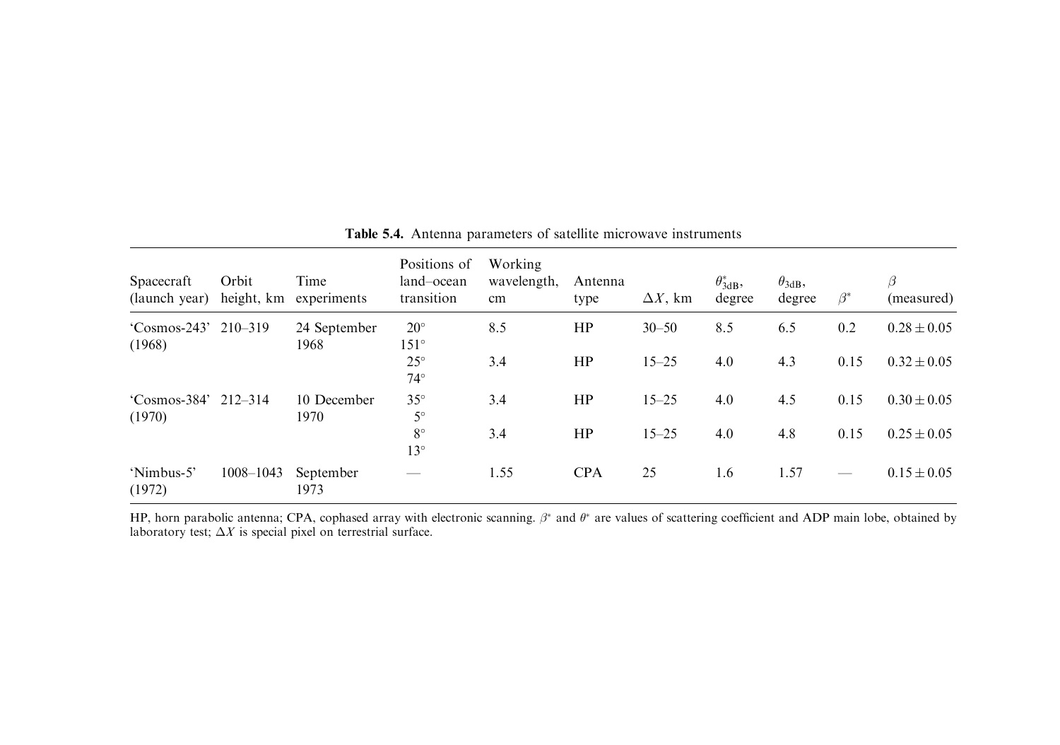**Table 5.4.** Antenna parameters of satellite microwave instruments

| Spacecraft (launch year) | Orbit height, km | Time experiments | Positions of land–ocean transition | Working wavelength, cm | Antenna type | $\Delta X$, km | $\theta^*_{3\text{dB}}$, degree | $\theta_{3\text{dB}}$, degree | $\beta^*$ | $\beta$ (measured) |
|---|---|---|---|---|---|---|---|---|---|---|
| 'Cosmos-243' (1968) | 210–319 | 24 September 1968 | 20° 151° | 8.5 | HP | 30–50 | 8.5 | 6.5 | 0.2 | $0.28 \pm 0.05$ |
| | | | 25° 74° | 3.4 | HP | 15–25 | 4.0 | 4.3 | 0.15 | $0.32 \pm 0.05$ |
| 'Cosmos-384' (1970) | 212–314 | 10 December 1970 | 35° 5° | 3.4 | HP | 15–25 | 4.0 | 4.5 | 0.15 | $0.30 \pm 0.05$ |
| | | | 8° 13° | 3.4 | HP | 15–25 | 4.0 | 4.8 | 0.15 | $0.25 \pm 0.05$ |
| 'Nimbus-5' (1972) | 1008–1043 | September 1973 | — | 1.55 | CPA | 25 | 1.6 | 1.57 | — | $0.15 \pm 0.05$ |

HP, horn parabolic antenna; CPA, cophased array with electronic scanning. $\beta^*$ and $\theta^*$ are values of scattering coefficient and ADP main lobe, obtained by laboratory test; $\Delta X$ is special pixel on terrestrial surface.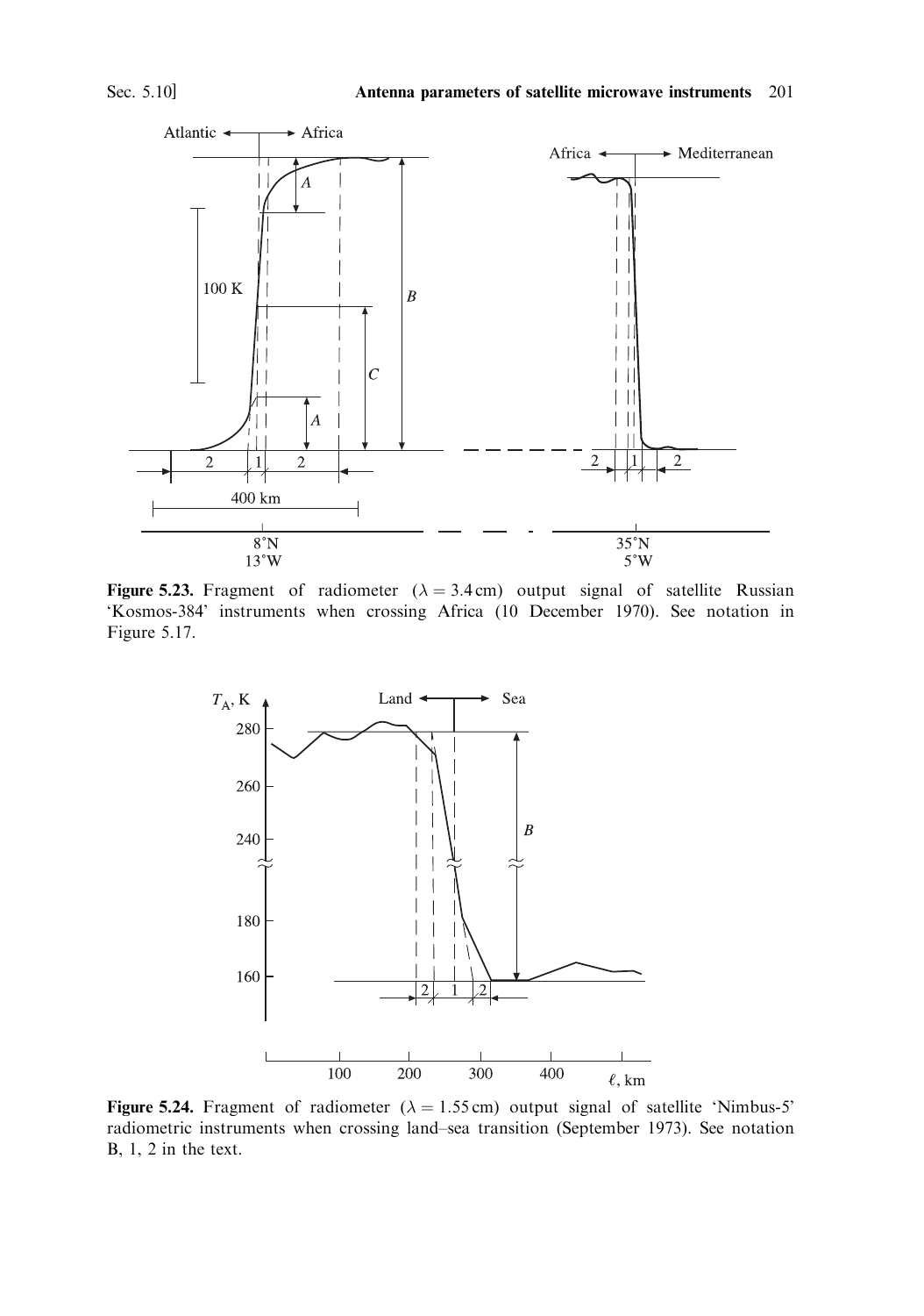**Figure 5.23.** Fragment of radiometer ($\lambda = 3.4$ cm) output signal of satellite Russian 'Kosmos-384' instruments when crossing Africa (10 December 1970). See notation in Figure 5.17.

**Figure 5.24.** Fragment of radiometer ($\lambda = 1.55$ cm) output signal of satellite 'Nimbus-5' radiometric instruments when crossing land–sea transition (September 1973). See notation B, 1, 2 in the text.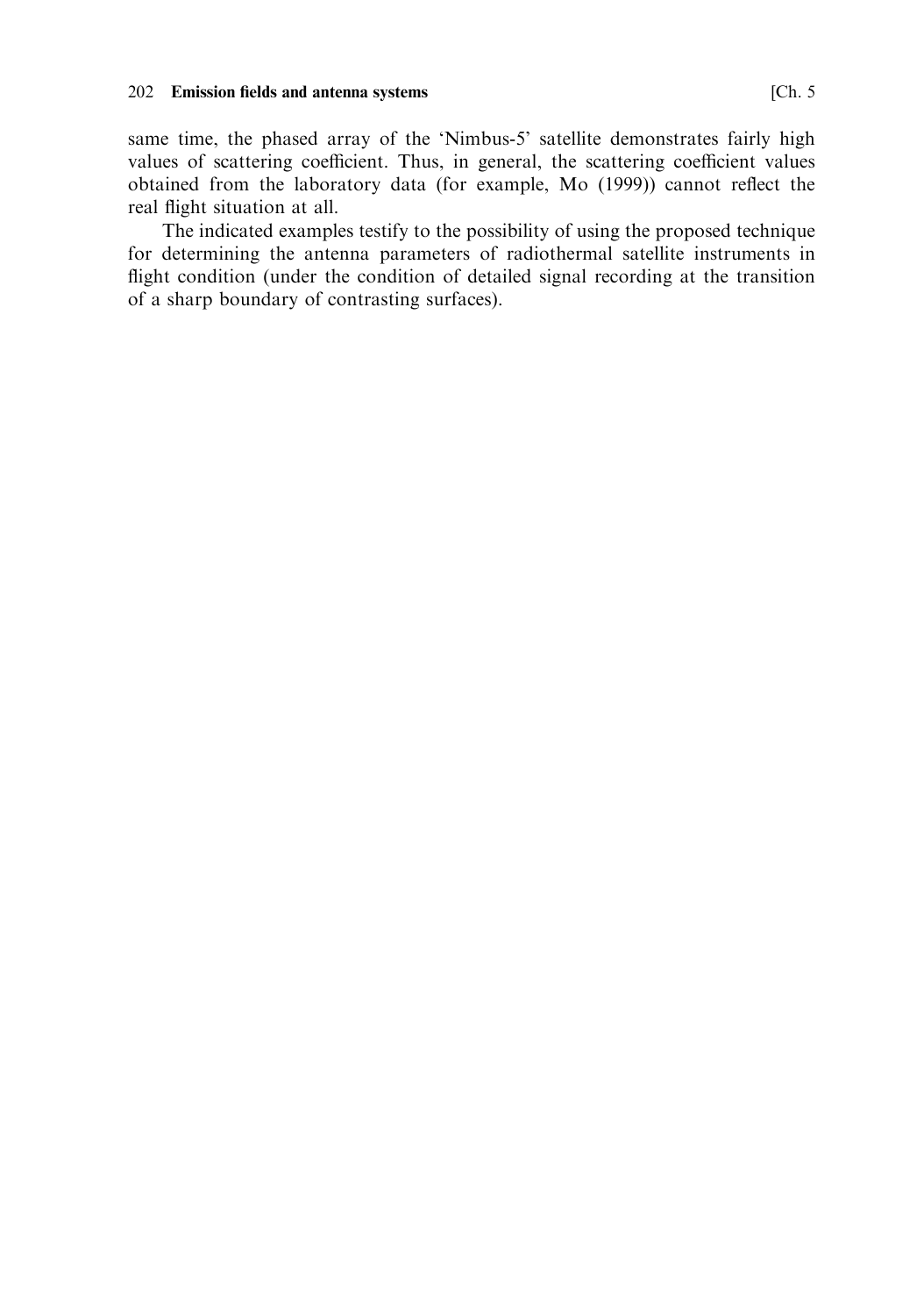same time, the phased array of the 'Nimbus-5' satellite demonstrates fairly high values of scattering coefficient. Thus, in general, the scattering coefficient values obtained from the laboratory data (for example, Mo (1999)) cannot reflect the real flight situation at all.

The indicated examples testify to the possibility of using the proposed technique for determining the antenna parameters of radiothermal satellite instruments in flight condition (under the condition of detailed signal recording at the transition of a sharp boundary of contrasting surfaces).